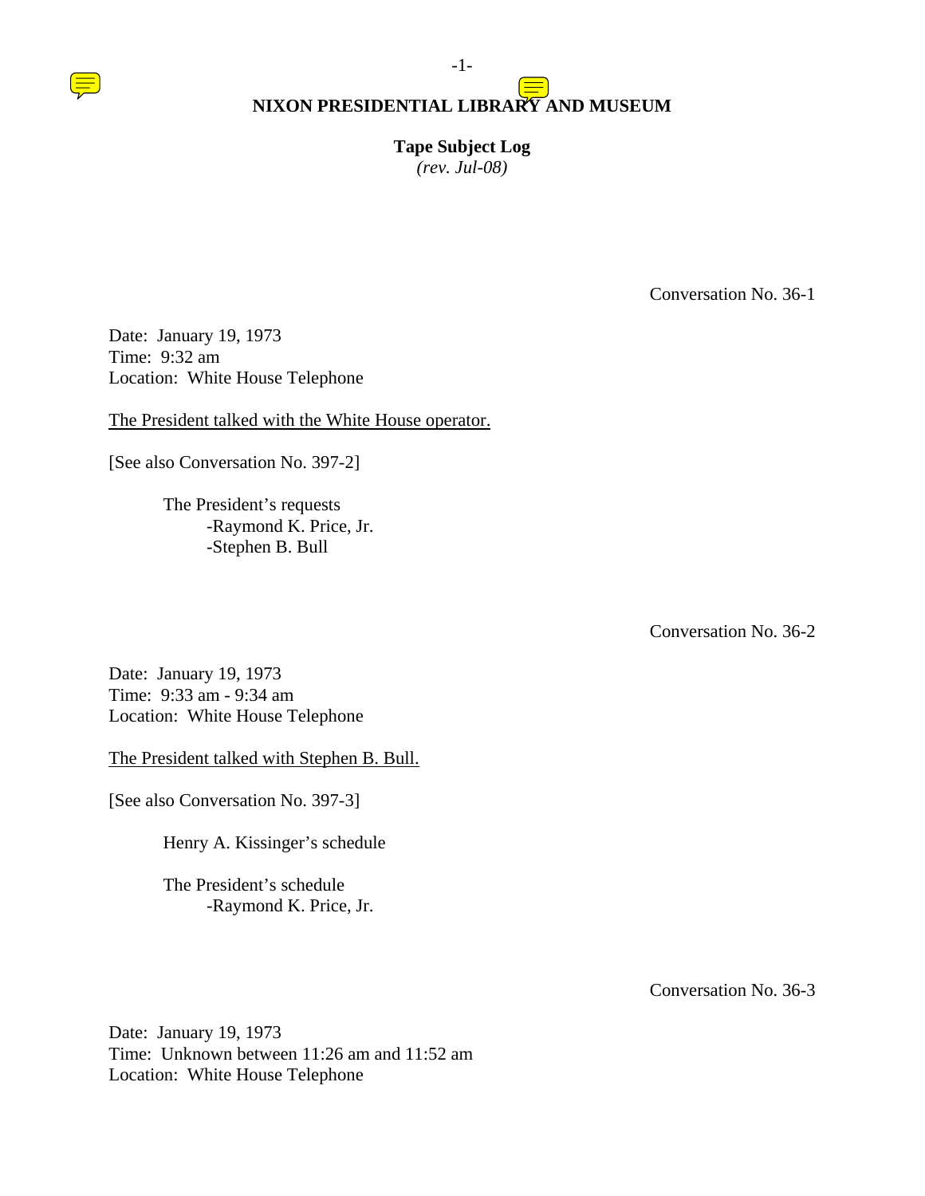# NIXON PRESIDENTIAL LIBRARY AND MUSEUM

**Tape Subject Log**
*(rev. Jul-08)*

Conversation No. 36-1

Date: January 19, 1973
Time: 9:32 am
Location: White House Telephone

The President talked with the White House operator.

[See also Conversation No. 397-2]

The President's requests
- Raymond K. Price, Jr.
- Stephen B. Bull

Conversation No. 36-2

Date: January 19, 1973
Time: 9:33 am - 9:34 am
Location: White House Telephone

The President talked with Stephen B. Bull.

[See also Conversation No. 397-3]

Henry A. Kissinger's schedule

The President's schedule
- Raymond K. Price, Jr.

Conversation No. 36-3

Date: January 19, 1973
Time: Unknown between 11:26 am and 11:52 am
Location: White House Telephone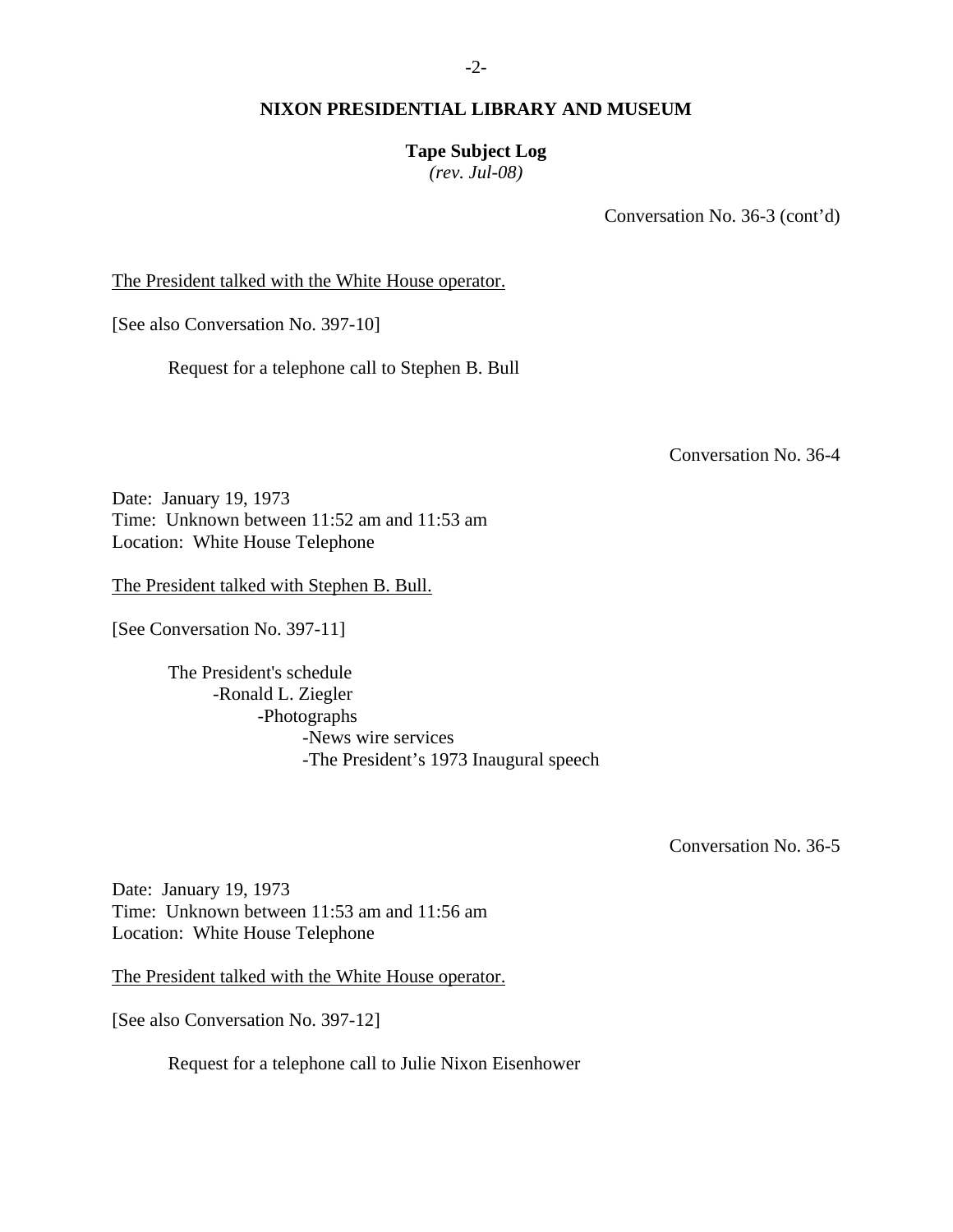## NIXON PRESIDENTIAL LIBRARY AND MUSEUM

**Tape Subject Log**
*(rev. Jul-08)*

Conversation No. 36-3 (cont'd)

The President talked with the White House operator.

[See also Conversation No. 397-10]

Request for a telephone call to Stephen B. Bull

Conversation No. 36-4

Date: January 19, 1973
Time: Unknown between 11:52 am and 11:53 am
Location: White House Telephone

The President talked with Stephen B. Bull.

[See Conversation No. 397-11]

- The President's schedule
  - Ronald L. Ziegler
    - Photographs
      - News wire services
      - The President's 1973 Inaugural speech

Conversation No. 36-5

Date: January 19, 1973
Time: Unknown between 11:53 am and 11:56 am
Location: White House Telephone

The President talked with the White House operator.

[See also Conversation No. 397-12]

Request for a telephone call to Julie Nixon Eisenhower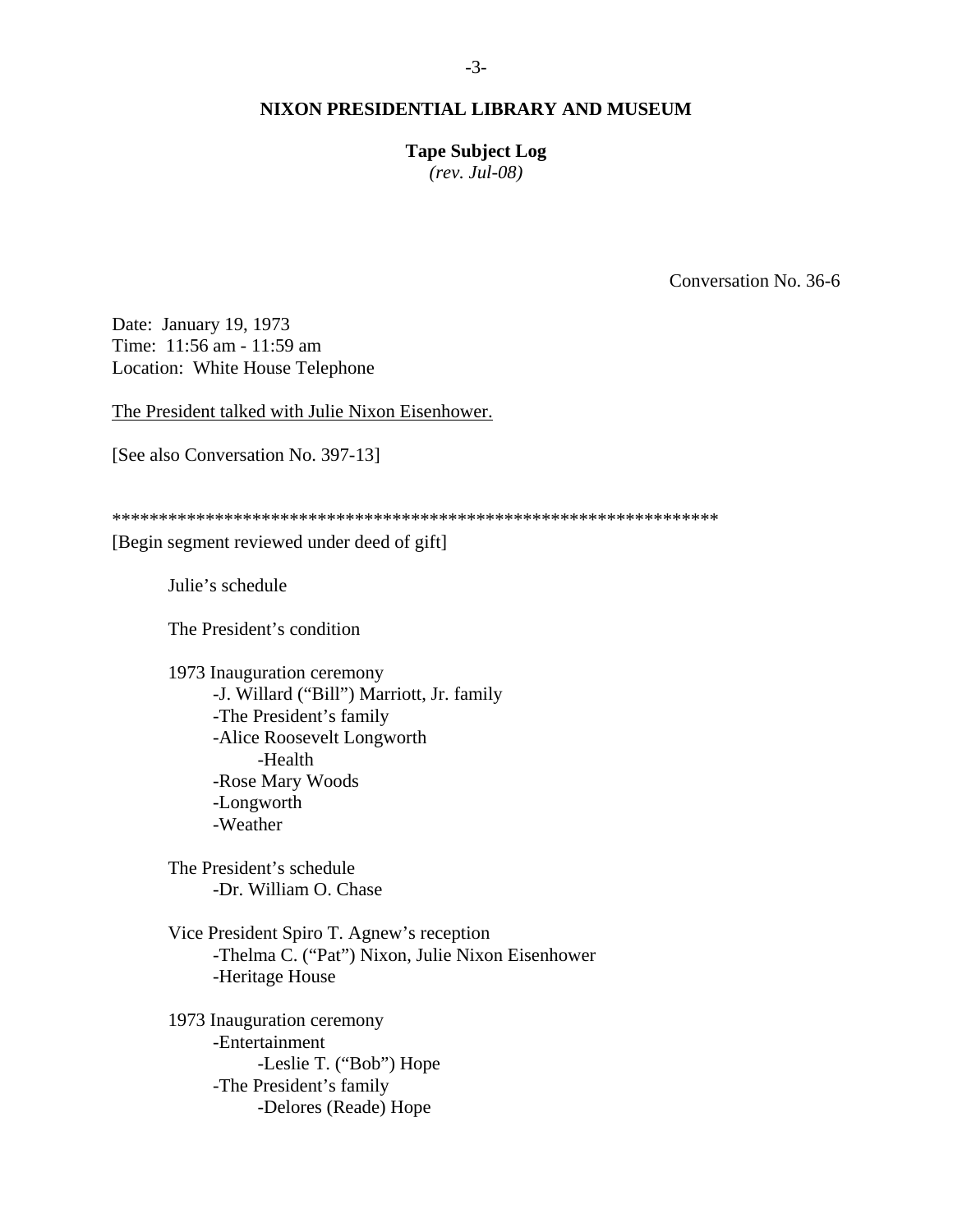Conversation No. 36-6

Date: January 19, 1973
Time: 11:56 am - 11:59 am
Location: White House Telephone

The President talked with Julie Nixon Eisenhower.

[See also Conversation No. 397-13]

*****************************************************************

[Begin segment reviewed under deed of gift]

Julie's schedule

The President's condition

1973 Inauguration ceremony
- J. Willard ("Bill") Marriott, Jr. family
- The President's family
- Alice Roosevelt Longworth
    - Health
- Rose Mary Woods
- Longworth
- Weather

The President's schedule
- Dr. William O. Chase

Vice President Spiro T. Agnew's reception
- Thelma C. ("Pat") Nixon, Julie Nixon Eisenhower
- Heritage House

1973 Inauguration ceremony
- Entertainment
    - Leslie T. ("Bob") Hope
- The President's family
    - Delores (Reade) Hope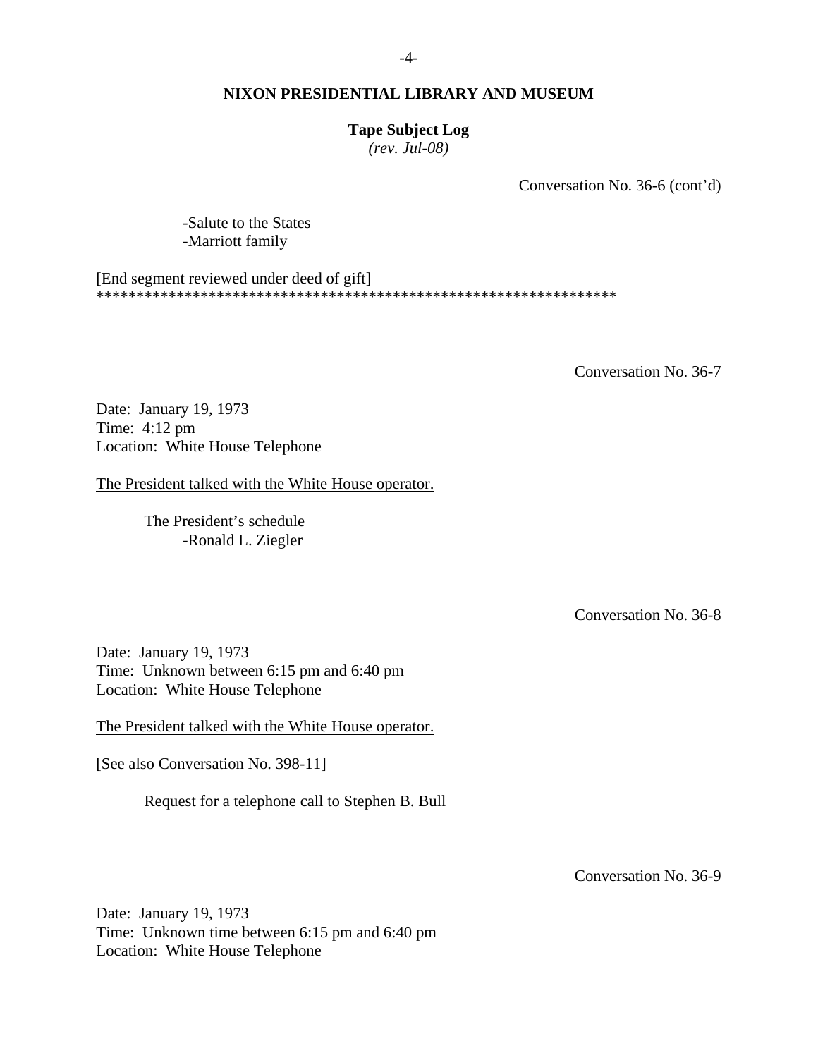Conversation No. 36-6 (cont'd)

-Salute to the States
-Marriott family

[End segment reviewed under deed of gift]
*******************************************************************

Conversation No. 36-7

Date: January 19, 1973
Time: 4:12 pm
Location: White House Telephone

The President talked with the White House operator.

The President's schedule
-Ronald L. Ziegler

Conversation No. 36-8

Date: January 19, 1973
Time: Unknown between 6:15 pm and 6:40 pm
Location: White House Telephone

The President talked with the White House operator.

[See also Conversation No. 398-11]

Request for a telephone call to Stephen B. Bull

Conversation No. 36-9

Date: January 19, 1973
Time: Unknown time between 6:15 pm and 6:40 pm
Location: White House Telephone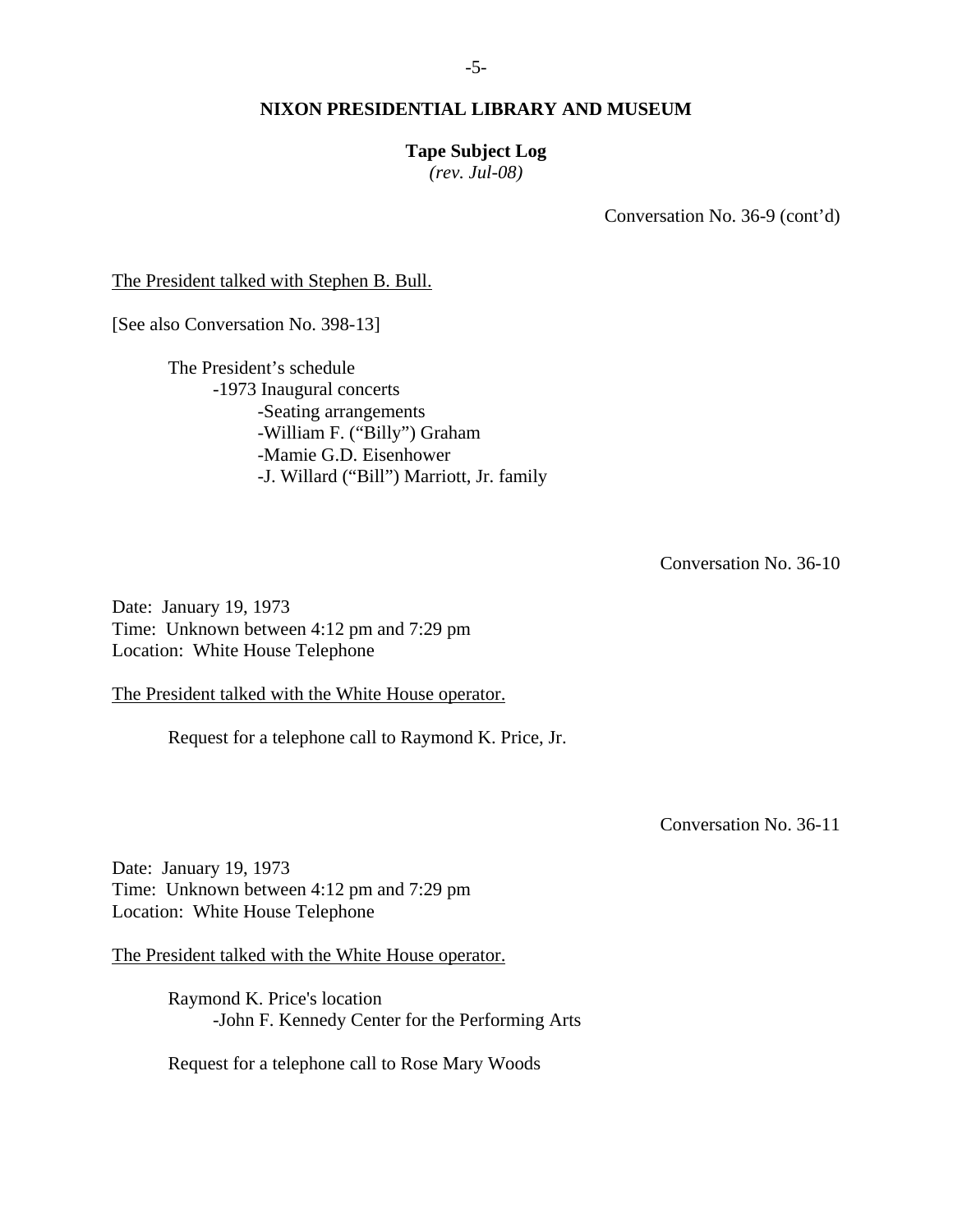## NIXON PRESIDENTIAL LIBRARY AND MUSEUM

**Tape Subject Log**
*(rev. Jul-08)*

Conversation No. 36-9 (cont'd)

The President talked with Stephen B. Bull.

[See also Conversation No. 398-13]

The President's schedule
- 1973 Inaugural concerts
  - Seating arrangements
  - William F. ("Billy") Graham
  - Mamie G.D. Eisenhower
  - J. Willard ("Bill") Marriott, Jr. family

Conversation No. 36-10

Date: January 19, 1973
Time: Unknown between 4:12 pm and 7:29 pm
Location: White House Telephone

The President talked with the White House operator.

Request for a telephone call to Raymond K. Price, Jr.

Conversation No. 36-11

Date: January 19, 1973
Time: Unknown between 4:12 pm and 7:29 pm
Location: White House Telephone

The President talked with the White House operator.

Raymond K. Price's location
- John F. Kennedy Center for the Performing Arts

Request for a telephone call to Rose Mary Woods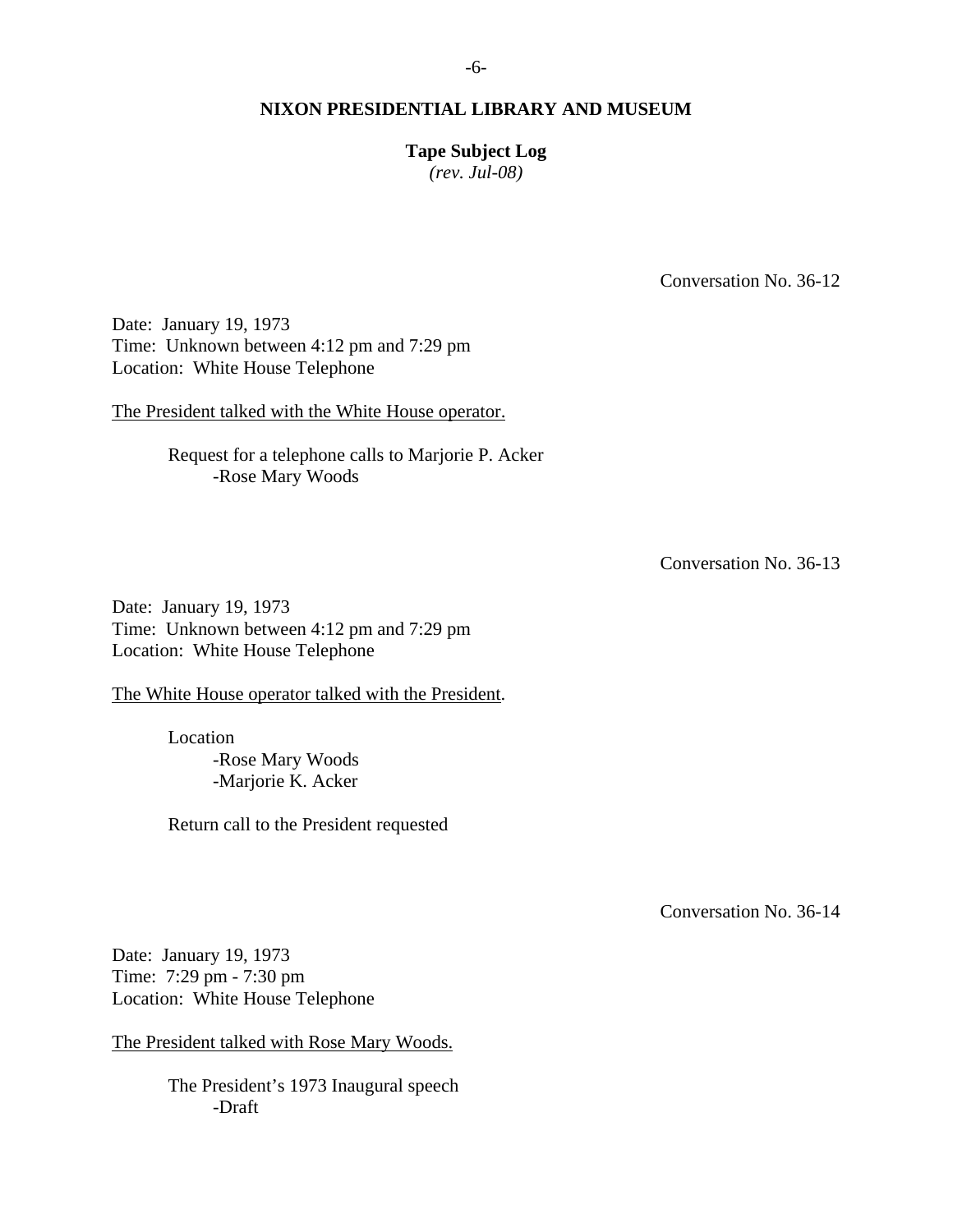# NIXON PRESIDENTIAL LIBRARY AND MUSEUM

**Tape Subject Log**
*(rev. Jul-08)*

Conversation No. 36-12

Date: January 19, 1973
Time: Unknown between 4:12 pm and 7:29 pm
Location: White House Telephone

The President talked with the White House operator.

- Request for a telephone calls to Marjorie P. Acker
  - Rose Mary Woods

Conversation No. 36-13

Date: January 19, 1973
Time: Unknown between 4:12 pm and 7:29 pm
Location: White House Telephone

The White House operator talked with the President.

- Location
  - Rose Mary Woods
  - Marjorie K. Acker
- Return call to the President requested

Conversation No. 36-14

Date: January 19, 1973
Time: 7:29 pm - 7:30 pm
Location: White House Telephone

The President talked with Rose Mary Woods.

- The President's 1973 Inaugural speech
  - Draft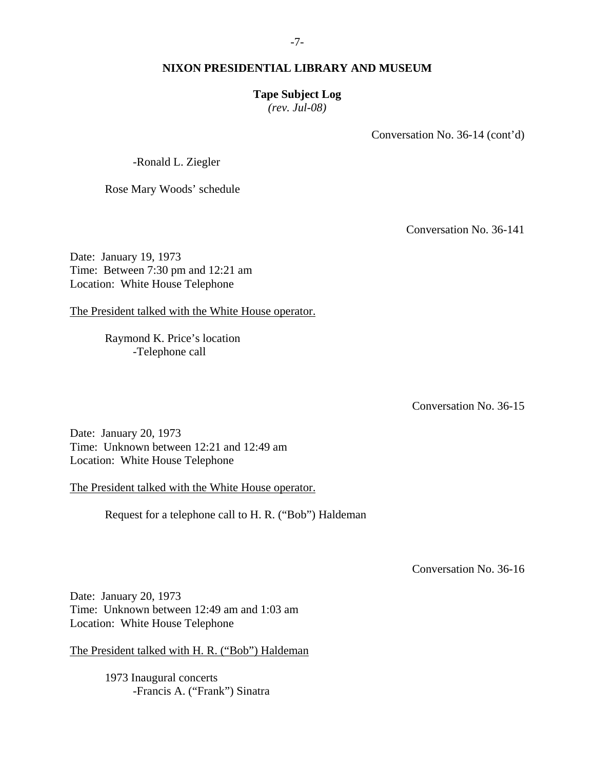**NIXON PRESIDENTIAL LIBRARY AND MUSEUM**

**Tape Subject Log**
*(rev. Jul-08)*

Conversation No. 36-14 (cont'd)

-Ronald L. Ziegler

Rose Mary Woods' schedule

Conversation No. 36-141

Date: January 19, 1973
Time: Between 7:30 pm and 12:21 am
Location: White House Telephone

The President talked with the White House operator.

Raymond K. Price's location
-Telephone call

Conversation No. 36-15

Date: January 20, 1973
Time: Unknown between 12:21 and 12:49 am
Location: White House Telephone

The President talked with the White House operator.

Request for a telephone call to H. R. ("Bob") Haldeman

Conversation No. 36-16

Date: January 20, 1973
Time: Unknown between 12:49 am and 1:03 am
Location: White House Telephone

The President talked with H. R. ("Bob") Haldeman

1973 Inaugural concerts
-Francis A. ("Frank") Sinatra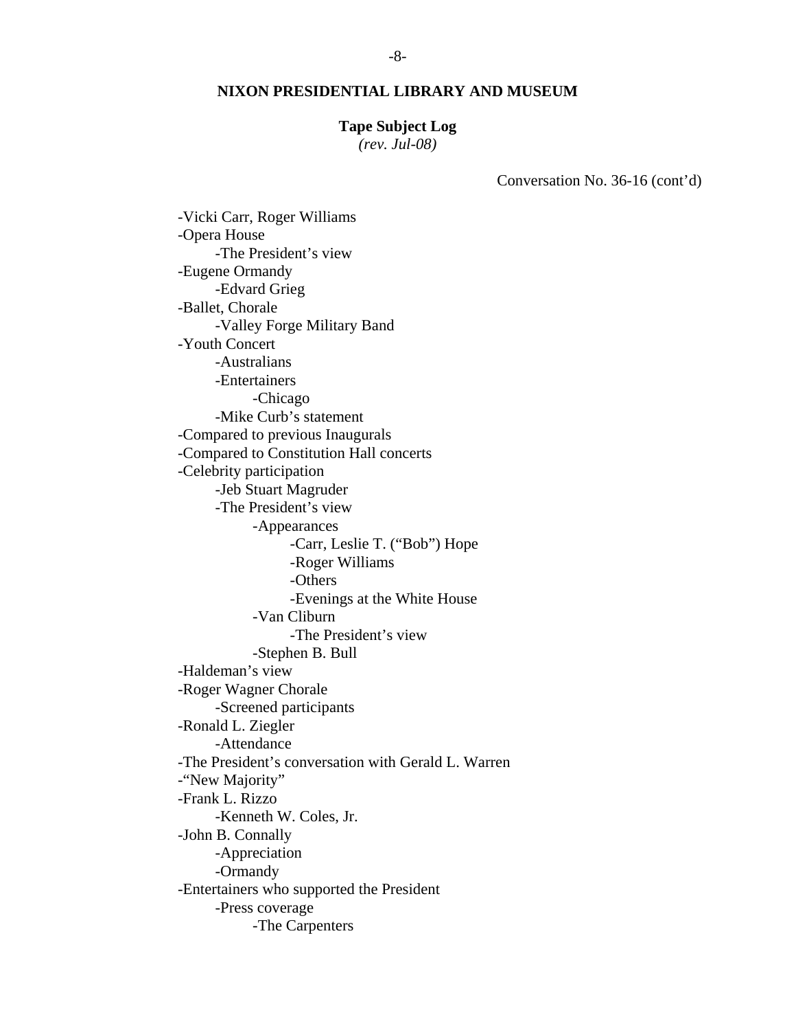**NIXON PRESIDENTIAL LIBRARY AND MUSEUM**

**Tape Subject Log**
*(rev. Jul-08)*

Conversation No. 36-16 (cont'd)

- -Vicki Carr, Roger Williams
- -Opera House
    - -The President's view
- -Eugene Ormandy
    - -Edvard Grieg
- -Ballet, Chorale
    - -Valley Forge Military Band
- -Youth Concert
    - -Australians
    - -Entertainers
        - -Chicago
    - -Mike Curb's statement
- -Compared to previous Inaugurals
- -Compared to Constitution Hall concerts
- -Celebrity participation
    - -Jeb Stuart Magruder
    - -The President's view
        - -Appearances
            - -Carr, Leslie T. ("Bob") Hope
            - -Roger Williams
            - -Others
            - -Evenings at the White House
        - -Van Cliburn
            - -The President's view
        - -Stephen B. Bull
- -Haldeman's view
- -Roger Wagner Chorale
    - -Screened participants
- -Ronald L. Ziegler
    - -Attendance
- -The President's conversation with Gerald L. Warren
- -"New Majority"
- -Frank L. Rizzo
    - -Kenneth W. Coles, Jr.
- -John B. Connally
    - -Appreciation
    - -Ormandy
- -Entertainers who supported the President
    - -Press coverage
        - -The Carpenters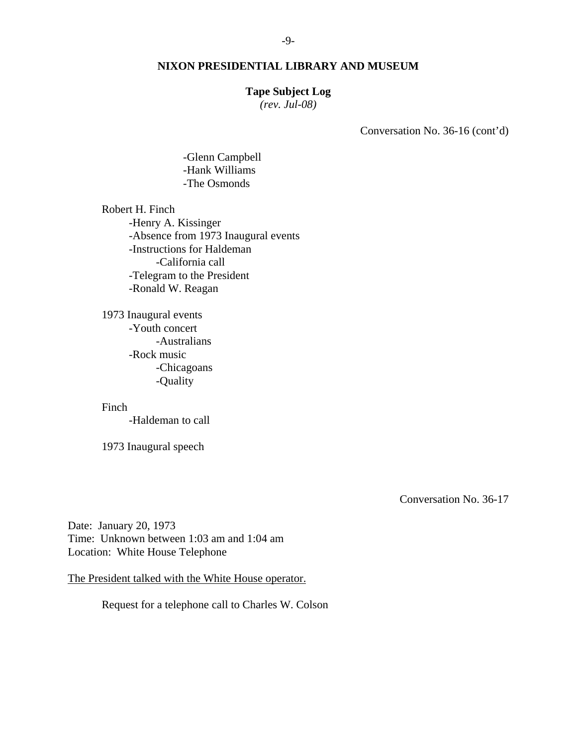Conversation No. 36-16 (cont'd)

            -Glenn Campbell
            -Hank Williams
            -The Osmonds

Robert H. Finch
    -Henry A. Kissinger
    -Absence from 1973 Inaugural events
    -Instructions for Haldeman
        -California call
    -Telegram to the President
    -Ronald W. Reagan

1973 Inaugural events
    -Youth concert
        -Australians
    -Rock music
        -Chicagoans
        -Quality

Finch
    -Haldeman to call

1973 Inaugural speech

Conversation No. 36-17

Date: January 20, 1973
Time: Unknown between 1:03 am and 1:04 am
Location: White House Telephone

The President talked with the White House operator.

Request for a telephone call to Charles W. Colson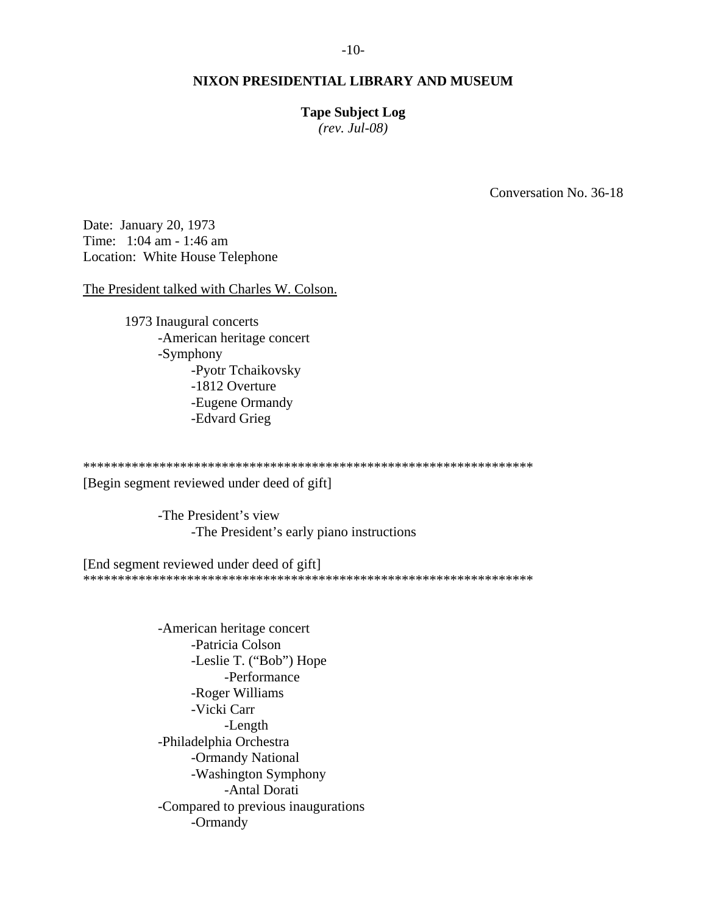## NIXON PRESIDENTIAL LIBRARY AND MUSEUM

**Tape Subject Log**
*(rev. Jul-08)*

Conversation No. 36-18

Date: January 20, 1973
Time: 1:04 am - 1:46 am
Location: White House Telephone

The President talked with Charles W. Colson.

- 1973 Inaugural concerts
  - American heritage concert
  - Symphony
    - Pyotr Tchaikovsky
    - 1812 Overture
    - Eugene Ormandy
    - Edvard Grieg

*****************************************************************
[Begin segment reviewed under deed of gift]

  - The President's view
    - The President's early piano instructions

[End segment reviewed under deed of gift]
*****************************************************************

  - American heritage concert
    - Patricia Colson
    - Leslie T. ("Bob") Hope
      - Performance
    - Roger Williams
    - Vicki Carr
      - Length
  - Philadelphia Orchestra
    - Ormandy National
    - Washington Symphony
      - Antal Dorati
  - Compared to previous inaugurations
    - Ormandy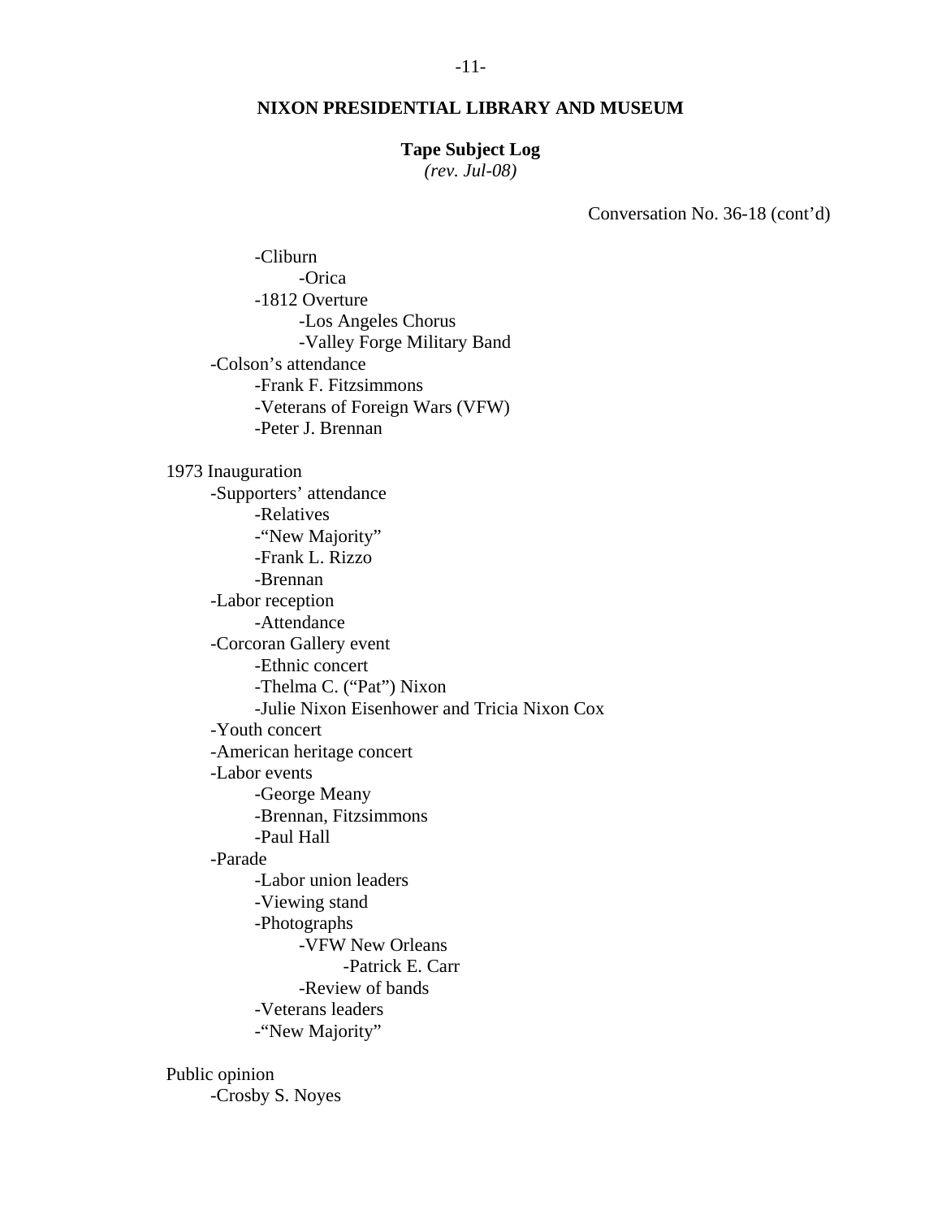**NIXON PRESIDENTIAL LIBRARY AND MUSEUM**

**Tape Subject Log**
*(rev. Jul-08)*

Conversation No. 36-18 (cont'd)

- -Cliburn
    - -Orica
- -1812 Overture
    - -Los Angeles Chorus
    - -Valley Forge Military Band
- -Colson's attendance
    - -Frank F. Fitzsimmons
    - -Veterans of Foreign Wars (VFW)
    - -Peter J. Brennan

1973 Inauguration

- -Supporters' attendance
    - -Relatives
    - -"New Majority"
    - -Frank L. Rizzo
    - -Brennan
- -Labor reception
    - -Attendance
- -Corcoran Gallery event
    - -Ethnic concert
    - -Thelma C. ("Pat") Nixon
    - -Julie Nixon Eisenhower and Tricia Nixon Cox
- -Youth concert
- -American heritage concert
- -Labor events
    - -George Meany
    - -Brennan, Fitzsimmons
    - -Paul Hall
- -Parade
    - -Labor union leaders
    - -Viewing stand
    - -Photographs
        - -VFW New Orleans
            - -Patrick E. Carr
        - -Review of bands
    - -Veterans leaders
    - -"New Majority"

Public opinion

- -Crosby S. Noyes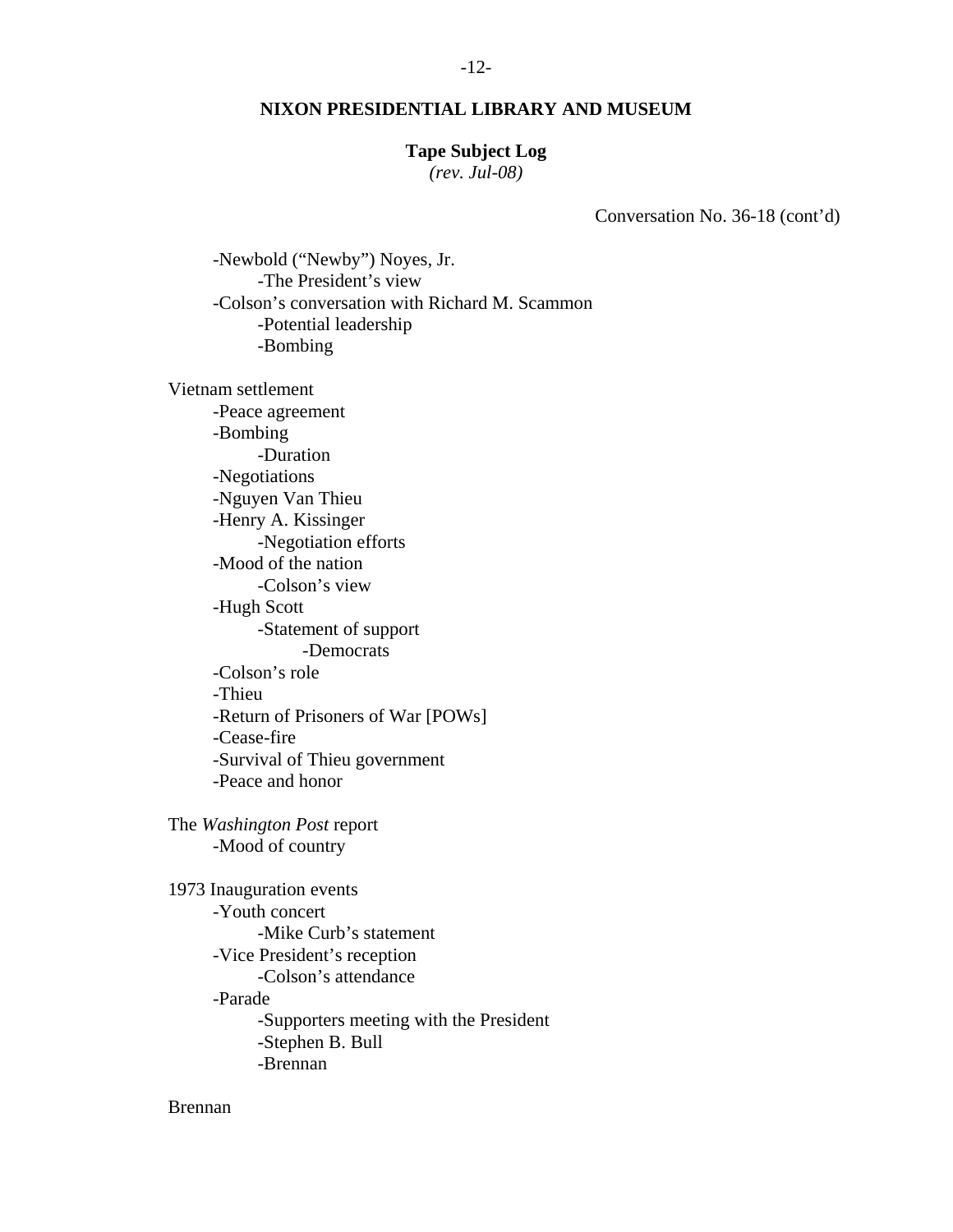**NIXON PRESIDENTIAL LIBRARY AND MUSEUM**

**Tape Subject Log**
*(rev. Jul-08)*

Conversation No. 36-18 (cont'd)

- -Newbold ("Newby") Noyes, Jr.
    - -The President's view
- -Colson's conversation with Richard M. Scammon
    - -Potential leadership
    - -Bombing

Vietnam settlement

- -Peace agreement
- -Bombing
    - -Duration
- -Negotiations
- -Nguyen Van Thieu
- -Henry A. Kissinger
    - -Negotiation efforts
- -Mood of the nation
    - -Colson's view
- -Hugh Scott
    - -Statement of support
        - -Democrats
- -Colson's role
- -Thieu
- -Return of Prisoners of War [POWs]
- -Cease-fire
- -Survival of Thieu government
- -Peace and honor

The *Washington Post* report

- -Mood of country

1973 Inauguration events

- -Youth concert
    - -Mike Curb's statement
- -Vice President's reception
    - -Colson's attendance
- -Parade
    - -Supporters meeting with the President
    - -Stephen B. Bull
    - -Brennan

Brennan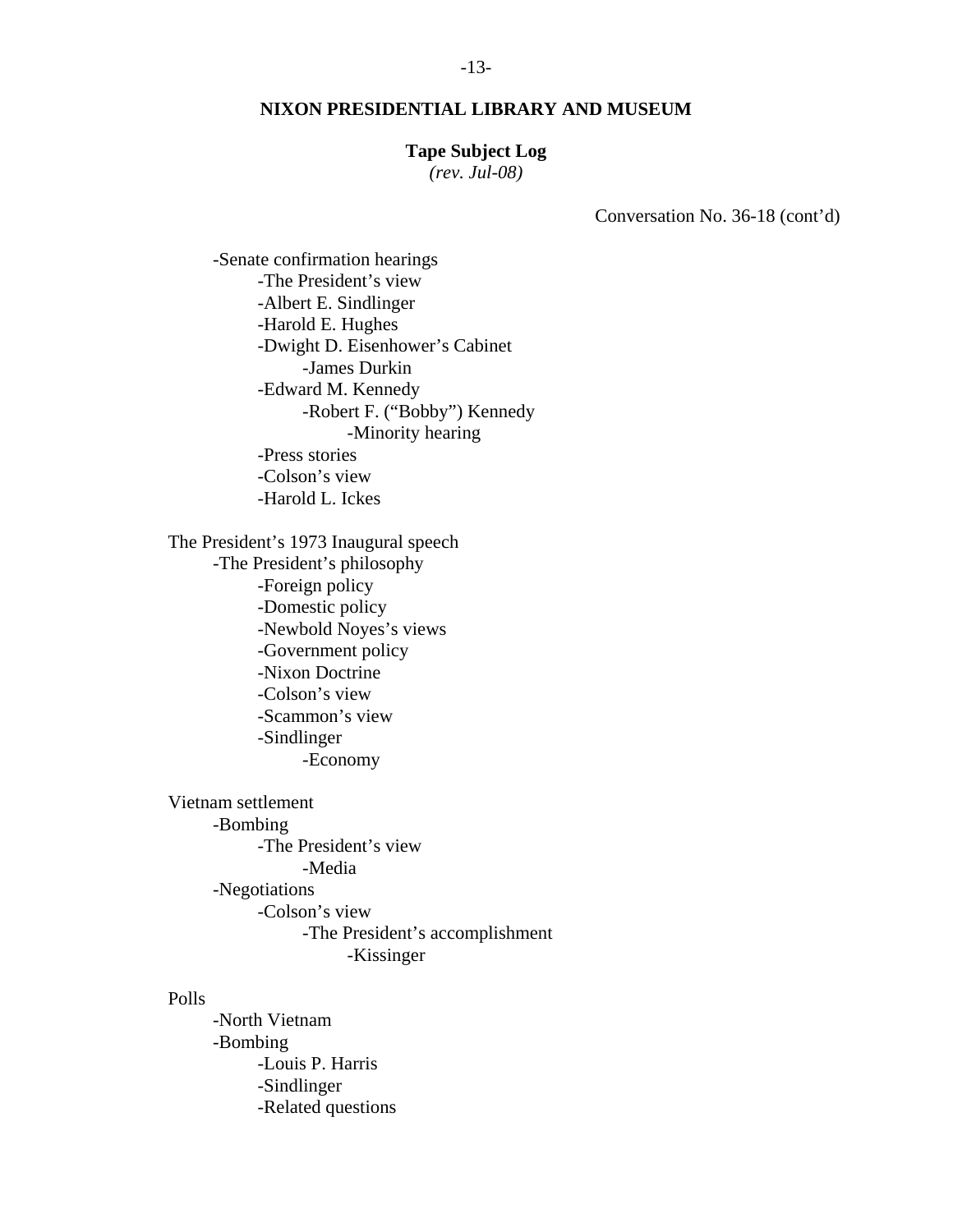**NIXON PRESIDENTIAL LIBRARY AND MUSEUM**

**Tape Subject Log**
*(rev. Jul-08)*

Conversation No. 36-18 (cont'd)

- -Senate confirmation hearings
    - -The President's view
    - -Albert E. Sindlinger
    - -Harold E. Hughes
    - -Dwight D. Eisenhower's Cabinet
        - -James Durkin
    - -Edward M. Kennedy
        - -Robert F. ("Bobby") Kennedy
            - -Minority hearing
    - -Press stories
    - -Colson's view
    - -Harold L. Ickes

The President's 1973 Inaugural speech

- -The President's philosophy
    - -Foreign policy
    - -Domestic policy
    - -Newbold Noyes's views
    - -Government policy
    - -Nixon Doctrine
    - -Colson's view
    - -Scammon's view
    - -Sindlinger
        - -Economy

Vietnam settlement

- -Bombing
    - -The President's view
        - -Media
- -Negotiations
    - -Colson's view
        - -The President's accomplishment
            - -Kissinger

Polls

- -North Vietnam
- -Bombing
    - -Louis P. Harris
    - -Sindlinger
    - -Related questions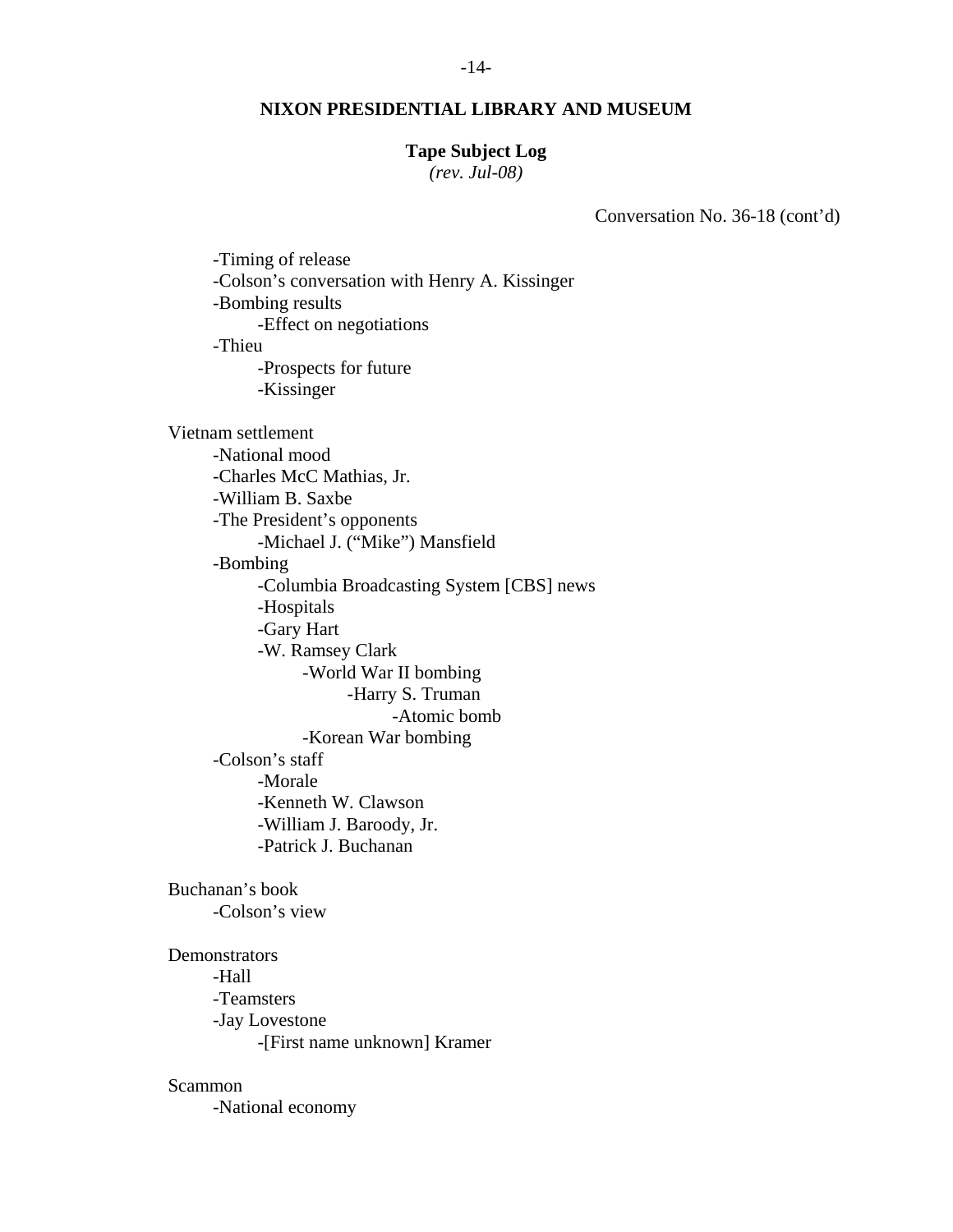**NIXON PRESIDENTIAL LIBRARY AND MUSEUM**

**Tape Subject Log**
*(rev. Jul-08)*

Conversation No. 36-18 (cont'd)

- -Timing of release
- -Colson's conversation with Henry A. Kissinger
- -Bombing results
  - -Effect on negotiations
- -Thieu
  - -Prospects for future
  - -Kissinger

Vietnam settlement
- -National mood
- -Charles McC Mathias, Jr.
- -William B. Saxbe
- -The President's opponents
  - -Michael J. ("Mike") Mansfield
- -Bombing
  - -Columbia Broadcasting System [CBS] news
  - -Hospitals
  - -Gary Hart
  - -W. Ramsey Clark
    - -World War II bombing
      - -Harry S. Truman
        - -Atomic bomb
    - -Korean War bombing
- -Colson's staff
  - -Morale
  - -Kenneth W. Clawson
  - -William J. Baroody, Jr.
  - -Patrick J. Buchanan

Buchanan's book
- -Colson's view

Demonstrators
- -Hall
- -Teamsters
- -Jay Lovestone
  - -[First name unknown] Kramer

Scammon
- -National economy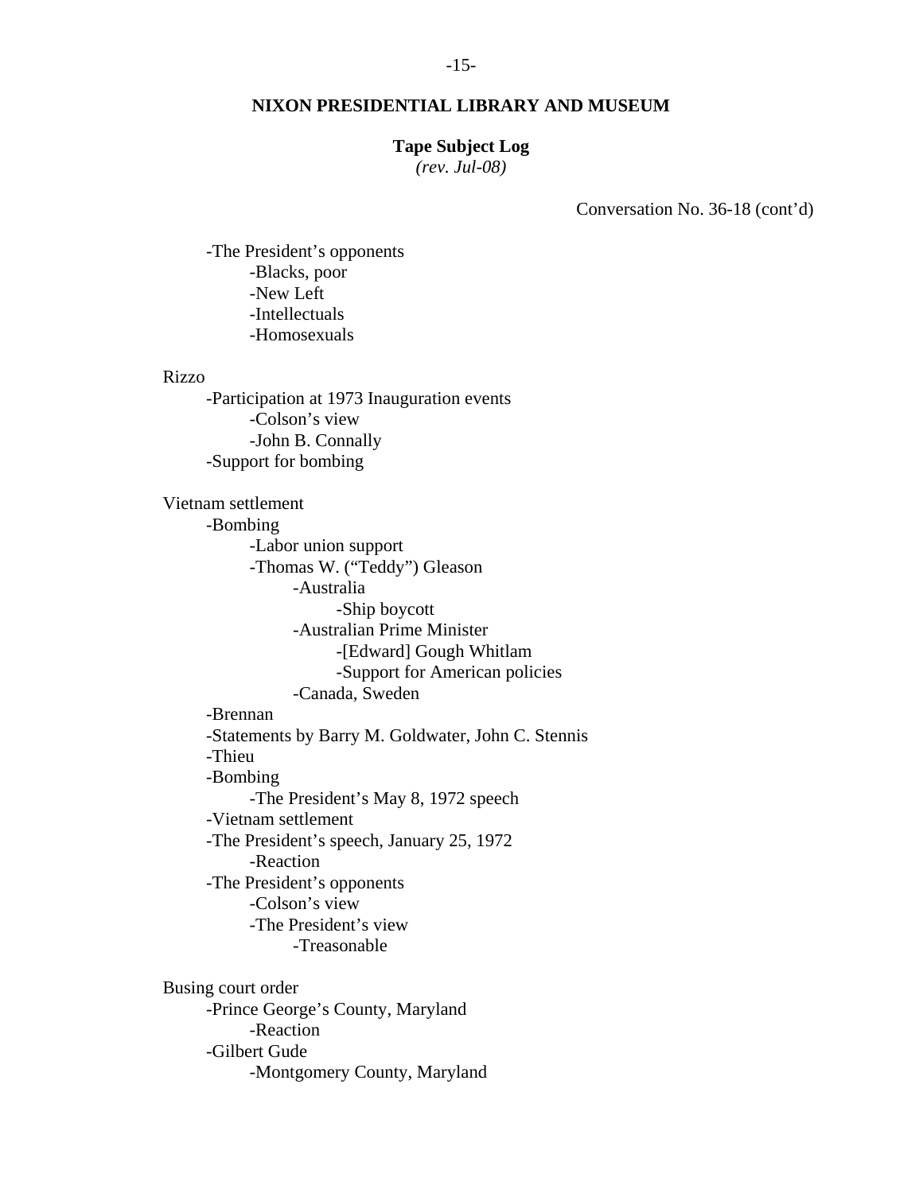**NIXON PRESIDENTIAL LIBRARY AND MUSEUM**

**Tape Subject Log**
*(rev. Jul-08)*

Conversation No. 36-18 (cont'd)

- The President's opponents
  - Blacks, poor
  - New Left
  - Intellectuals
  - Homosexuals

Rizzo
- Participation at 1973 Inauguration events
  - Colson's view
  - John B. Connally
- Support for bombing

Vietnam settlement
- Bombing
  - Labor union support
  - Thomas W. ("Teddy") Gleason
    - Australia
      - Ship boycott
    - Australian Prime Minister
      - [Edward] Gough Whitlam
      - Support for American policies
    - Canada, Sweden
- Brennan
- Statements by Barry M. Goldwater, John C. Stennis
- Thieu
- Bombing
  - The President's May 8, 1972 speech
- Vietnam settlement
- The President's speech, January 25, 1972
  - Reaction
- The President's opponents
  - Colson's view
  - The President's view
    - Treasonable

Busing court order
- Prince George's County, Maryland
  - Reaction
- Gilbert Gude
  - Montgomery County, Maryland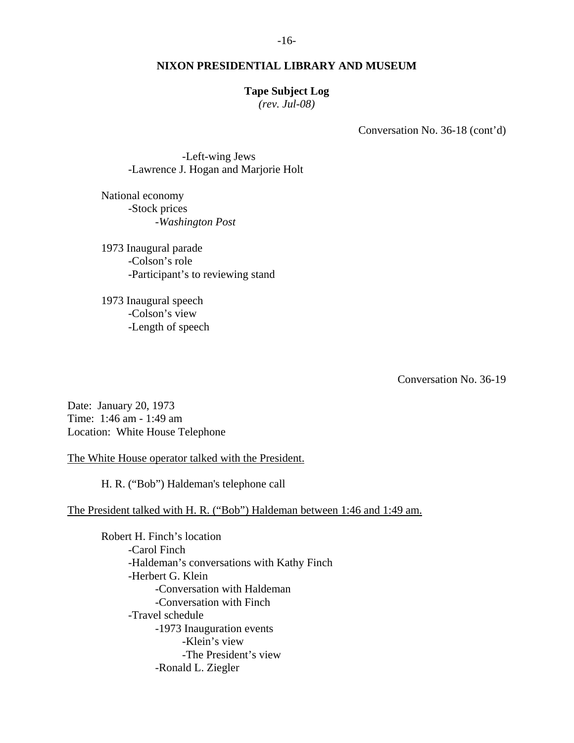Conversation No. 36-18 (cont'd)

- -Left-wing Jews
- -Lawrence J. Hogan and Marjorie Holt

National economy
- -Stock prices
  - -*Washington Post*

1973 Inaugural parade
- -Colson's role
- -Participant's to reviewing stand

1973 Inaugural speech
- -Colson's view
- -Length of speech

Conversation No. 36-19

Date: January 20, 1973
Time: 1:46 am - 1:49 am
Location: White House Telephone

The White House operator talked with the President.

H. R. ("Bob") Haldeman's telephone call

The President talked with H. R. ("Bob") Haldeman between 1:46 and 1:49 am.

Robert H. Finch's location
- -Carol Finch
- -Haldeman's conversations with Kathy Finch
- -Herbert G. Klein
  - -Conversation with Haldeman
  - -Conversation with Finch
- -Travel schedule
  - -1973 Inauguration events
    - -Klein's view
    - -The President's view
  - -Ronald L. Ziegler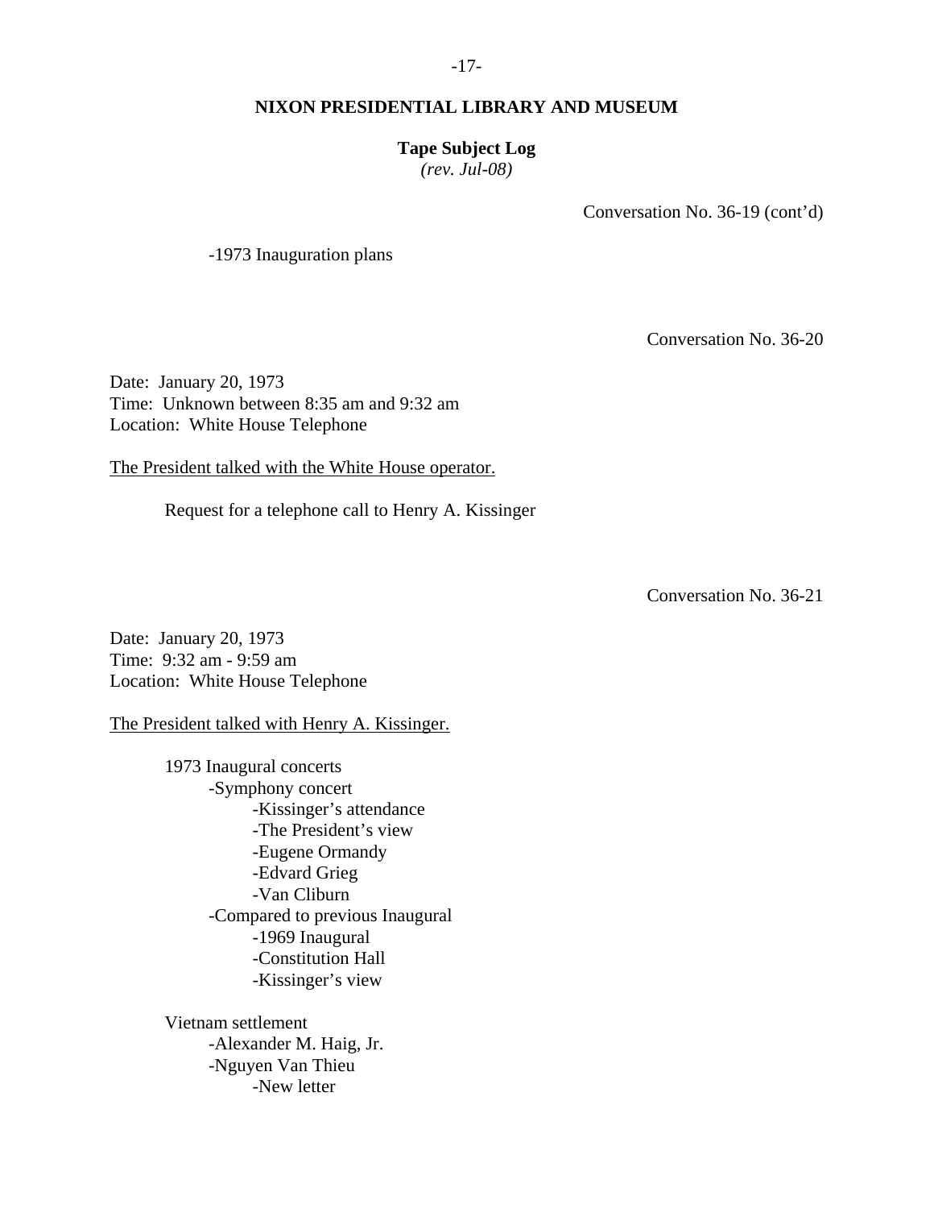Conversation No. 36-19 (cont'd)

- -1973 Inauguration plans

Conversation No. 36-20

Date: January 20, 1973
Time: Unknown between 8:35 am and 9:32 am
Location: White House Telephone

<u>The President talked with the White House operator.</u>

Request for a telephone call to Henry A. Kissinger

Conversation No. 36-21

Date: January 20, 1973
Time: 9:32 am - 9:59 am
Location: White House Telephone

<u>The President talked with Henry A. Kissinger.</u>

1973 Inaugural concerts
- -Symphony concert
  - -Kissinger's attendance
  - -The President's view
  - -Eugene Ormandy
  - -Edvard Grieg
  - -Van Cliburn
- -Compared to previous Inaugural
  - -1969 Inaugural
  - -Constitution Hall
  - -Kissinger's view

Vietnam settlement
- -Alexander M. Haig, Jr.
- -Nguyen Van Thieu
  - -New letter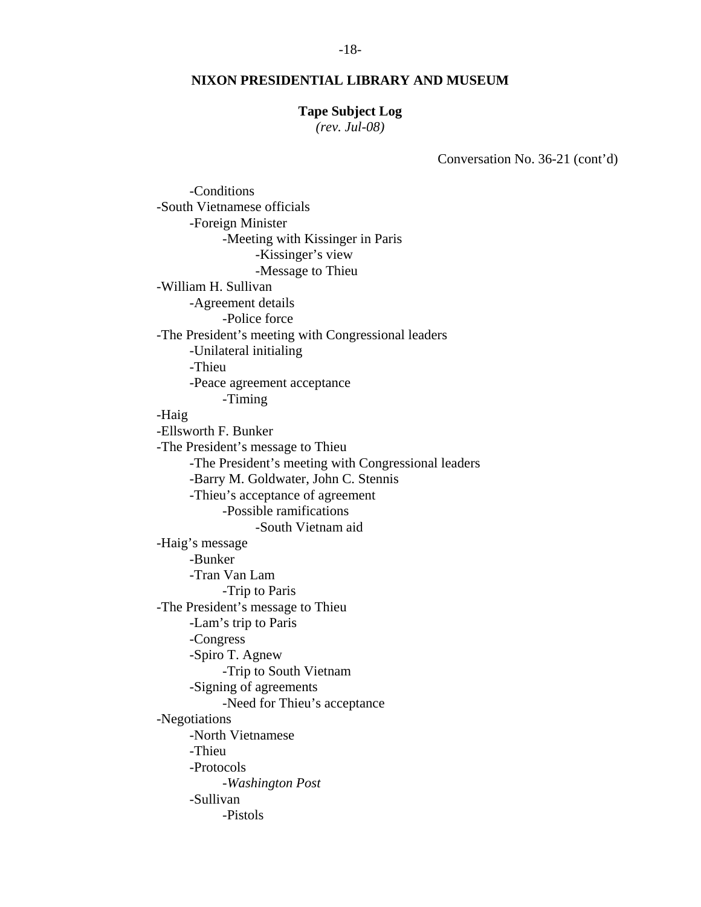Conversation No. 36-21 (cont'd)

- -Conditions
- -South Vietnamese officials
    - -Foreign Minister
        - -Meeting with Kissinger in Paris
            - -Kissinger's view
            - -Message to Thieu
- -William H. Sullivan
    - -Agreement details
        - -Police force
- -The President's meeting with Congressional leaders
    - -Unilateral initialing
    - -Thieu
    - -Peace agreement acceptance
        - -Timing
- -Haig
- -Ellsworth F. Bunker
- -The President's message to Thieu
    - -The President's meeting with Congressional leaders
    - -Barry M. Goldwater, John C. Stennis
    - -Thieu's acceptance of agreement
        - -Possible ramifications
            - -South Vietnam aid
- -Haig's message
    - -Bunker
    - -Tran Van Lam
        - -Trip to Paris
- -The President's message to Thieu
    - -Lam's trip to Paris
    - -Congress
    - -Spiro T. Agnew
        - -Trip to South Vietnam
    - -Signing of agreements
        - -Need for Thieu's acceptance
- -Negotiations
    - -North Vietnamese
    - -Thieu
    - -Protocols
        - -*Washington Post*
    - -Sullivan
        - -Pistols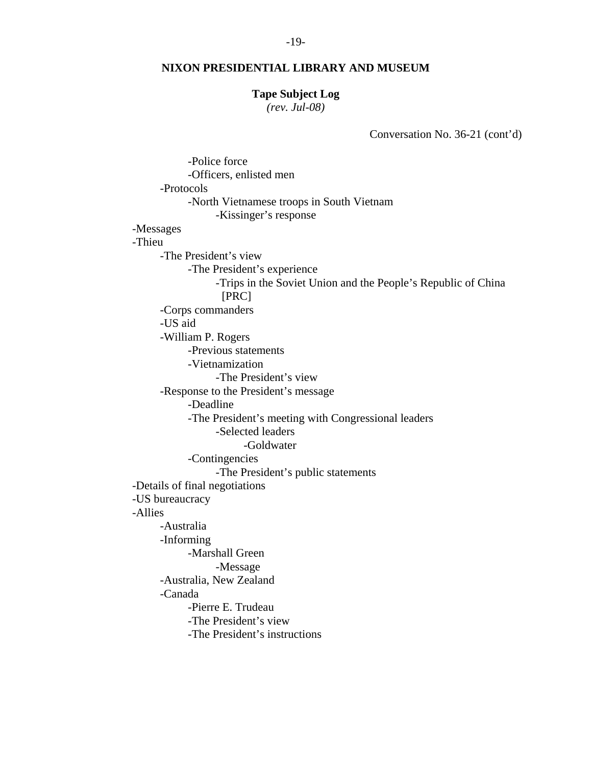**NIXON PRESIDENTIAL LIBRARY AND MUSEUM**

**Tape Subject Log**
*(rev. Jul-08)*

Conversation No. 36-21 (cont'd)

- -Police force
- -Officers, enlisted men
- -Protocols
  - -North Vietnamese troops in South Vietnam
    - -Kissinger's response
- -Messages
- -Thieu
  - -The President's view
    - -The President's experience
      - -Trips in the Soviet Union and the People's Republic of China [PRC]
  - -Corps commanders
  - -US aid
  - -William P. Rogers
    - -Previous statements
    - -Vietnamization
      - -The President's view
  - -Response to the President's message
    - -Deadline
    - -The President's meeting with Congressional leaders
      - -Selected leaders
        - -Goldwater
    - -Contingencies
      - -The President's public statements
- -Details of final negotiations
- -US bureaucracy
- -Allies
  - -Australia
  - -Informing
    - -Marshall Green
      - -Message
  - -Australia, New Zealand
  - -Canada
    - -Pierre E. Trudeau
    - -The President's view
    - -The President's instructions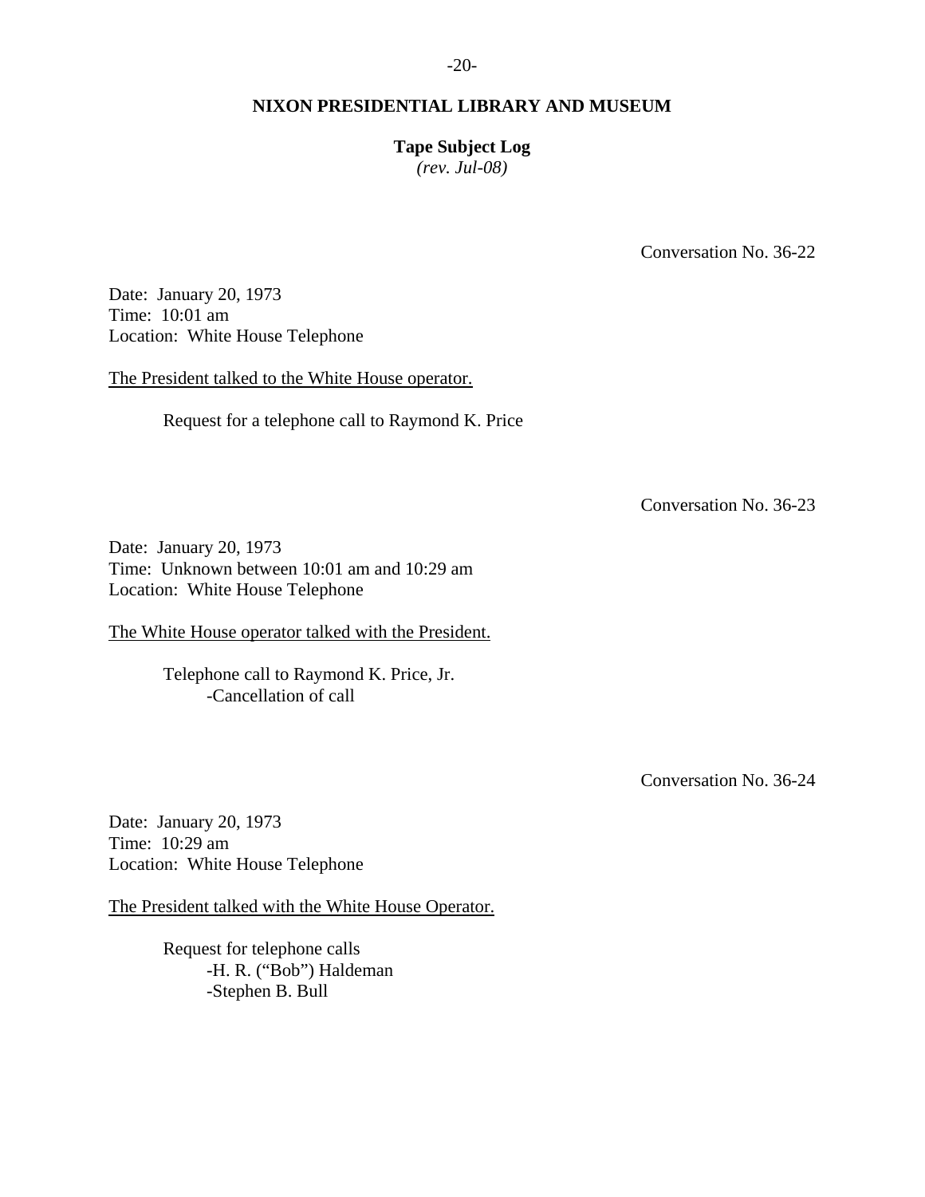Conversation No. 36-22

Date: January 20, 1973
Time: 10:01 am
Location: White House Telephone

The President talked to the White House operator.

Request for a telephone call to Raymond K. Price

Conversation No. 36-23

Date: January 20, 1973
Time: Unknown between 10:01 am and 10:29 am
Location: White House Telephone

The White House operator talked with the President.

Telephone call to Raymond K. Price, Jr.
- -Cancellation of call

Conversation No. 36-24

Date: January 20, 1973
Time: 10:29 am
Location: White House Telephone

The President talked with the White House Operator.

Request for telephone calls
- -H. R. ("Bob") Haldeman
- -Stephen B. Bull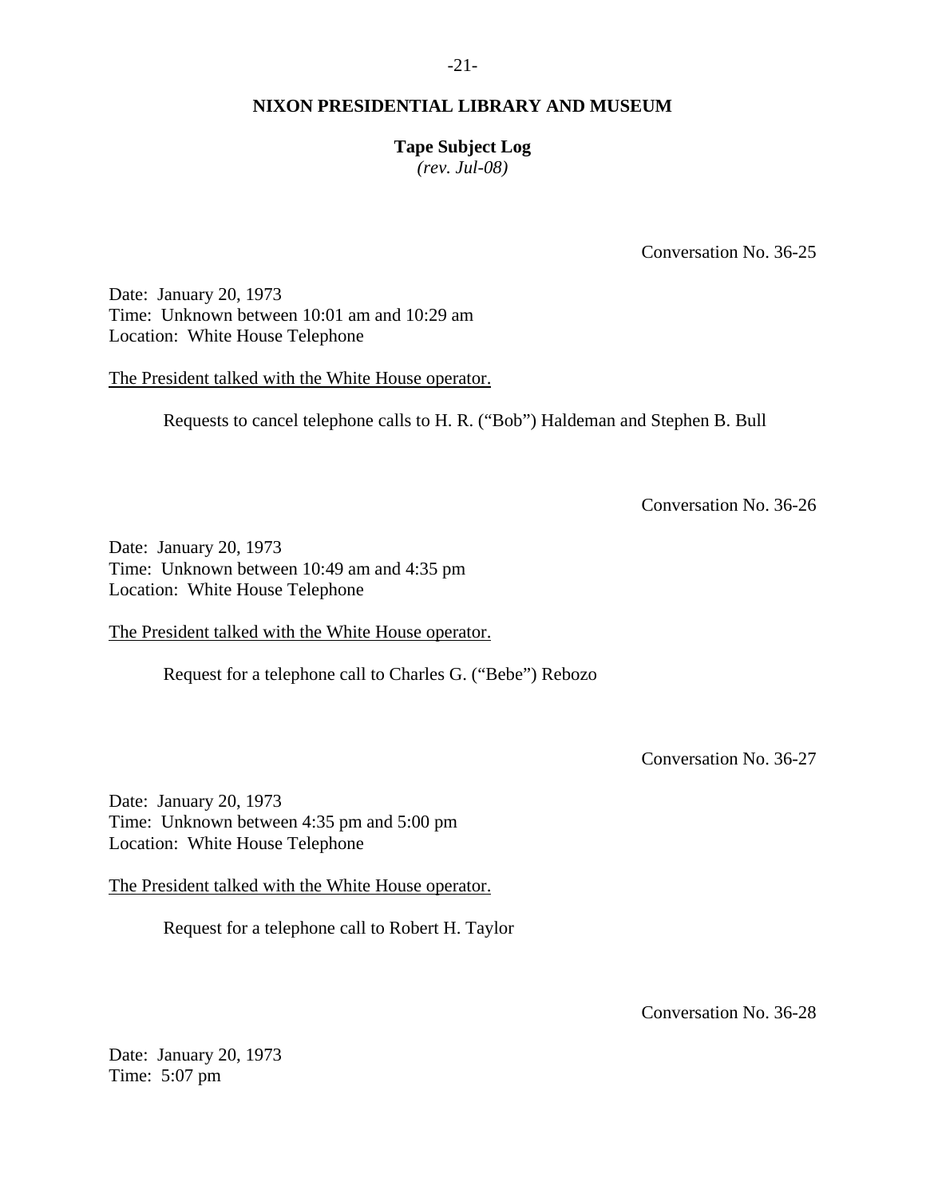Conversation No. 36-25

Date: January 20, 1973
Time: Unknown between 10:01 am and 10:29 am
Location: White House Telephone

The President talked with the White House operator.

Requests to cancel telephone calls to H. R. ("Bob") Haldeman and Stephen B. Bull

Conversation No. 36-26

Date: January 20, 1973
Time: Unknown between 10:49 am and 4:35 pm
Location: White House Telephone

The President talked with the White House operator.

Request for a telephone call to Charles G. ("Bebe") Rebozo

Conversation No. 36-27

Date: January 20, 1973
Time: Unknown between 4:35 pm and 5:00 pm
Location: White House Telephone

The President talked with the White House operator.

Request for a telephone call to Robert H. Taylor

Conversation No. 36-28

Date: January 20, 1973
Time: 5:07 pm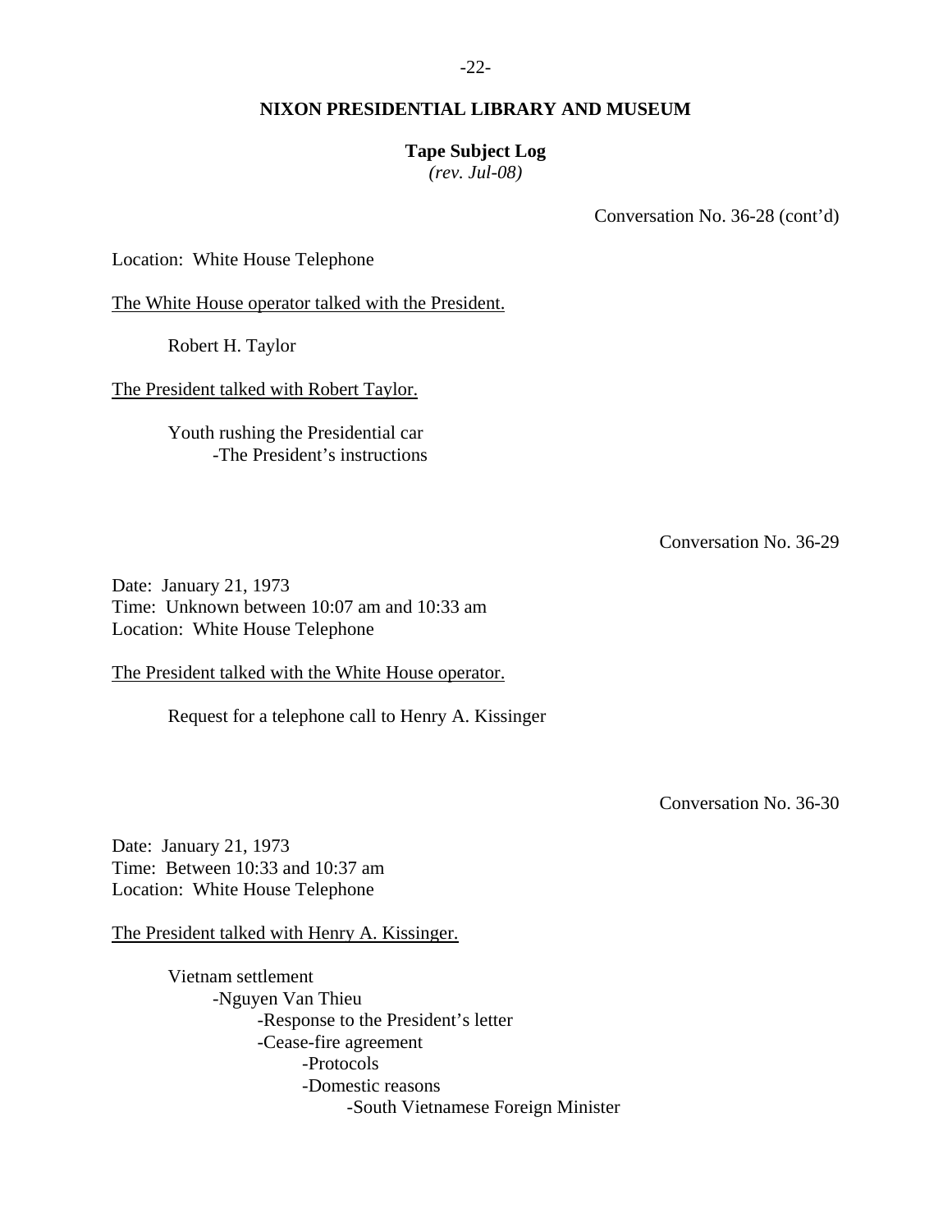**NIXON PRESIDENTIAL LIBRARY AND MUSEUM**

**Tape Subject Log**
*(rev. Jul-08)*

Conversation No. 36-28 (cont'd)

Location: White House Telephone

The White House operator talked with the President.

- Robert H. Taylor

The President talked with Robert Taylor.

- Youth rushing the Presidential car
  - -The President's instructions

Conversation No. 36-29

Date: January 21, 1973
Time: Unknown between 10:07 am and 10:33 am
Location: White House Telephone

The President talked with the White House operator.

- Request for a telephone call to Henry A. Kissinger

Conversation No. 36-30

Date: January 21, 1973
Time: Between 10:33 and 10:37 am
Location: White House Telephone

The President talked with Henry A. Kissinger.

- Vietnam settlement
  - -Nguyen Van Thieu
    - -Response to the President's letter
    - -Cease-fire agreement
      - -Protocols
      - -Domestic reasons
        - -South Vietnamese Foreign Minister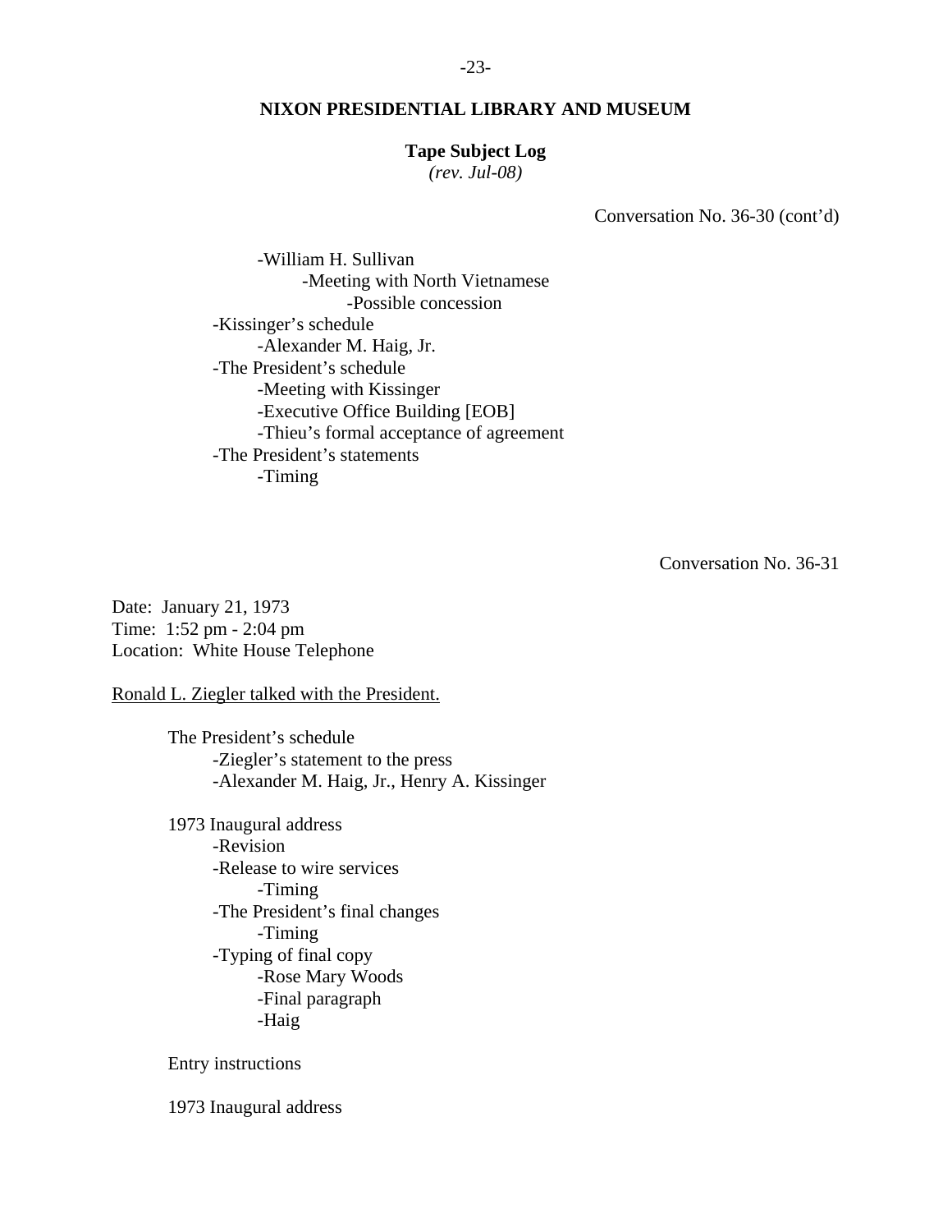Conversation No. 36-30 (cont'd)

- -William H. Sullivan
    - -Meeting with North Vietnamese
        - -Possible concession
- -Kissinger's schedule
    - -Alexander M. Haig, Jr.
- -The President's schedule
    - -Meeting with Kissinger
    - -Executive Office Building [EOB]
    - -Thieu's formal acceptance of agreement
- -The President's statements
    - -Timing

Conversation No. 36-31

Date: January 21, 1973
Time: 1:52 pm - 2:04 pm
Location: White House Telephone

Ronald L. Ziegler talked with the President.

The President's schedule
- -Ziegler's statement to the press
- -Alexander M. Haig, Jr., Henry A. Kissinger

1973 Inaugural address
- -Revision
- -Release to wire services
    - -Timing
- -The President's final changes
    - -Timing
- -Typing of final copy
    - -Rose Mary Woods
    - -Final paragraph
    - -Haig

Entry instructions

1973 Inaugural address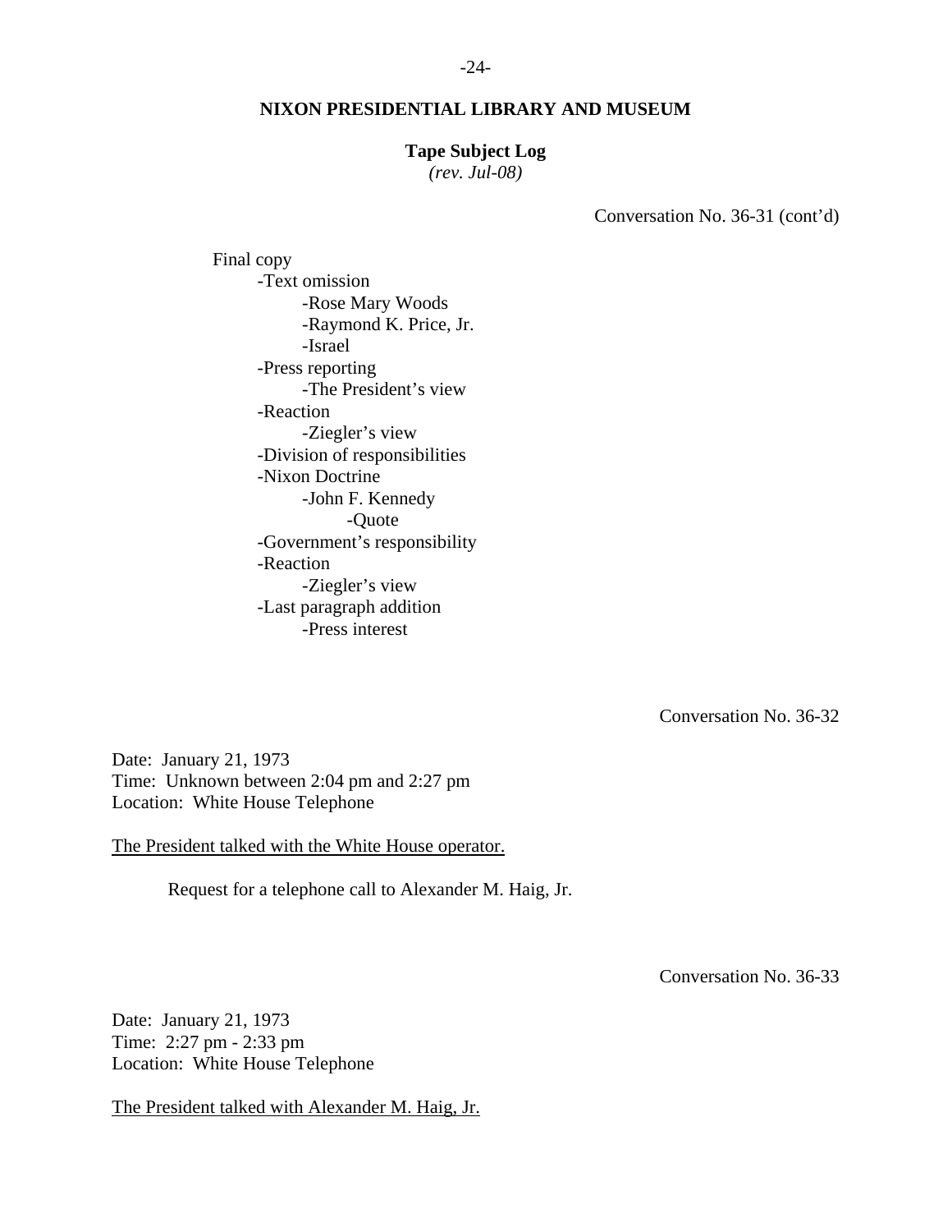**NIXON PRESIDENTIAL LIBRARY AND MUSEUM**

**Tape Subject Log**
*(rev. Jul-08)*

Conversation No. 36-31 (cont'd)

Final copy
- Text omission
    - Rose Mary Woods
    - Raymond K. Price, Jr.
    - Israel
- Press reporting
    - The President's view
- Reaction
    - Ziegler's view
- Division of responsibilities
- Nixon Doctrine
    - John F. Kennedy
        - Quote
- Government's responsibility
- Reaction
    - Ziegler's view
- Last paragraph addition
    - Press interest

Conversation No. 36-32

Date: January 21, 1973
Time: Unknown between 2:04 pm and 2:27 pm
Location: White House Telephone

<u>The President talked with the White House operator.</u>

Request for a telephone call to Alexander M. Haig, Jr.

Conversation No. 36-33

Date: January 21, 1973
Time: 2:27 pm - 2:33 pm
Location: White House Telephone

<u>The President talked with Alexander M. Haig, Jr.</u>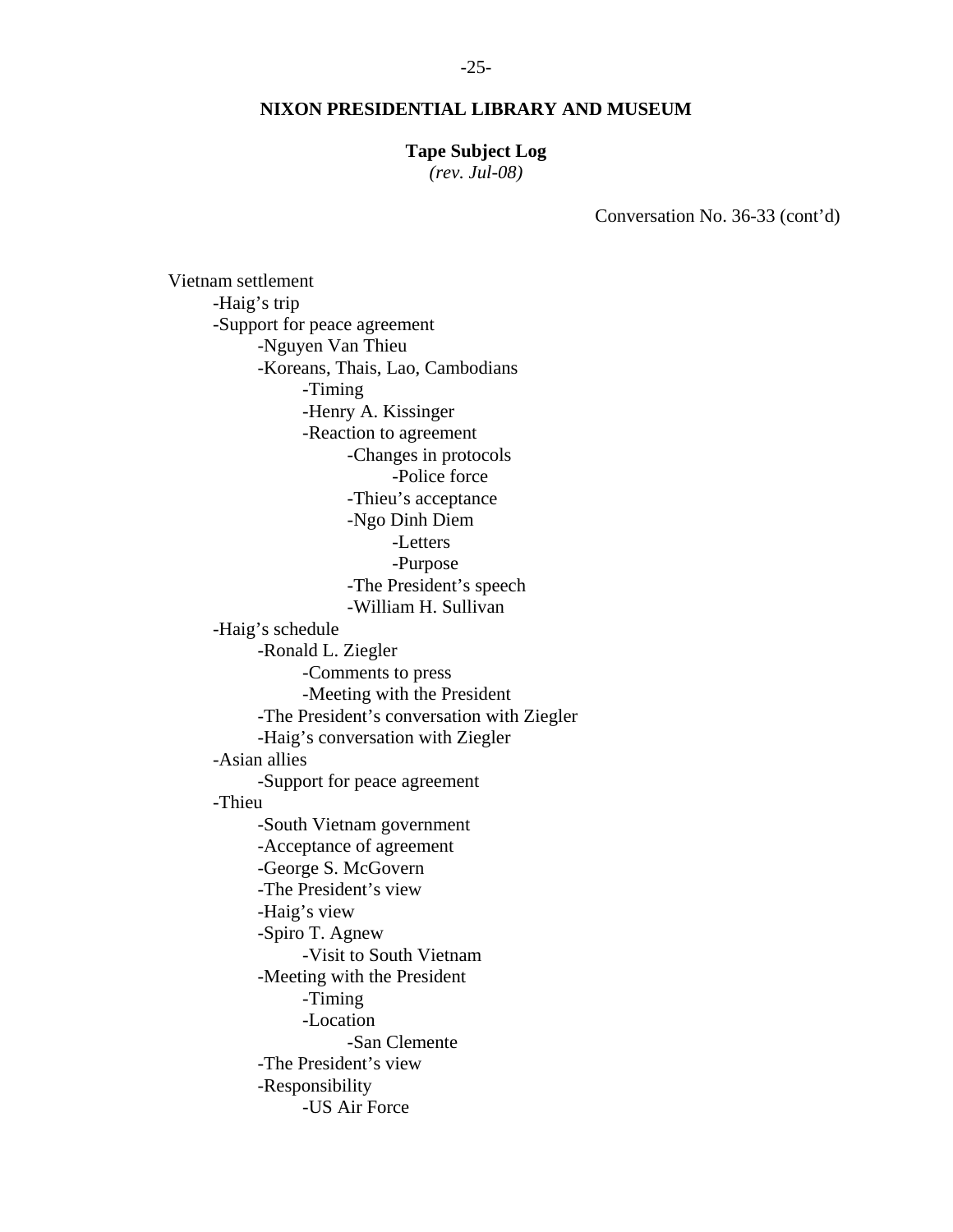**NIXON PRESIDENTIAL LIBRARY AND MUSEUM**

**Tape Subject Log**
*(rev. Jul-08)*

Conversation No. 36-33 (cont'd)

Vietnam settlement
- -Haig's trip
- -Support for peace agreement
  - -Nguyen Van Thieu
  - -Koreans, Thais, Lao, Cambodians
    - -Timing
    - -Henry A. Kissinger
    - -Reaction to agreement
      - -Changes in protocols
        - -Police force
      - -Thieu's acceptance
      - -Ngo Dinh Diem
        - -Letters
        - -Purpose
      - -The President's speech
      - -William H. Sullivan
- -Haig's schedule
  - -Ronald L. Ziegler
    - -Comments to press
    - -Meeting with the President
  - -The President's conversation with Ziegler
  - -Haig's conversation with Ziegler
- -Asian allies
  - -Support for peace agreement
- -Thieu
  - -South Vietnam government
  - -Acceptance of agreement
  - -George S. McGovern
  - -The President's view
  - -Haig's view
  - -Spiro T. Agnew
    - -Visit to South Vietnam
  - -Meeting with the President
    - -Timing
    - -Location
      - -San Clemente
  - -The President's view
  - -Responsibility
    - -US Air Force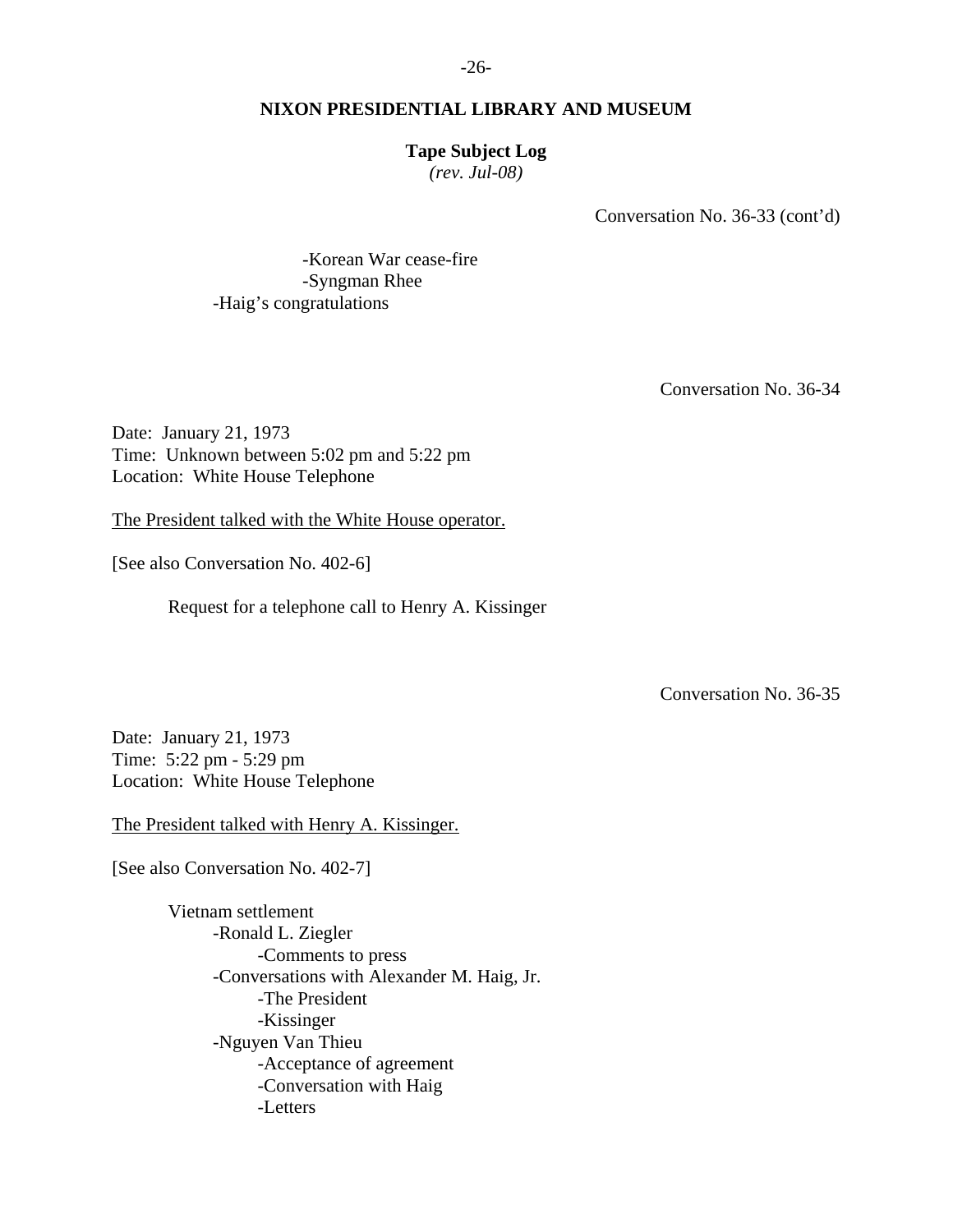Conversation No. 36-33 (cont'd)

- -Korean War cease-fire
- -Syngman Rhee

-Haig's congratulations

Conversation No. 36-34

Date: January 21, 1973
Time: Unknown between 5:02 pm and 5:22 pm
Location: White House Telephone

The President talked with the White House operator.

[See also Conversation No. 402-6]

Request for a telephone call to Henry A. Kissinger

Conversation No. 36-35

Date: January 21, 1973
Time: 5:22 pm - 5:29 pm
Location: White House Telephone

The President talked with Henry A. Kissinger.

[See also Conversation No. 402-7]

Vietnam settlement
- -Ronald L. Ziegler
    - -Comments to press
- -Conversations with Alexander M. Haig, Jr.
    - -The President
    - -Kissinger
- -Nguyen Van Thieu
    - -Acceptance of agreement
    - -Conversation with Haig
    - -Letters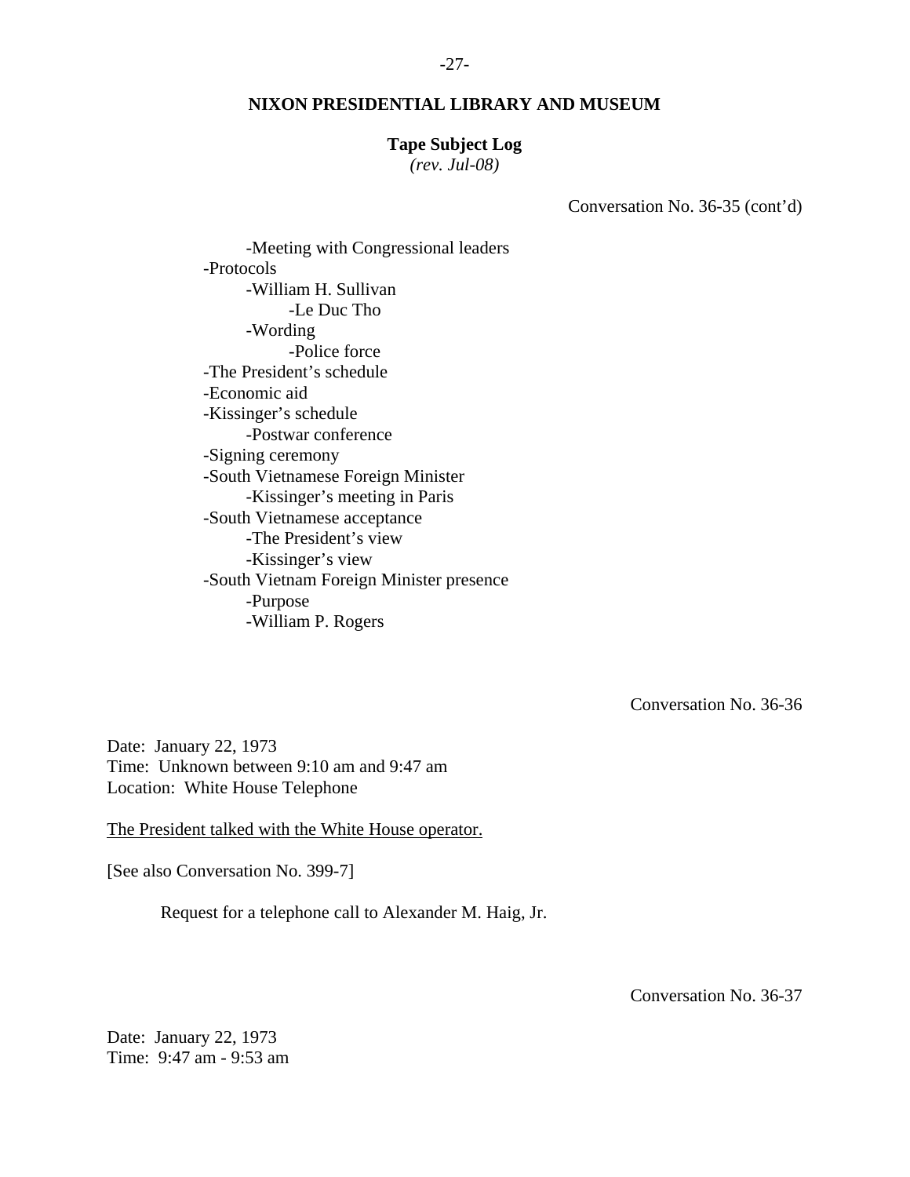Conversation No. 36-35 (cont'd)

- Meeting with Congressional leaders
- Protocols
    - William H. Sullivan
        - Le Duc Tho
    - Wording
        - Police force
- The President's schedule
- Economic aid
- Kissinger's schedule
    - Postwar conference
- Signing ceremony
- South Vietnamese Foreign Minister
    - Kissinger's meeting in Paris
- South Vietnamese acceptance
    - The President's view
    - Kissinger's view
- South Vietnam Foreign Minister presence
    - Purpose
    - William P. Rogers

Conversation No. 36-36

Date: January 22, 1973
Time: Unknown between 9:10 am and 9:47 am
Location: White House Telephone

The President talked with the White House operator.

[See also Conversation No. 399-7]

Request for a telephone call to Alexander M. Haig, Jr.

Conversation No. 36-37

Date: January 22, 1973
Time: 9:47 am - 9:53 am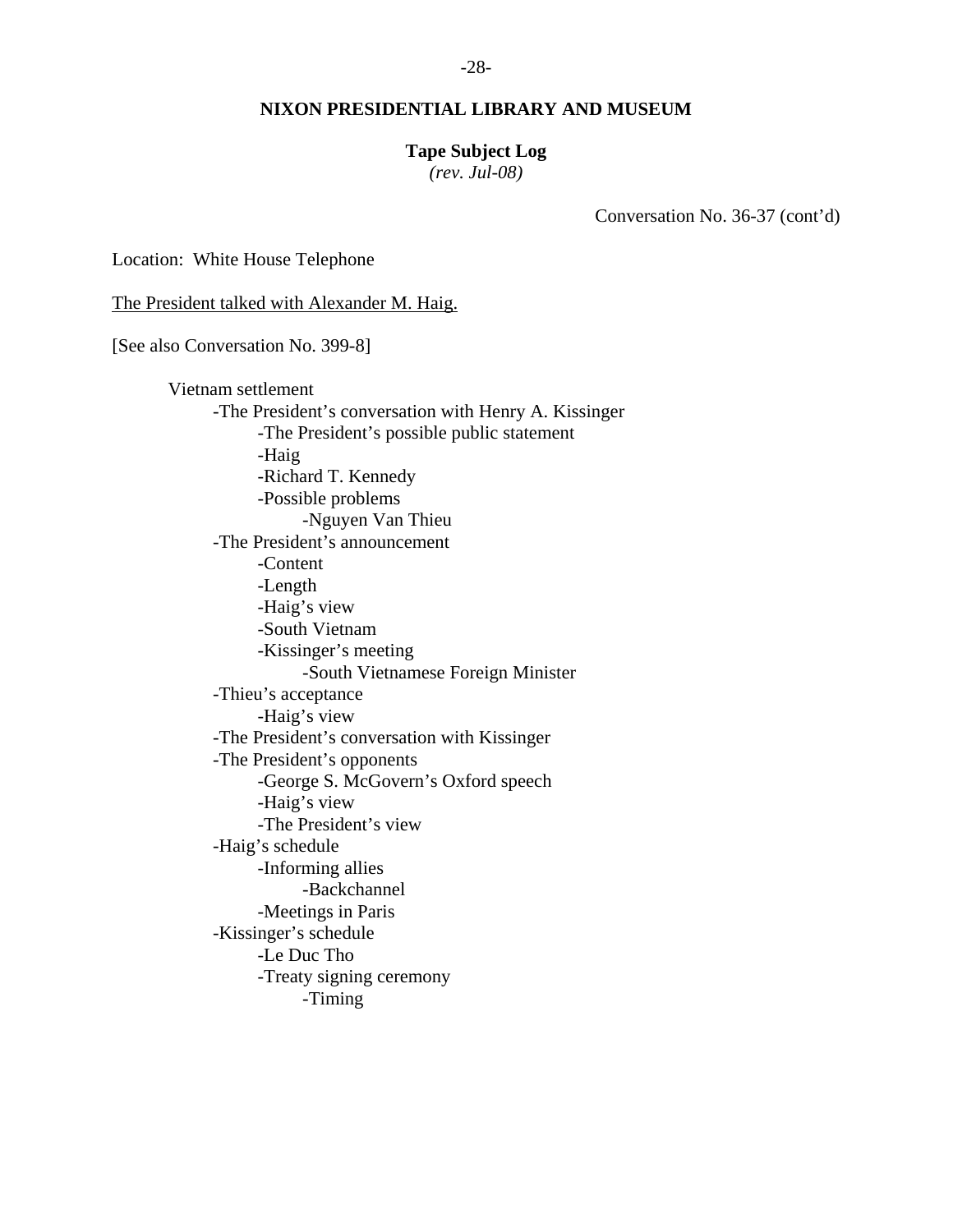**NIXON PRESIDENTIAL LIBRARY AND MUSEUM**

**Tape Subject Log**
*(rev. Jul-08)*

Conversation No. 36-37 (cont'd)

Location: White House Telephone

The President talked with Alexander M. Haig.

[See also Conversation No. 399-8]

- Vietnam settlement
  - -The President's conversation with Henry A. Kissinger
    - -The President's possible public statement
    - -Haig
    - -Richard T. Kennedy
    - -Possible problems
      - -Nguyen Van Thieu
  - -The President's announcement
    - -Content
    - -Length
    - -Haig's view
    - -South Vietnam
    - -Kissinger's meeting
      - -South Vietnamese Foreign Minister
  - -Thieu's acceptance
    - -Haig's view
  - -The President's conversation with Kissinger
  - -The President's opponents
    - -George S. McGovern's Oxford speech
    - -Haig's view
    - -The President's view
  - -Haig's schedule
    - -Informing allies
      - -Backchannel
    - -Meetings in Paris
  - -Kissinger's schedule
    - -Le Duc Tho
    - -Treaty signing ceremony
      - -Timing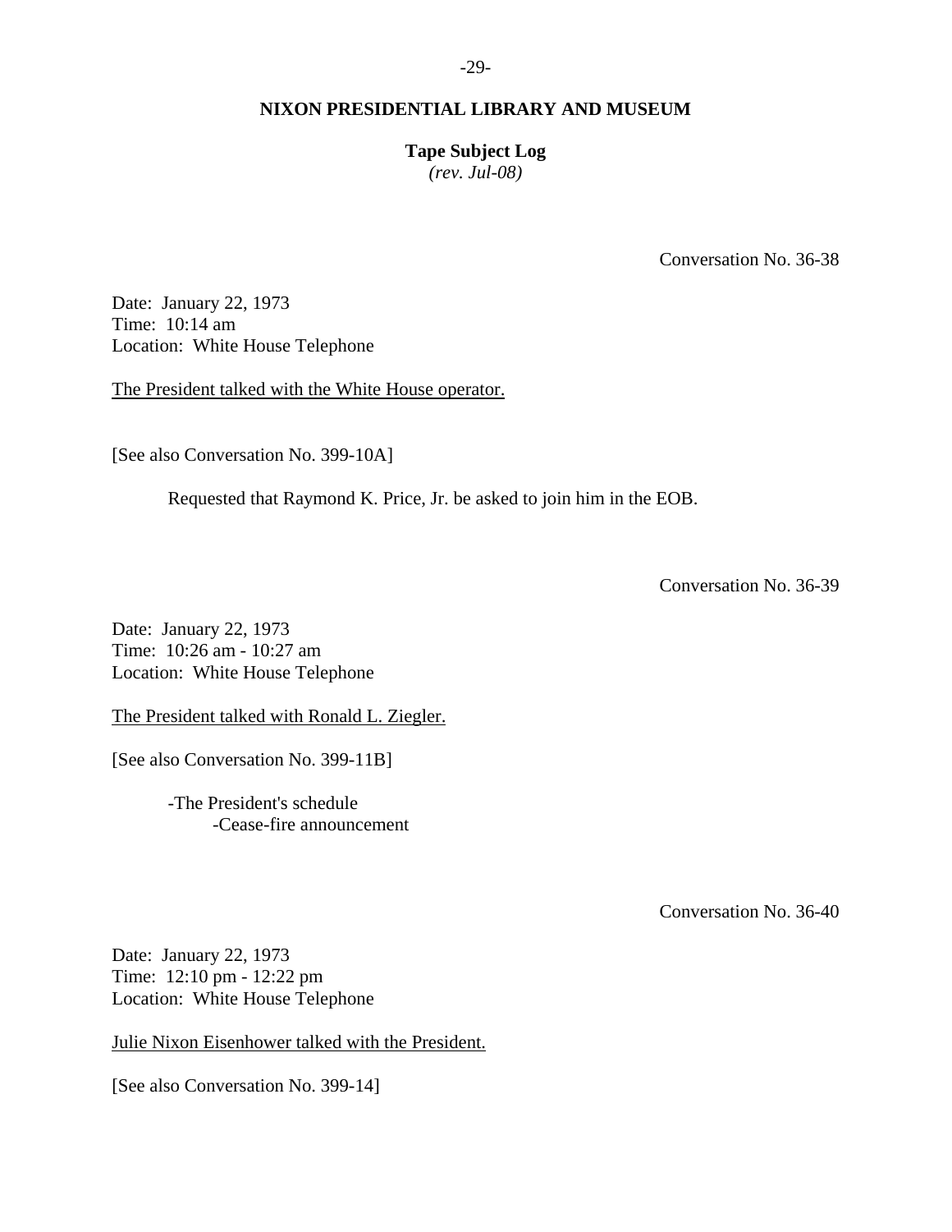Conversation No. 36-38

Date: January 22, 1973
Time: 10:14 am
Location: White House Telephone

The President talked with the White House operator.

[See also Conversation No. 399-10A]

Requested that Raymond K. Price, Jr. be asked to join him in the EOB.

Conversation No. 36-39

Date: January 22, 1973
Time: 10:26 am - 10:27 am
Location: White House Telephone

The President talked with Ronald L. Ziegler.

[See also Conversation No. 399-11B]

- The President's schedule
  - Cease-fire announcement

Conversation No. 36-40

Date: January 22, 1973
Time: 12:10 pm - 12:22 pm
Location: White House Telephone

Julie Nixon Eisenhower talked with the President.

[See also Conversation No. 399-14]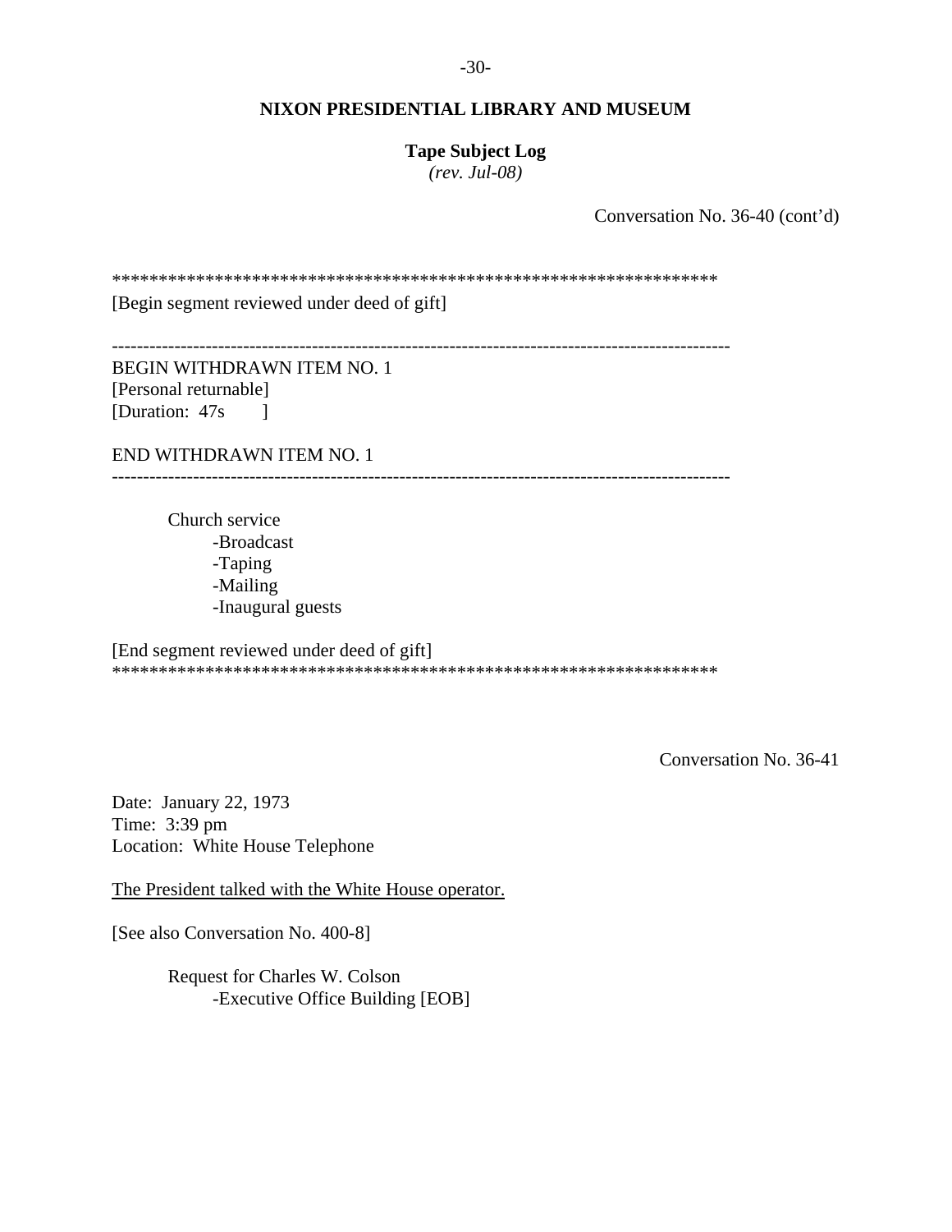**NIXON PRESIDENTIAL LIBRARY AND MUSEUM**

**Tape Subject Log**
*(rev. Jul-08)*

Conversation No. 36-40 (cont'd)

******************************************************************
[Begin segment reviewed under deed of gift]

---

BEGIN WITHDRAWN ITEM NO. 1
[Personal returnable]
[Duration: 47s ]

END WITHDRAWN ITEM NO. 1

---

Church service
- -Broadcast
- -Taping
- -Mailing
- -Inaugural guests

[End segment reviewed under deed of gift]
******************************************************************

Conversation No. 36-41

Date: January 22, 1973
Time: 3:39 pm
Location: White House Telephone

The President talked with the White House operator.

[See also Conversation No. 400-8]

Request for Charles W. Colson
- -Executive Office Building [EOB]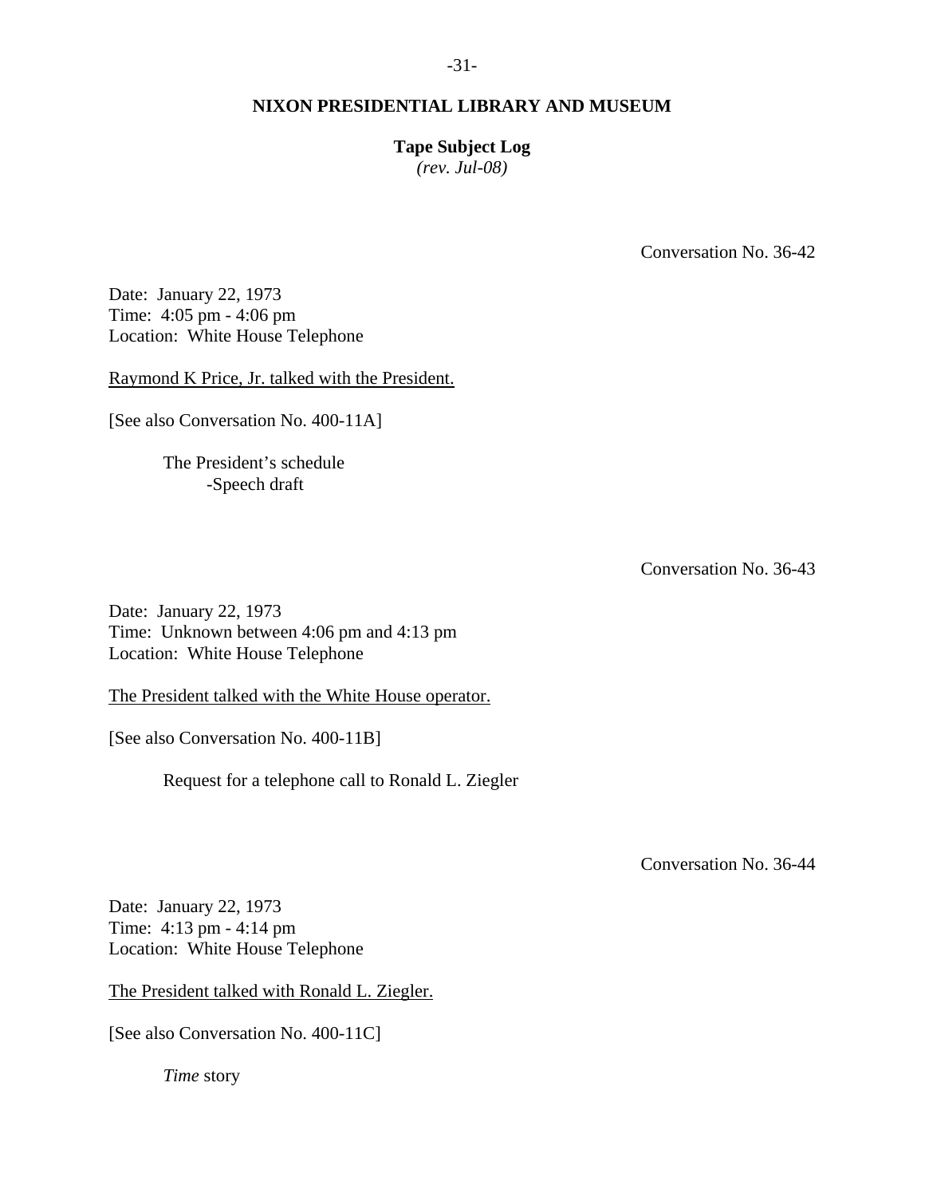Conversation No. 36-42

Date: January 22, 1973
Time: 4:05 pm - 4:06 pm
Location: White House Telephone

Raymond K Price, Jr. talked with the President.

[See also Conversation No. 400-11A]

The President's schedule
- Speech draft

Conversation No. 36-43

Date: January 22, 1973
Time: Unknown between 4:06 pm and 4:13 pm
Location: White House Telephone

The President talked with the White House operator.

[See also Conversation No. 400-11B]

Request for a telephone call to Ronald L. Ziegler

Conversation No. 36-44

Date: January 22, 1973
Time: 4:13 pm - 4:14 pm
Location: White House Telephone

The President talked with Ronald L. Ziegler.

[See also Conversation No. 400-11C]

*Time* story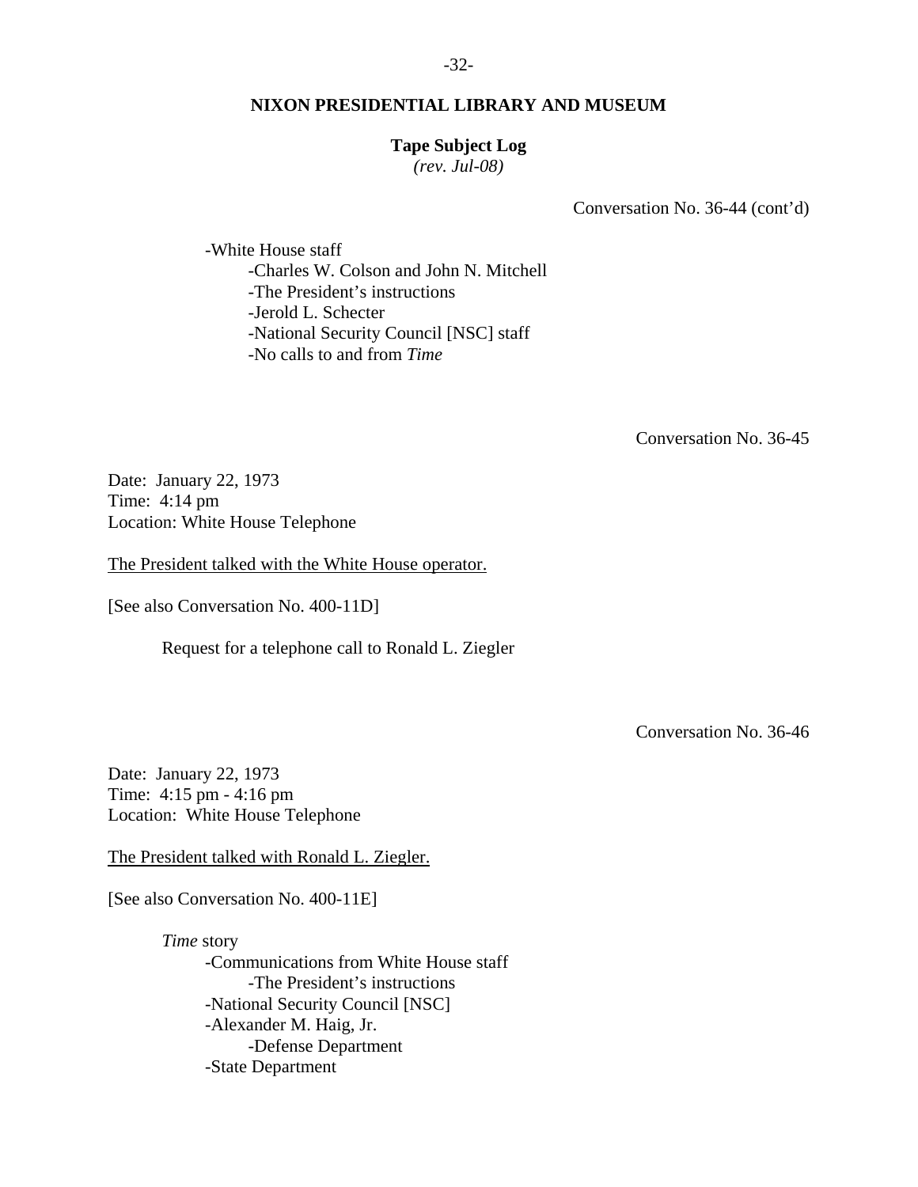**NIXON PRESIDENTIAL LIBRARY AND MUSEUM**

**Tape Subject Log**
*(rev. Jul-08)*

Conversation No. 36-44 (cont'd)

- White House staff
    - Charles W. Colson and John N. Mitchell
    - The President's instructions
    - Jerold L. Schecter
    - National Security Council [NSC] staff
    - No calls to and from *Time*

Conversation No. 36-45

Date: January 22, 1973
Time: 4:14 pm
Location: White House Telephone

The President talked with the White House operator.

[See also Conversation No. 400-11D]

Request for a telephone call to Ronald L. Ziegler

Conversation No. 36-46

Date: January 22, 1973
Time: 4:15 pm - 4:16 pm
Location: White House Telephone

The President talked with Ronald L. Ziegler.

[See also Conversation No. 400-11E]

*Time* story
- Communications from White House staff
    - The President's instructions
- National Security Council [NSC]
- Alexander M. Haig, Jr.
    - Defense Department
- State Department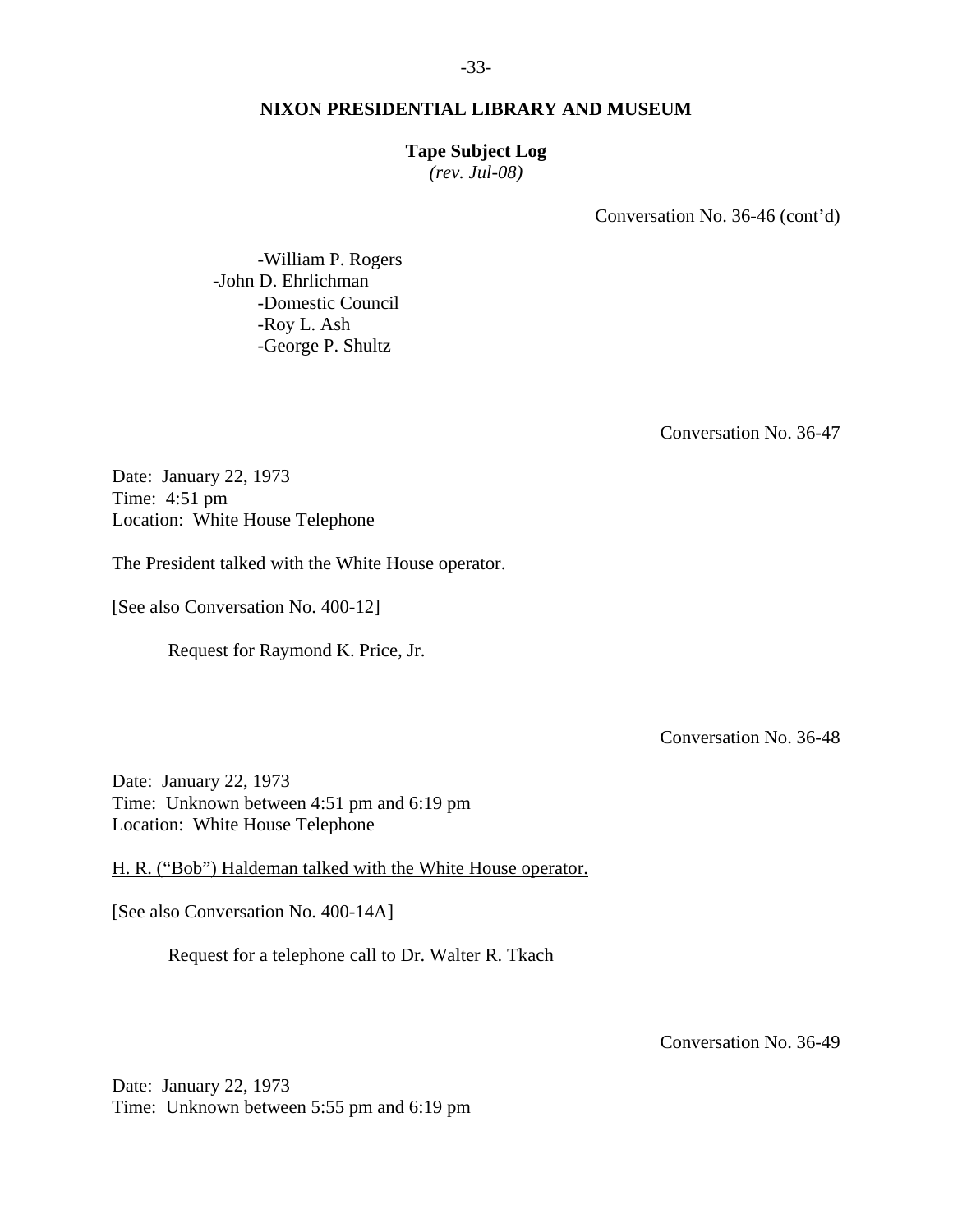Conversation No. 36-46 (cont'd)

- William P. Rogers
- John D. Ehrlichman
    - Domestic Council
    - Roy L. Ash
    - George P. Shultz

Conversation No. 36-47

Date: January 22, 1973
Time: 4:51 pm
Location: White House Telephone

The President talked with the White House operator.

[See also Conversation No. 400-12]

Request for Raymond K. Price, Jr.

Conversation No. 36-48

Date: January 22, 1973
Time: Unknown between 4:51 pm and 6:19 pm
Location: White House Telephone

H. R. ("Bob") Haldeman talked with the White House operator.

[See also Conversation No. 400-14A]

Request for a telephone call to Dr. Walter R. Tkach

Conversation No. 36-49

Date: January 22, 1973
Time: Unknown between 5:55 pm and 6:19 pm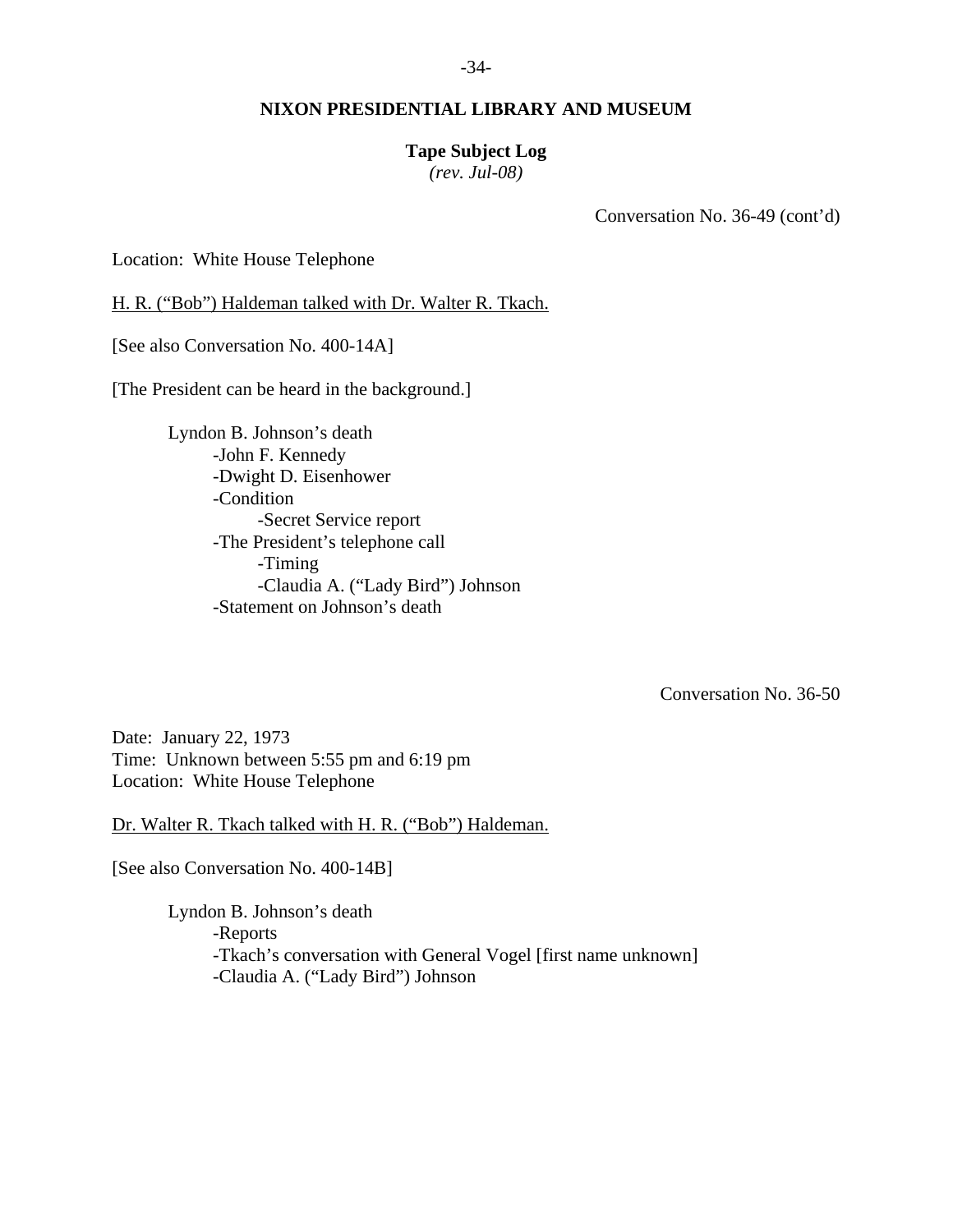**NIXON PRESIDENTIAL LIBRARY AND MUSEUM**

**Tape Subject Log**
*(rev. Jul-08)*

Conversation No. 36-49 (cont'd)

Location: White House Telephone

H. R. ("Bob") Haldeman talked with Dr. Walter R. Tkach.

[See also Conversation No. 400-14A]

[The President can be heard in the background.]

- Lyndon B. Johnson's death
  - -John F. Kennedy
  - -Dwight D. Eisenhower
  - -Condition
    - -Secret Service report
  - -The President's telephone call
    - -Timing
    - -Claudia A. ("Lady Bird") Johnson
  - -Statement on Johnson's death

Conversation No. 36-50

Date: January 22, 1973
Time: Unknown between 5:55 pm and 6:19 pm
Location: White House Telephone

Dr. Walter R. Tkach talked with H. R. ("Bob") Haldeman.

[See also Conversation No. 400-14B]

- Lyndon B. Johnson's death
  - -Reports
  - -Tkach's conversation with General Vogel [first name unknown]
  - -Claudia A. ("Lady Bird") Johnson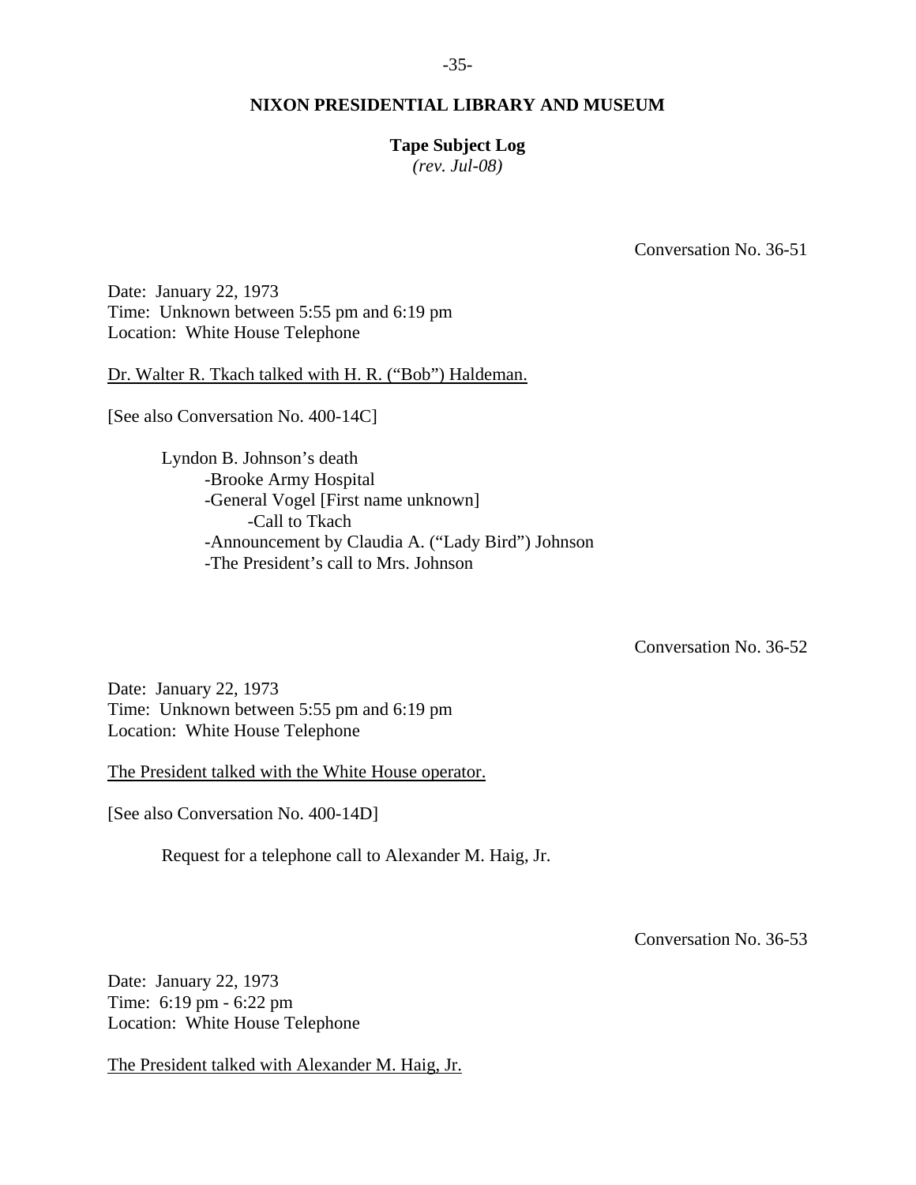**NIXON PRESIDENTIAL LIBRARY AND MUSEUM**

**Tape Subject Log**
*(rev. Jul-08)*

Conversation No. 36-51

Date: January 22, 1973
Time: Unknown between 5:55 pm and 6:19 pm
Location: White House Telephone

Dr. Walter R. Tkach talked with H. R. ("Bob") Haldeman.

[See also Conversation No. 400-14C]

Lyndon B. Johnson's death
- -Brooke Army Hospital
- -General Vogel [First name unknown]
  - -Call to Tkach
- -Announcement by Claudia A. ("Lady Bird") Johnson
- -The President's call to Mrs. Johnson

Conversation No. 36-52

Date: January 22, 1973
Time: Unknown between 5:55 pm and 6:19 pm
Location: White House Telephone

The President talked with the White House operator.

[See also Conversation No. 400-14D]

Request for a telephone call to Alexander M. Haig, Jr.

Conversation No. 36-53

Date: January 22, 1973
Time: 6:19 pm - 6:22 pm
Location: White House Telephone

The President talked with Alexander M. Haig, Jr.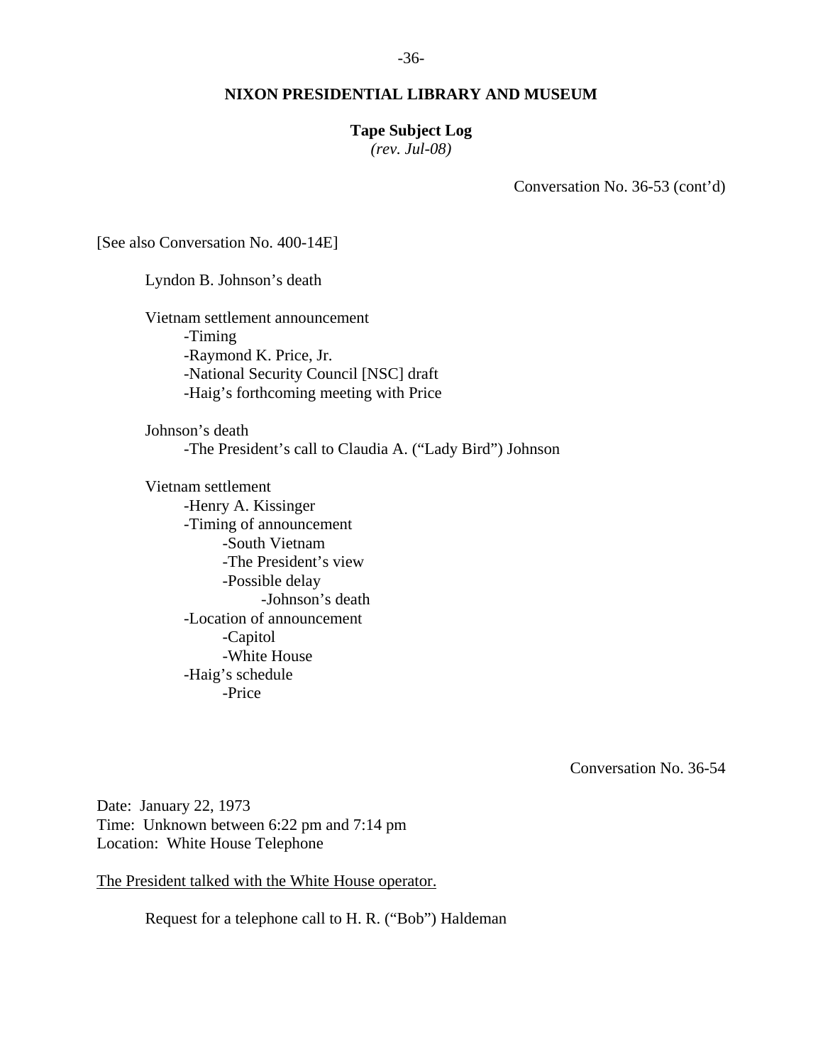**NIXON PRESIDENTIAL LIBRARY AND MUSEUM**

**Tape Subject Log**
*(rev. Jul-08)*

Conversation No. 36-53 (cont'd)

[See also Conversation No. 400-14E]

Lyndon B. Johnson's death

Vietnam settlement announcement
- -Timing
- -Raymond K. Price, Jr.
- -National Security Council [NSC] draft
- -Haig's forthcoming meeting with Price

Johnson's death
- -The President's call to Claudia A. ("Lady Bird") Johnson

Vietnam settlement
- -Henry A. Kissinger
- -Timing of announcement
  - -South Vietnam
  - -The President's view
  - -Possible delay
    - -Johnson's death
- -Location of announcement
  - -Capitol
  - -White House
- -Haig's schedule
  - -Price

Conversation No. 36-54

Date: January 22, 1973
Time: Unknown between 6:22 pm and 7:14 pm
Location: White House Telephone

<u>The President talked with the White House operator.</u>

Request for a telephone call to H. R. ("Bob") Haldeman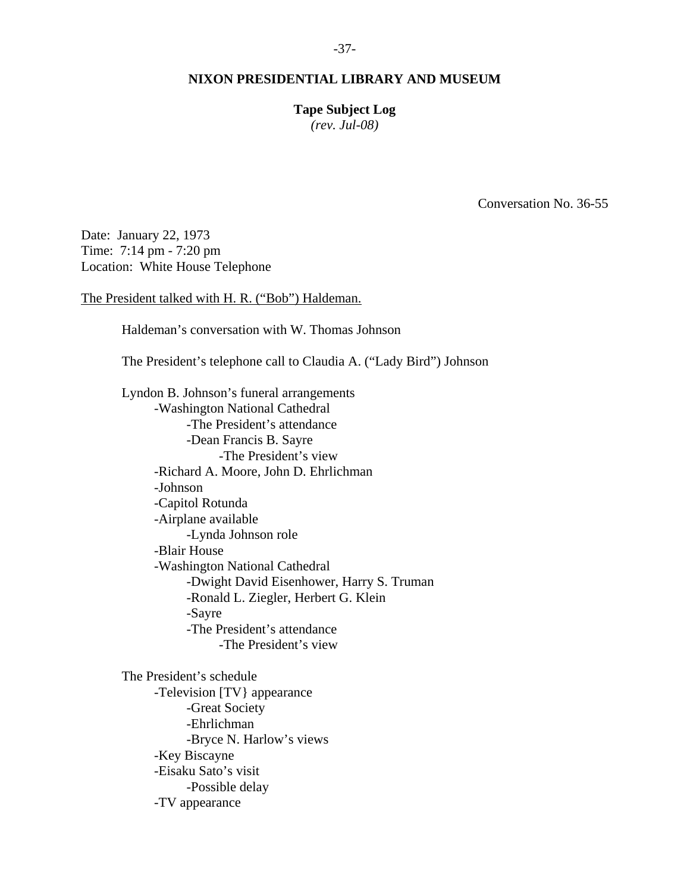**NIXON PRESIDENTIAL LIBRARY AND MUSEUM**

**Tape Subject Log**
*(rev. Jul-08)*

Conversation No. 36-55

Date: January 22, 1973
Time: 7:14 pm - 7:20 pm
Location: White House Telephone

The President talked with H. R. ("Bob") Haldeman.

Haldeman's conversation with W. Thomas Johnson

The President's telephone call to Claudia A. ("Lady Bird") Johnson

Lyndon B. Johnson's funeral arrangements
- -Washington National Cathedral
    - -The President's attendance
    - -Dean Francis B. Sayre
        - -The President's view
- -Richard A. Moore, John D. Ehrlichman
- -Johnson
- -Capitol Rotunda
- -Airplane available
    - -Lynda Johnson role
- -Blair House
- -Washington National Cathedral
    - -Dwight David Eisenhower, Harry S. Truman
    - -Ronald L. Ziegler, Herbert G. Klein
    - -Sayre
    - -The President's attendance
        - -The President's view

The President's schedule
- -Television [TV} appearance
    - -Great Society
    - -Ehrlichman
    - -Bryce N. Harlow's views
- -Key Biscayne
- -Eisaku Sato's visit
    - -Possible delay
- -TV appearance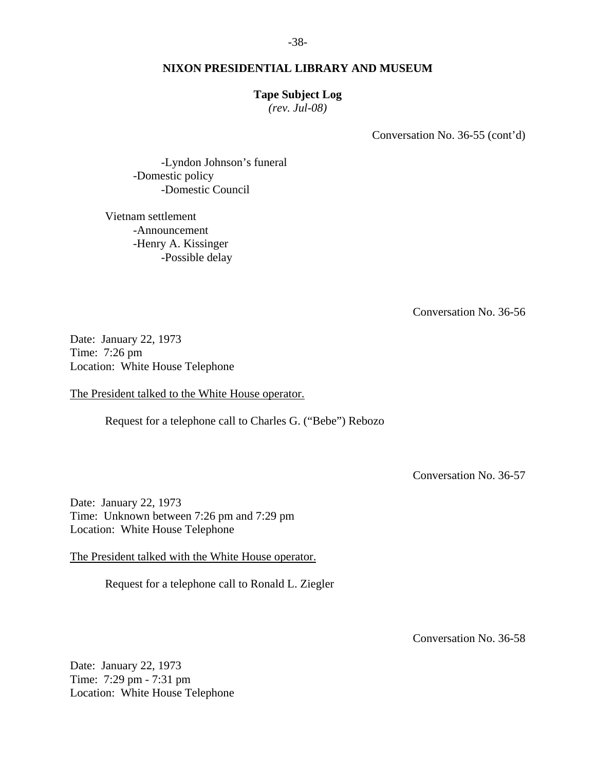Conversation No. 36-55 (cont'd)

        -Lyndon Johnson's funeral
    -Domestic policy
        -Domestic Council

Vietnam settlement
- Announcement
- Henry A. Kissinger
    - Possible delay

Conversation No. 36-56

Date: January 22, 1973
Time: 7:26 pm
Location: White House Telephone

The President talked to the White House operator.

Request for a telephone call to Charles G. ("Bebe") Rebozo

Conversation No. 36-57

Date: January 22, 1973
Time: Unknown between 7:26 pm and 7:29 pm
Location: White House Telephone

The President talked with the White House operator.

Request for a telephone call to Ronald L. Ziegler

Conversation No. 36-58

Date: January 22, 1973
Time: 7:29 pm - 7:31 pm
Location: White House Telephone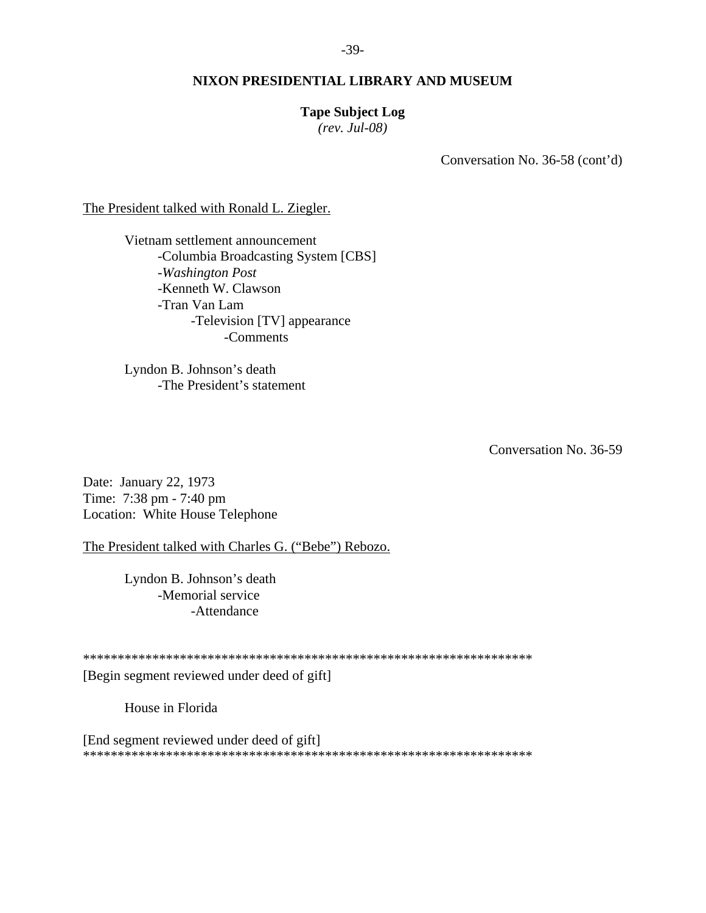Conversation No. 36-58 (cont'd)

The President talked with Ronald L. Ziegler.

- Vietnam settlement announcement
  - -Columbia Broadcasting System [CBS]
  - -*Washington Post*
  - -Kenneth W. Clawson
  - -Tran Van Lam
    - -Television [TV] appearance
      - -Comments

- Lyndon B. Johnson's death
  - -The President's statement

Conversation No. 36-59

Date: January 22, 1973
Time: 7:38 pm - 7:40 pm
Location: White House Telephone

The President talked with Charles G. ("Bebe") Rebozo.

- Lyndon B. Johnson's death
  - -Memorial service
    - -Attendance

*****************************************************************

[Begin segment reviewed under deed of gift]

House in Florida

[End segment reviewed under deed of gift]

*****************************************************************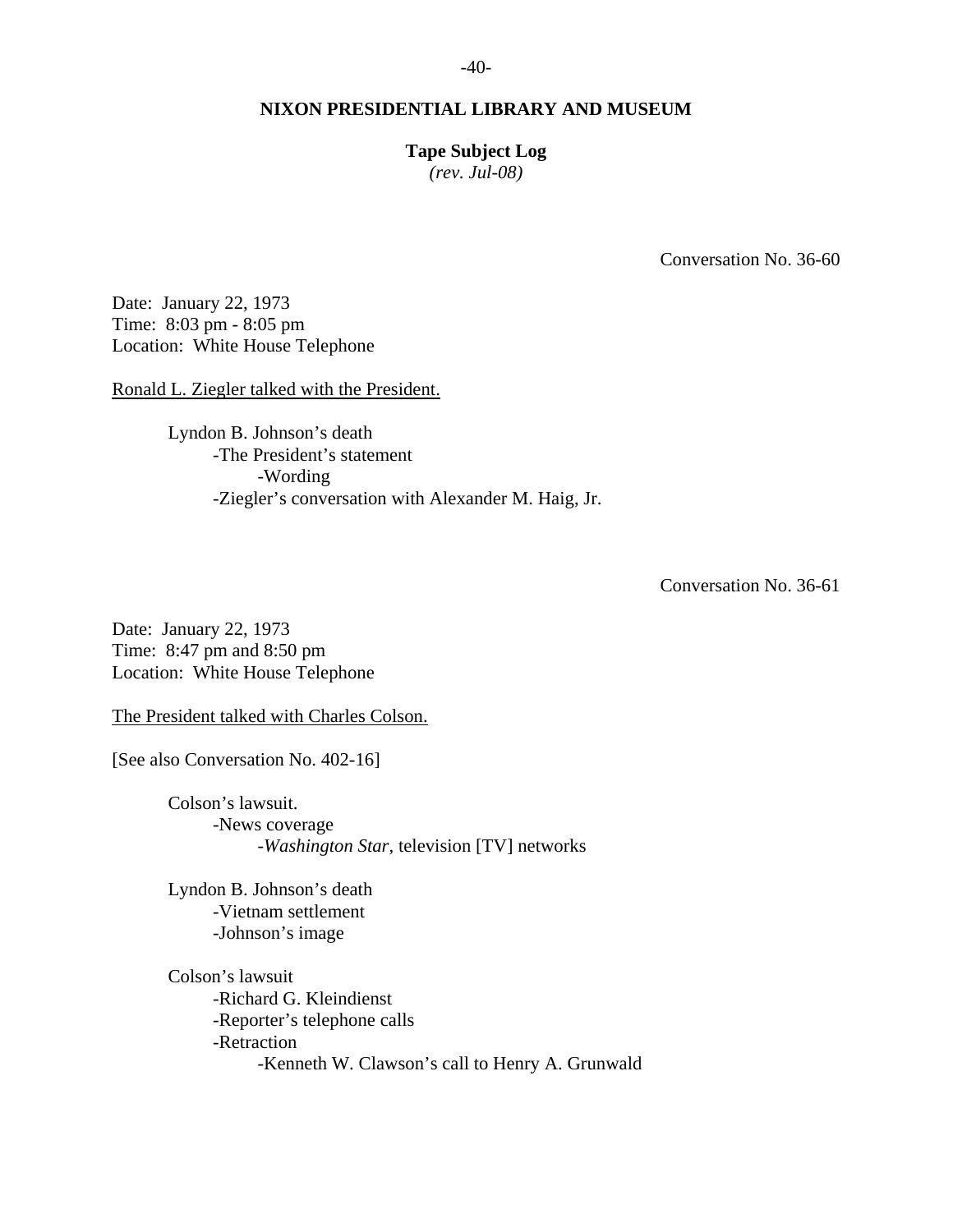**NIXON PRESIDENTIAL LIBRARY AND MUSEUM**

**Tape Subject Log**
*(rev. Jul-08)*

Conversation No. 36-60

Date: January 22, 1973
Time: 8:03 pm - 8:05 pm
Location: White House Telephone

Ronald L. Ziegler talked with the President.

- Lyndon B. Johnson's death
    - The President's statement
        - Wording
    - Ziegler's conversation with Alexander M. Haig, Jr.

Conversation No. 36-61

Date: January 22, 1973
Time: 8:47 pm and 8:50 pm
Location: White House Telephone

The President talked with Charles Colson.

[See also Conversation No. 402-16]

- Colson's lawsuit.
    - News coverage
        - *Washington Star*, television [TV] networks

- Lyndon B. Johnson's death
    - Vietnam settlement
    - Johnson's image

- Colson's lawsuit
    - Richard G. Kleindienst
    - Reporter's telephone calls
    - Retraction
        - Kenneth W. Clawson's call to Henry A. Grunwald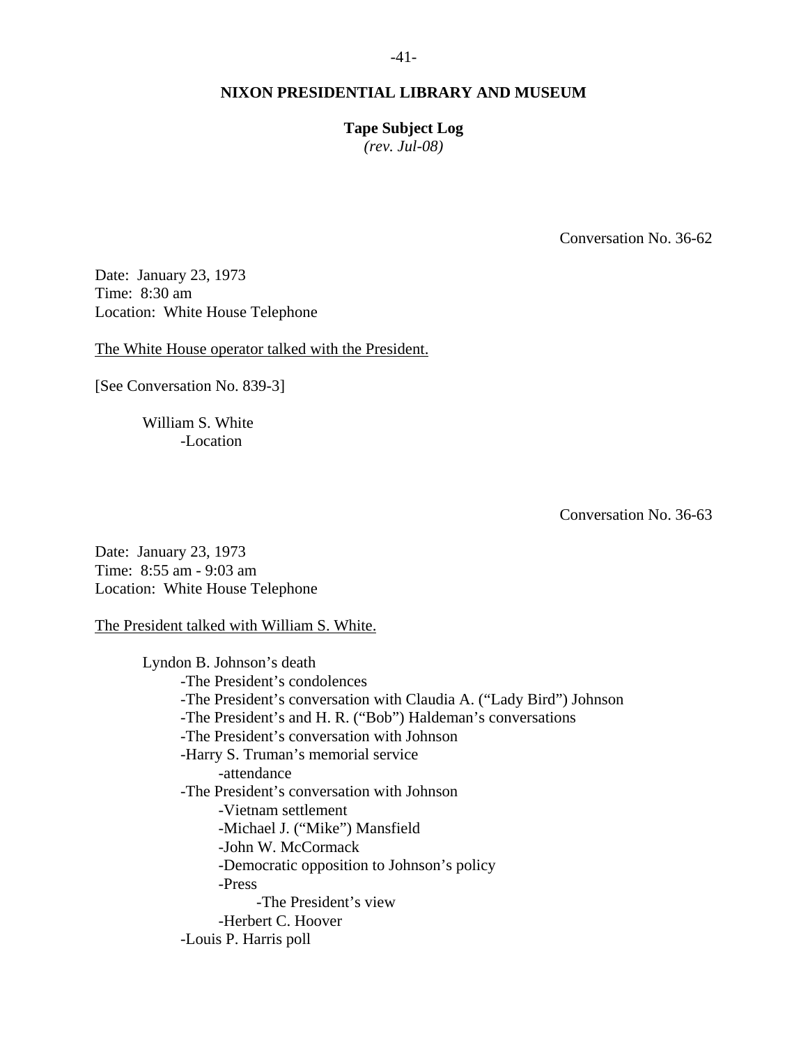**NIXON PRESIDENTIAL LIBRARY AND MUSEUM**

**Tape Subject Log**
*(rev. Jul-08)*

Conversation No. 36-62

Date: January 23, 1973
Time: 8:30 am
Location: White House Telephone

The White House operator talked with the President.

[See Conversation No. 839-3]

- William S. White
  - -Location

Conversation No. 36-63

Date: January 23, 1973
Time: 8:55 am - 9:03 am
Location: White House Telephone

The President talked with William S. White.

- Lyndon B. Johnson's death
  - -The President's condolences
  - -The President's conversation with Claudia A. ("Lady Bird") Johnson
  - -The President's and H. R. ("Bob") Haldeman's conversations
  - -The President's conversation with Johnson
  - -Harry S. Truman's memorial service
    - -attendance
  - -The President's conversation with Johnson
    - -Vietnam settlement
    - -Michael J. ("Mike") Mansfield
    - -John W. McCormack
    - -Democratic opposition to Johnson's policy
    - -Press
      - -The President's view
    - -Herbert C. Hoover
  - -Louis P. Harris poll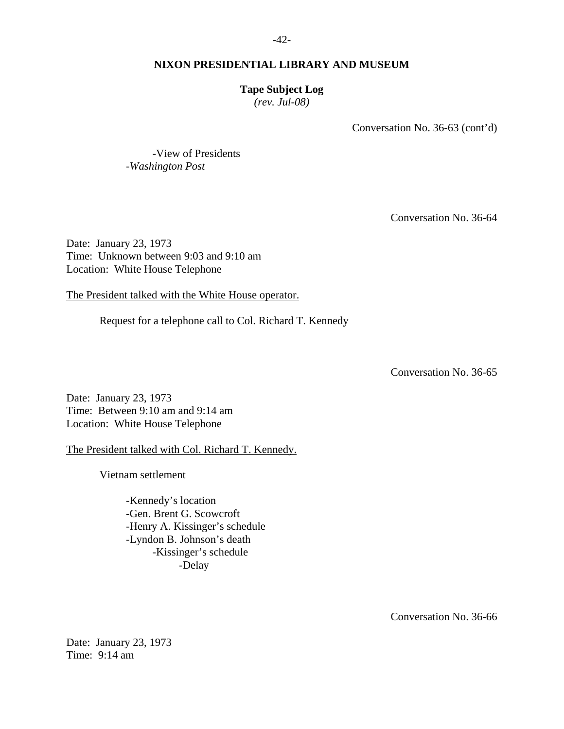## NIXON PRESIDENTIAL LIBRARY AND MUSEUM

**Tape Subject Log**
*(rev. Jul-08)*

Conversation No. 36-63 (cont'd)

- View of Presidents
- *Washington Post*

Conversation No. 36-64

Date: January 23, 1973
Time: Unknown between 9:03 and 9:10 am
Location: White House Telephone

The President talked with the White House operator.

Request for a telephone call to Col. Richard T. Kennedy

Conversation No. 36-65

Date: January 23, 1973
Time: Between 9:10 am and 9:14 am
Location: White House Telephone

The President talked with Col. Richard T. Kennedy.

Vietnam settlement

- Kennedy's location
- Gen. Brent G. Scowcroft
- Henry A. Kissinger's schedule
- Lyndon B. Johnson's death
    - Kissinger's schedule
        - Delay

Conversation No. 36-66

Date: January 23, 1973
Time: 9:14 am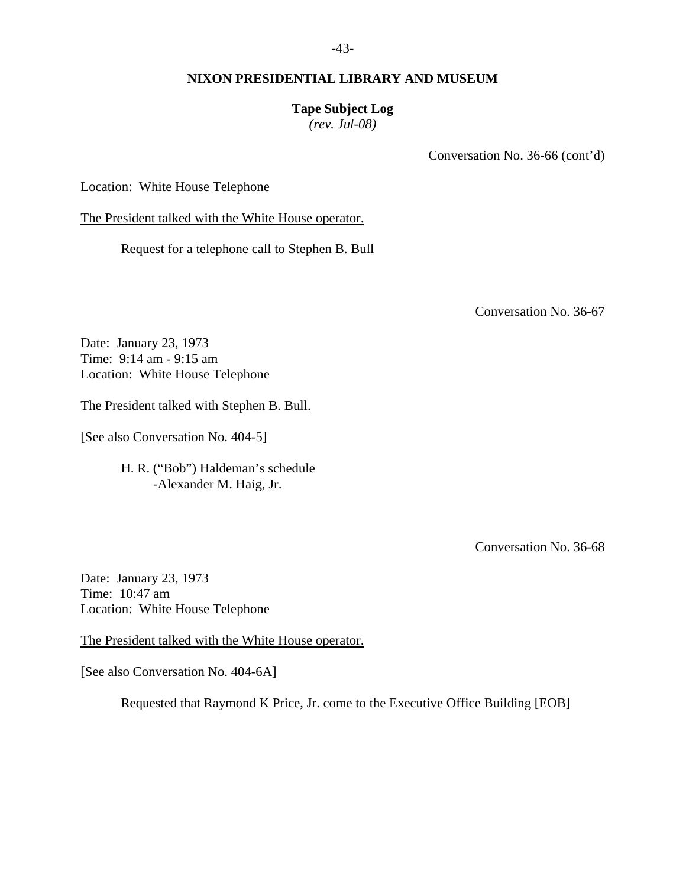Conversation No. 36-66 (cont'd)

Location: White House Telephone

The President talked with the White House operator.

Request for a telephone call to Stephen B. Bull

Conversation No. 36-67

Date: January 23, 1973
Time: 9:14 am - 9:15 am
Location: White House Telephone

The President talked with Stephen B. Bull.

[See also Conversation No. 404-5]

H. R. ("Bob") Haldeman's schedule
-Alexander M. Haig, Jr.

Conversation No. 36-68

Date: January 23, 1973
Time: 10:47 am
Location: White House Telephone

The President talked with the White House operator.

[See also Conversation No. 404-6A]

Requested that Raymond K Price, Jr. come to the Executive Office Building [EOB]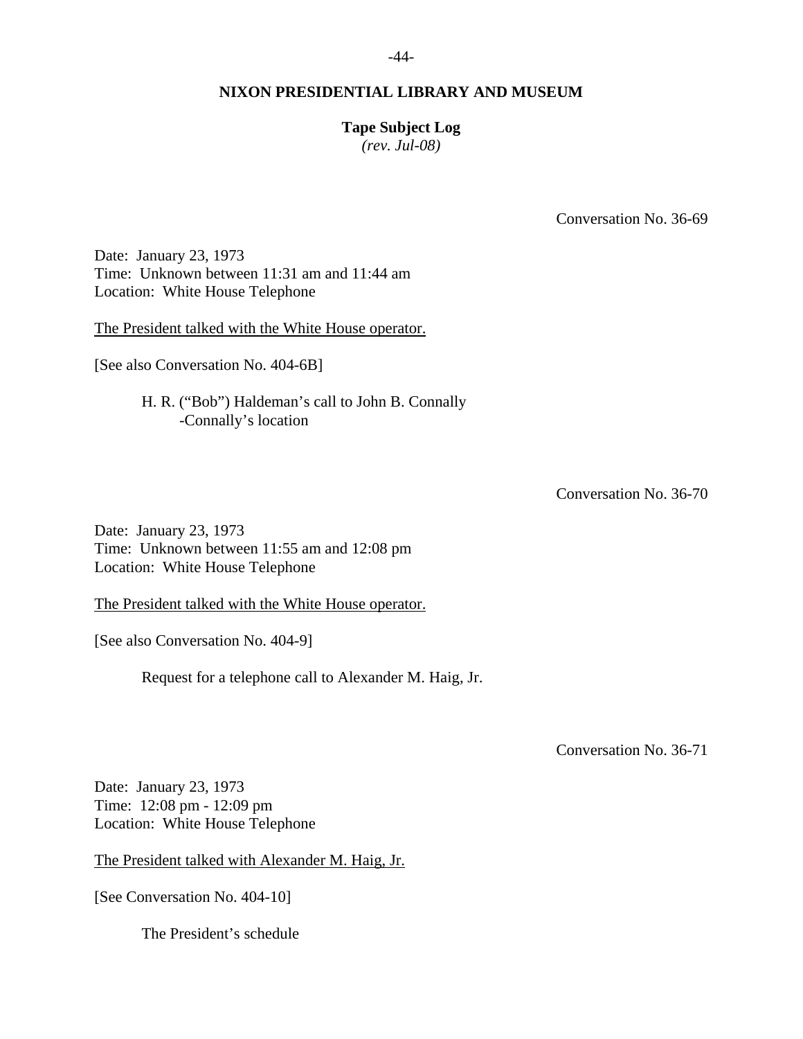Conversation No. 36-69

Date: January 23, 1973
Time: Unknown between 11:31 am and 11:44 am
Location: White House Telephone

<u>The President talked with the White House operator.</u>

[See also Conversation No. 404-6B]

H. R. ("Bob") Haldeman's call to John B. Connally
-Connally's location

Conversation No. 36-70

Date: January 23, 1973
Time: Unknown between 11:55 am and 12:08 pm
Location: White House Telephone

<u>The President talked with the White House operator.</u>

[See also Conversation No. 404-9]

Request for a telephone call to Alexander M. Haig, Jr.

Conversation No. 36-71

Date: January 23, 1973
Time: 12:08 pm - 12:09 pm
Location: White House Telephone

<u>The President talked with Alexander M. Haig, Jr.</u>

[See Conversation No. 404-10]

The President's schedule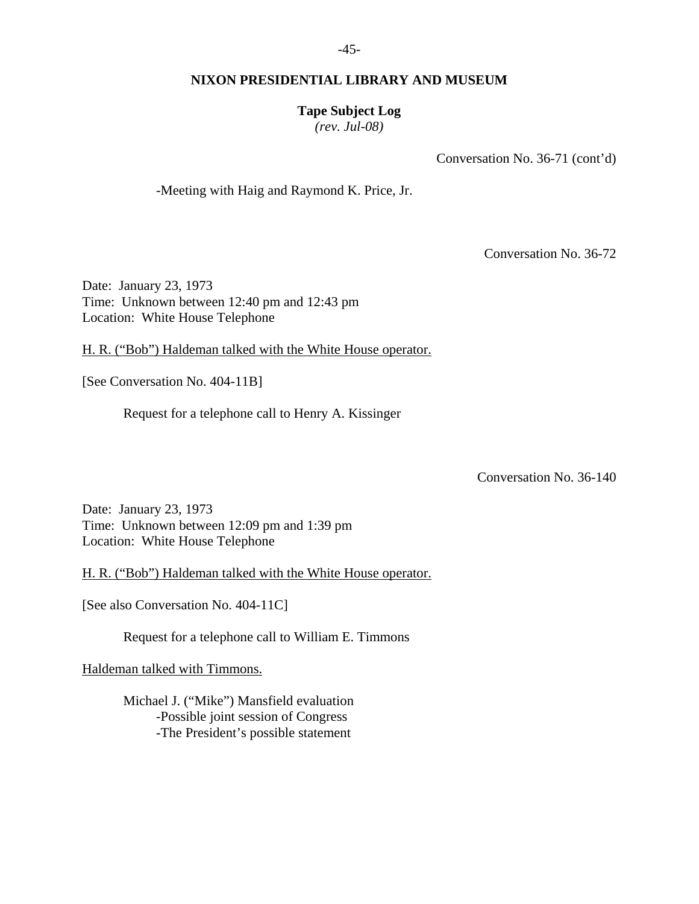## NIXON PRESIDENTIAL LIBRARY AND MUSEUM

**Tape Subject Log**
*(rev. Jul-08)*

Conversation No. 36-71 (cont'd)

-Meeting with Haig and Raymond K. Price, Jr.

Conversation No. 36-72

Date: January 23, 1973
Time: Unknown between 12:40 pm and 12:43 pm
Location: White House Telephone

H. R. ("Bob") Haldeman talked with the White House operator.

[See Conversation No. 404-11B]

Request for a telephone call to Henry A. Kissinger

Conversation No. 36-140

Date: January 23, 1973
Time: Unknown between 12:09 pm and 1:39 pm
Location: White House Telephone

H. R. ("Bob") Haldeman talked with the White House operator.

[See also Conversation No. 404-11C]

Request for a telephone call to William E. Timmons

Haldeman talked with Timmons.

Michael J. ("Mike") Mansfield evaluation
- -Possible joint session of Congress
- -The President's possible statement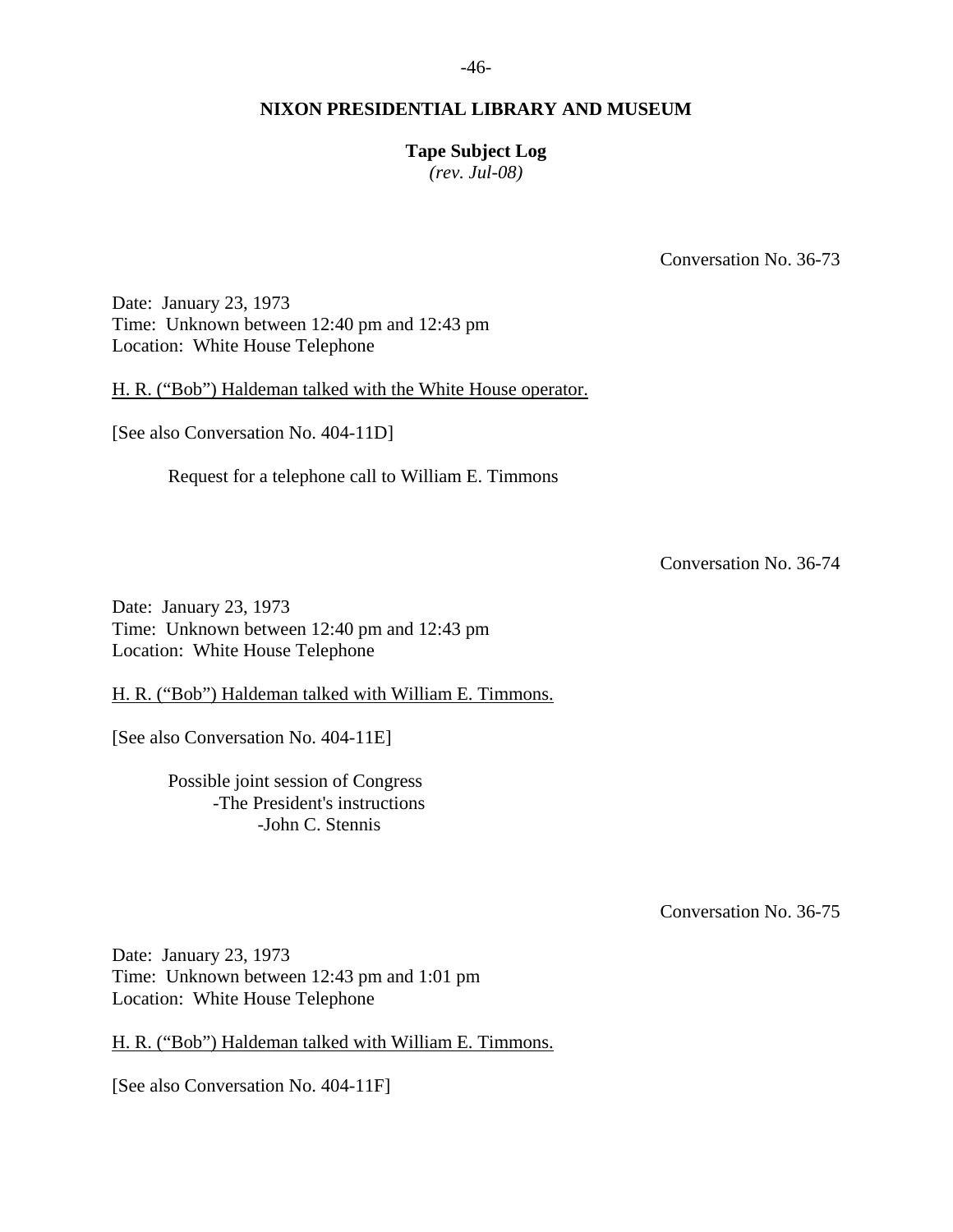Conversation No. 36-73

Date: January 23, 1973
Time: Unknown between 12:40 pm and 12:43 pm
Location: White House Telephone

H. R. ("Bob") Haldeman talked with the White House operator.

[See also Conversation No. 404-11D]

Request for a telephone call to William E. Timmons

Conversation No. 36-74

Date: January 23, 1973
Time: Unknown between 12:40 pm and 12:43 pm
Location: White House Telephone

H. R. ("Bob") Haldeman talked with William E. Timmons.

[See also Conversation No. 404-11E]

Possible joint session of Congress
- The President's instructions
  - John C. Stennis

Conversation No. 36-75

Date: January 23, 1973
Time: Unknown between 12:43 pm and 1:01 pm
Location: White House Telephone

H. R. ("Bob") Haldeman talked with William E. Timmons.

[See also Conversation No. 404-11F]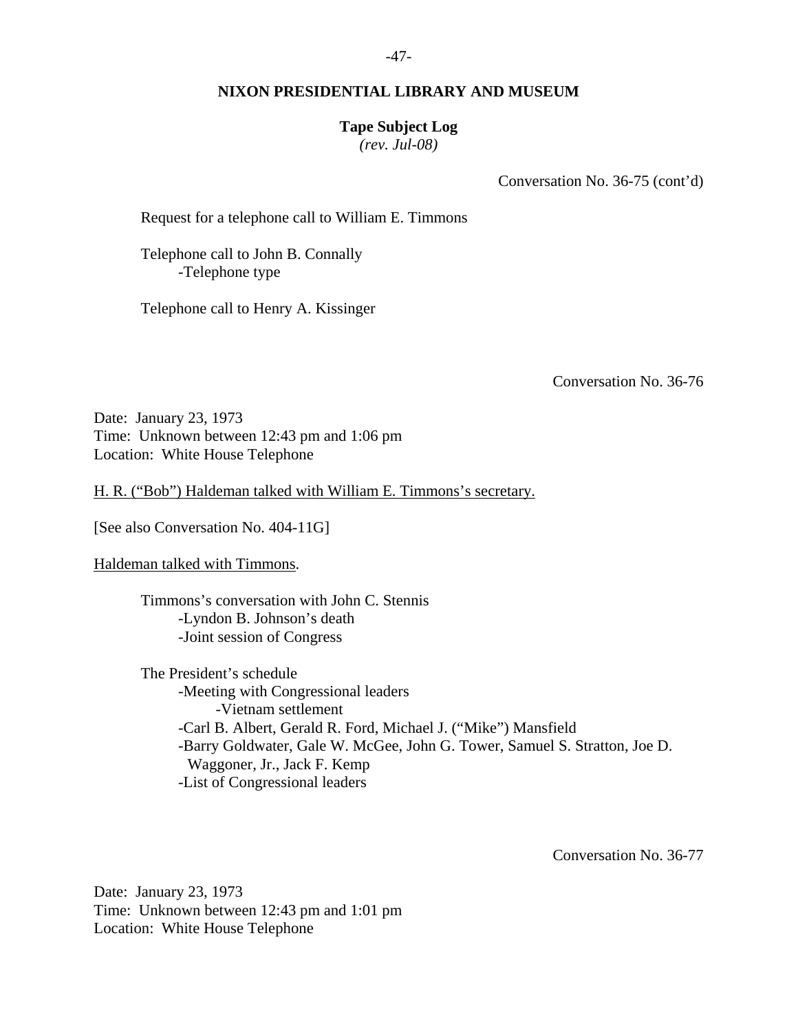Conversation No. 36-75 (cont'd)

Request for a telephone call to William E. Timmons

Telephone call to John B. Connally
- -Telephone type

Telephone call to Henry A. Kissinger

Conversation No. 36-76

Date: January 23, 1973
Time: Unknown between 12:43 pm and 1:06 pm
Location: White House Telephone

<u>H. R. ("Bob") Haldeman talked with William E. Timmons's secretary.</u>

[See also Conversation No. 404-11G]

<u>Haldeman talked with Timmons</u>.

Timmons's conversation with John C. Stennis
- -Lyndon B. Johnson's death
- -Joint session of Congress

The President's schedule
- -Meeting with Congressional leaders
  - -Vietnam settlement
- -Carl B. Albert, Gerald R. Ford, Michael J. ("Mike") Mansfield
- -Barry Goldwater, Gale W. McGee, John G. Tower, Samuel S. Stratton, Joe D. Waggoner, Jr., Jack F. Kemp
- -List of Congressional leaders

Conversation No. 36-77

Date: January 23, 1973
Time: Unknown between 12:43 pm and 1:01 pm
Location: White House Telephone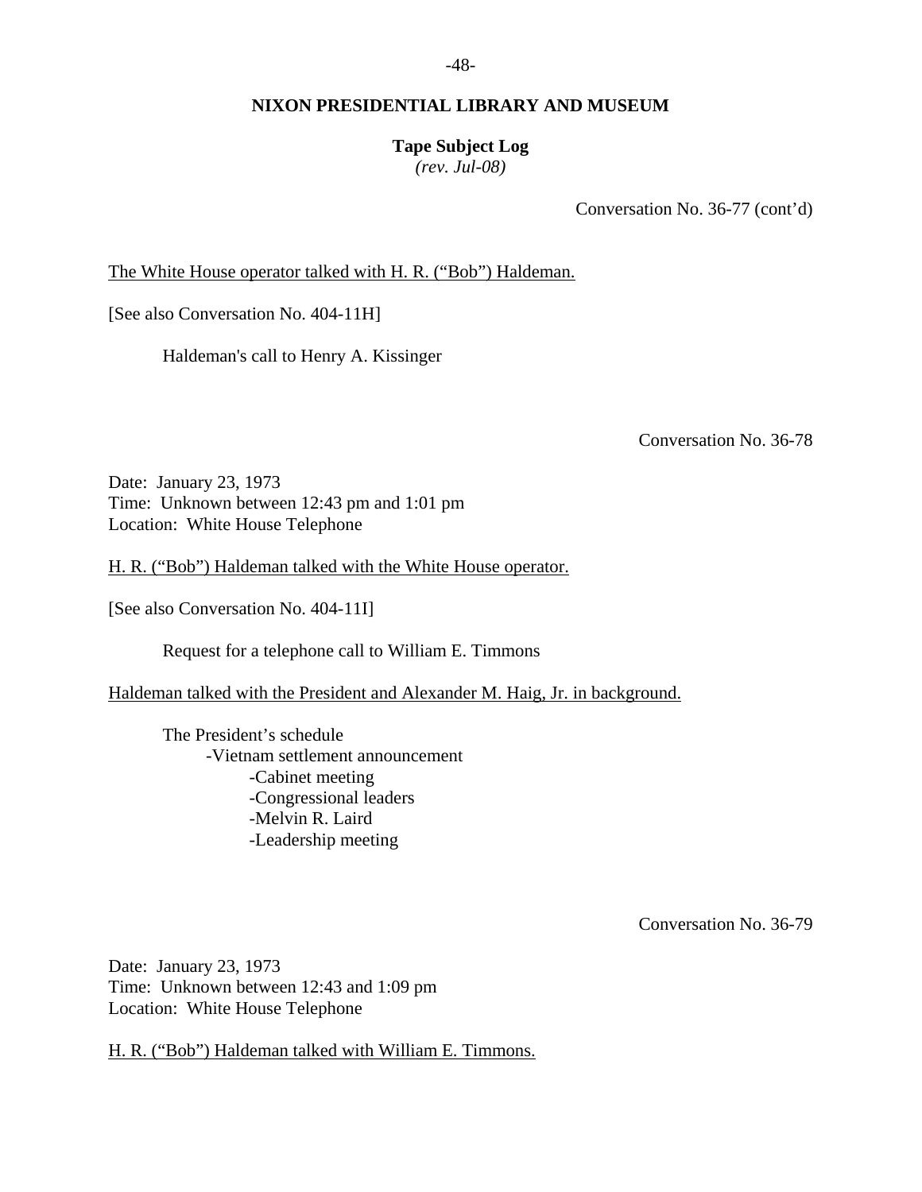Conversation No. 36-77 (cont'd)

The White House operator talked with H. R. ("Bob") Haldeman.

[See also Conversation No. 404-11H]

Haldeman's call to Henry A. Kissinger

Conversation No. 36-78

Date: January 23, 1973
Time: Unknown between 12:43 pm and 1:01 pm
Location: White House Telephone

H. R. ("Bob") Haldeman talked with the White House operator.

[See also Conversation No. 404-11I]

Request for a telephone call to William E. Timmons

Haldeman talked with the President and Alexander M. Haig, Jr. in background.

The President's schedule
- Vietnam settlement announcement
  - Cabinet meeting
  - Congressional leaders
  - Melvin R. Laird
  - Leadership meeting

Conversation No. 36-79

Date: January 23, 1973
Time: Unknown between 12:43 and 1:09 pm
Location: White House Telephone

H. R. ("Bob") Haldeman talked with William E. Timmons.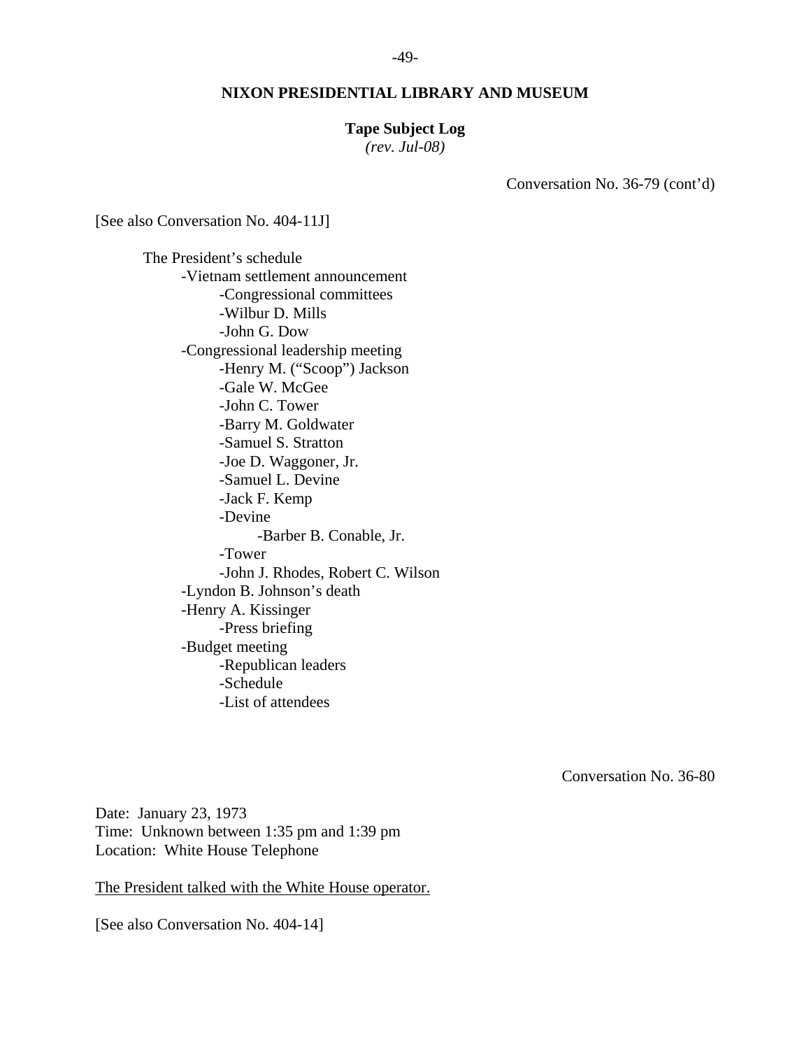Conversation No. 36-79 (cont'd)

[See also Conversation No. 404-11J]

The President's schedule
- Vietnam settlement announcement
  - Congressional committees
  - Wilbur D. Mills
  - John G. Dow
- Congressional leadership meeting
  - Henry M. ("Scoop") Jackson
  - Gale W. McGee
  - John C. Tower
  - Barry M. Goldwater
  - Samuel S. Stratton
  - Joe D. Waggoner, Jr.
  - Samuel L. Devine
  - Jack F. Kemp
  - Devine
    - Barber B. Conable, Jr.
  - Tower
  - John J. Rhodes, Robert C. Wilson
- Lyndon B. Johnson's death
- Henry A. Kissinger
  - Press briefing
- Budget meeting
  - Republican leaders
  - Schedule
  - List of attendees

Conversation No. 36-80

Date: January 23, 1973
Time: Unknown between 1:35 pm and 1:39 pm
Location: White House Telephone

The President talked with the White House operator.

[See also Conversation No. 404-14]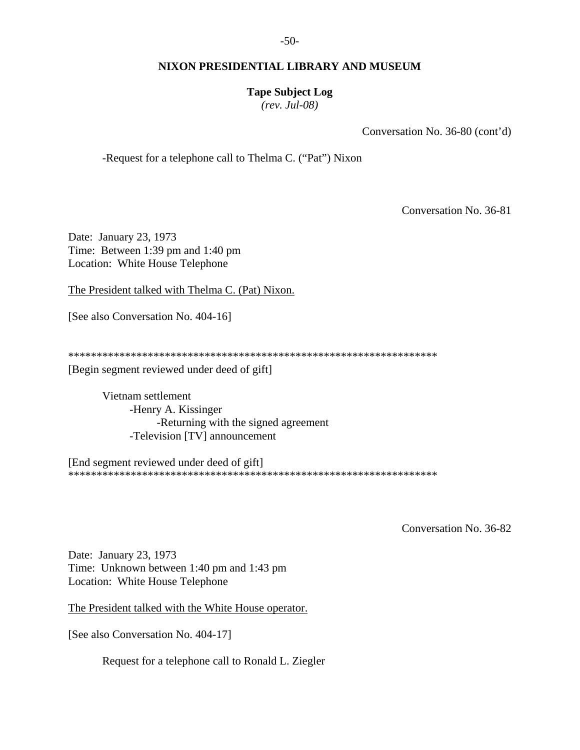Conversation No. 36-80 (cont'd)

-Request for a telephone call to Thelma C. ("Pat") Nixon

Conversation No. 36-81

Date: January 23, 1973
Time: Between 1:39 pm and 1:40 pm
Location: White House Telephone

The President talked with Thelma C. (Pat) Nixon.

[See also Conversation No. 404-16]

*****************************************************************
[Begin segment reviewed under deed of gift]

Vietnam settlement
- Henry A. Kissinger
  - Returning with the signed agreement
- Television [TV] announcement

[End segment reviewed under deed of gift]
*****************************************************************

Conversation No. 36-82

Date: January 23, 1973
Time: Unknown between 1:40 pm and 1:43 pm
Location: White House Telephone

The President talked with the White House operator.

[See also Conversation No. 404-17]

Request for a telephone call to Ronald L. Ziegler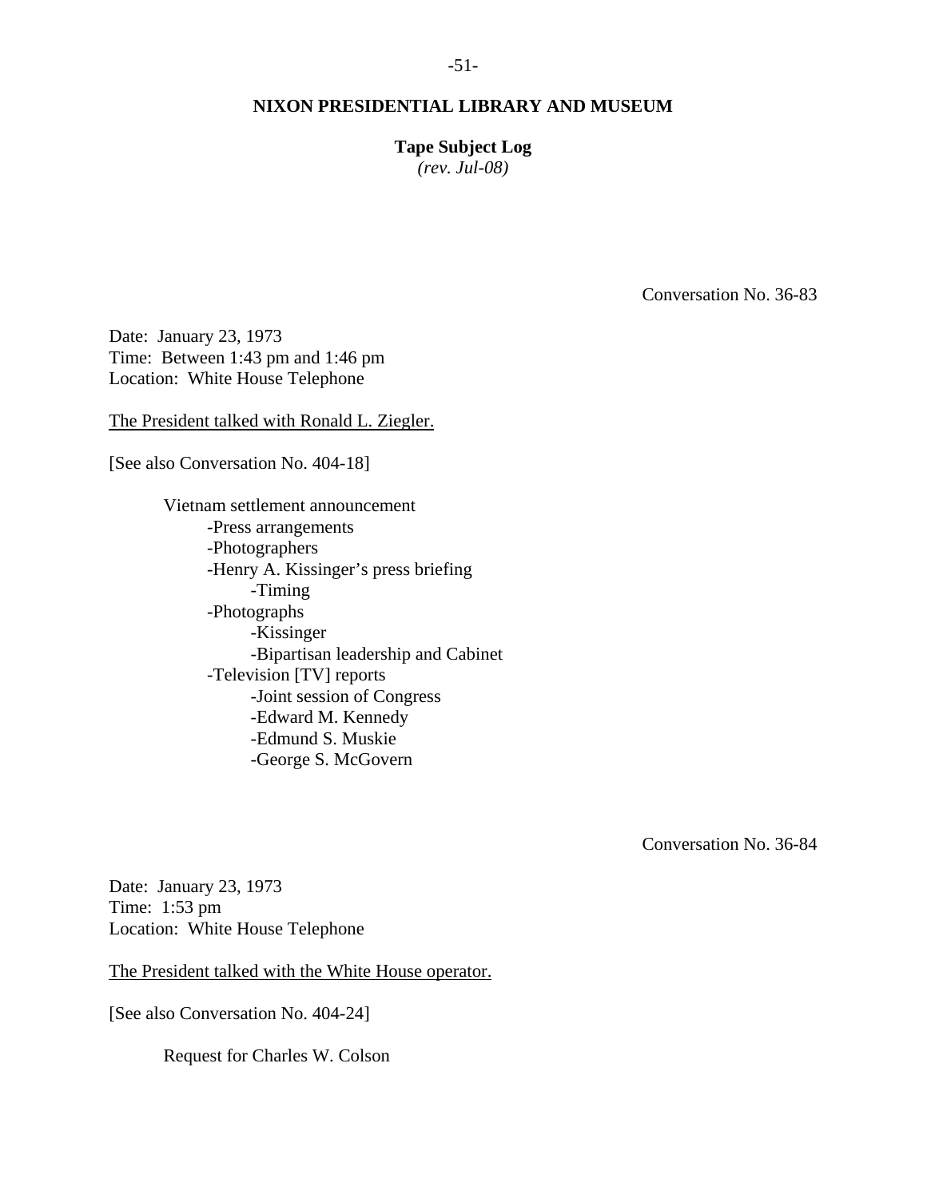**NIXON PRESIDENTIAL LIBRARY AND MUSEUM**

**Tape Subject Log**
*(rev. Jul-08)*

Conversation No. 36-83

Date: January 23, 1973
Time: Between 1:43 pm and 1:46 pm
Location: White House Telephone

The President talked with Ronald L. Ziegler.

[See also Conversation No. 404-18]

Vietnam settlement announcement
- -Press arrangements
- -Photographers
- -Henry A. Kissinger's press briefing
  - -Timing
- -Photographs
  - -Kissinger
  - -Bipartisan leadership and Cabinet
- -Television [TV] reports
  - -Joint session of Congress
  - -Edward M. Kennedy
  - -Edmund S. Muskie
  - -George S. McGovern

Conversation No. 36-84

Date: January 23, 1973
Time: 1:53 pm
Location: White House Telephone

The President talked with the White House operator.

[See also Conversation No. 404-24]

Request for Charles W. Colson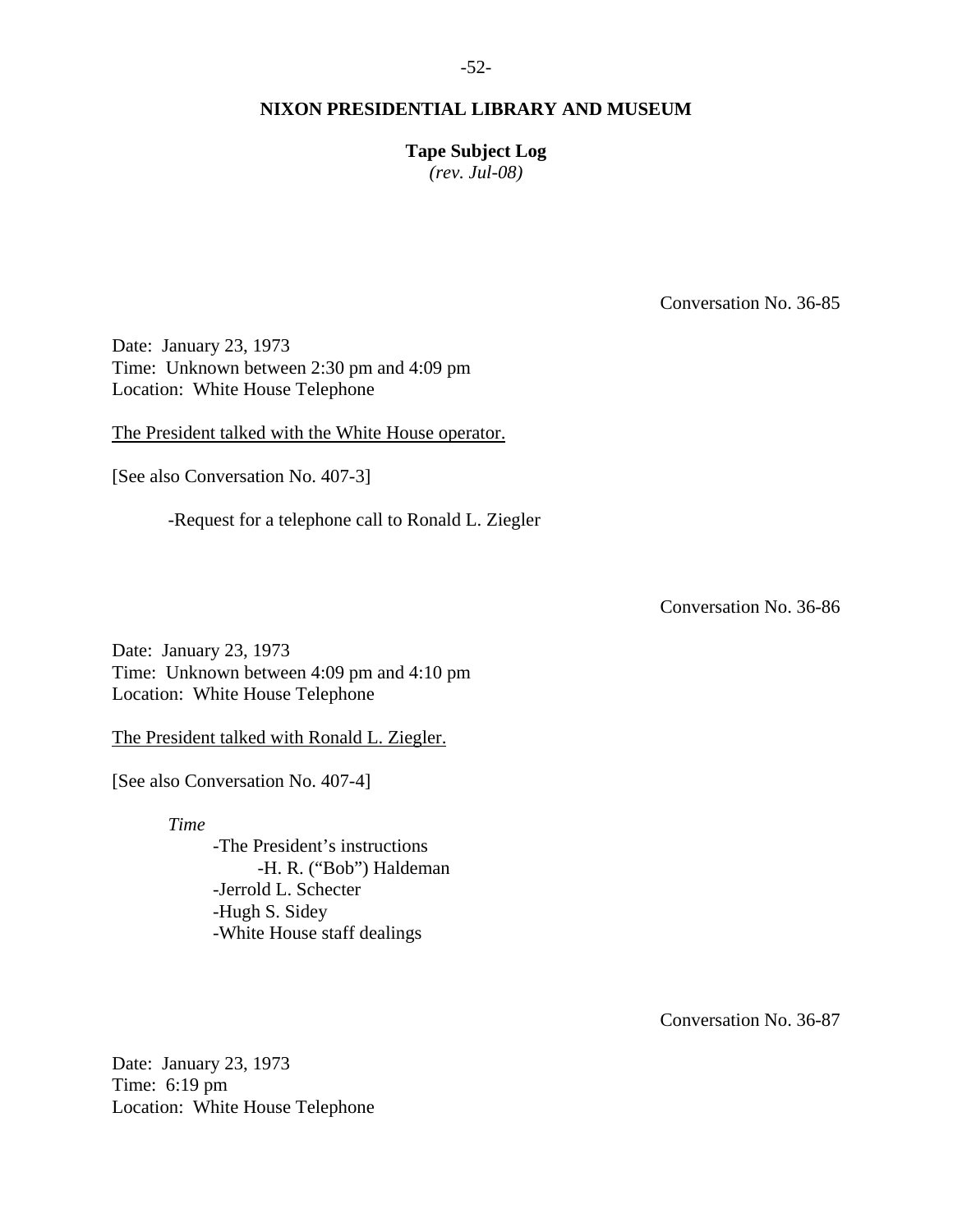Conversation No. 36-85

Date: January 23, 1973
Time: Unknown between 2:30 pm and 4:09 pm
Location: White House Telephone

The President talked with the White House operator.

[See also Conversation No. 407-3]

- Request for a telephone call to Ronald L. Ziegler

Conversation No. 36-86

Date: January 23, 1973
Time: Unknown between 4:09 pm and 4:10 pm
Location: White House Telephone

The President talked with Ronald L. Ziegler.

[See also Conversation No. 407-4]

*Time*

- The President's instructions
    - H. R. ("Bob") Haldeman
- Jerrold L. Schecter
- Hugh S. Sidey
- White House staff dealings

Conversation No. 36-87

Date: January 23, 1973
Time: 6:19 pm
Location: White House Telephone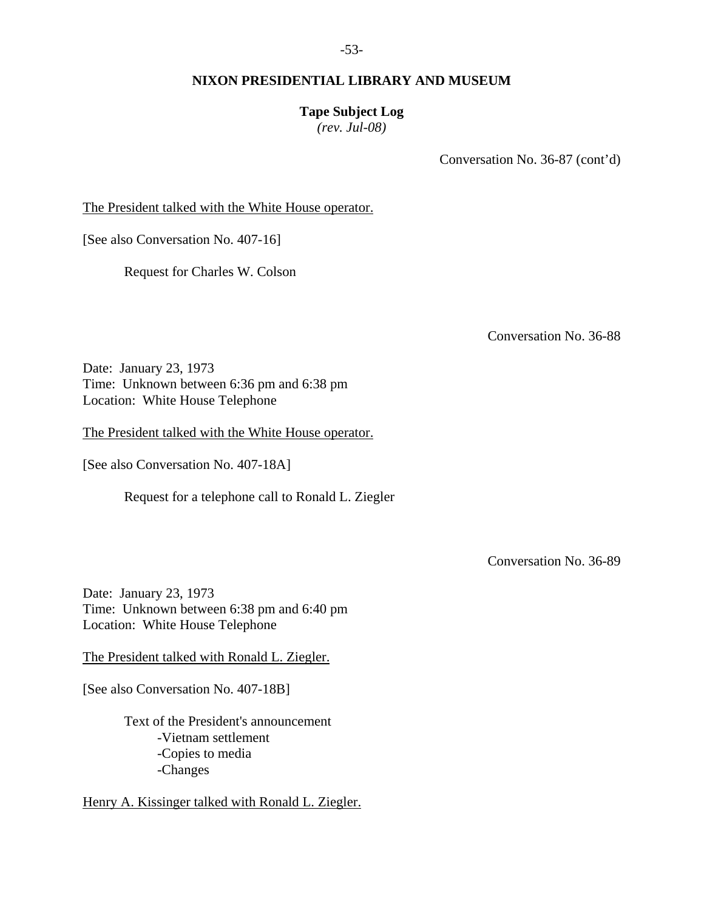Conversation No. 36-87 (cont'd)

The President talked with the White House operator.

[See also Conversation No. 407-16]

Request for Charles W. Colson

Conversation No. 36-88

Date: January 23, 1973
Time: Unknown between 6:36 pm and 6:38 pm
Location: White House Telephone

The President talked with the White House operator.

[See also Conversation No. 407-18A]

Request for a telephone call to Ronald L. Ziegler

Conversation No. 36-89

Date: January 23, 1973
Time: Unknown between 6:38 pm and 6:40 pm
Location: White House Telephone

The President talked with Ronald L. Ziegler.

[See also Conversation No. 407-18B]

Text of the President's announcement
- Vietnam settlement
- Copies to media
- Changes

Henry A. Kissinger talked with Ronald L. Ziegler.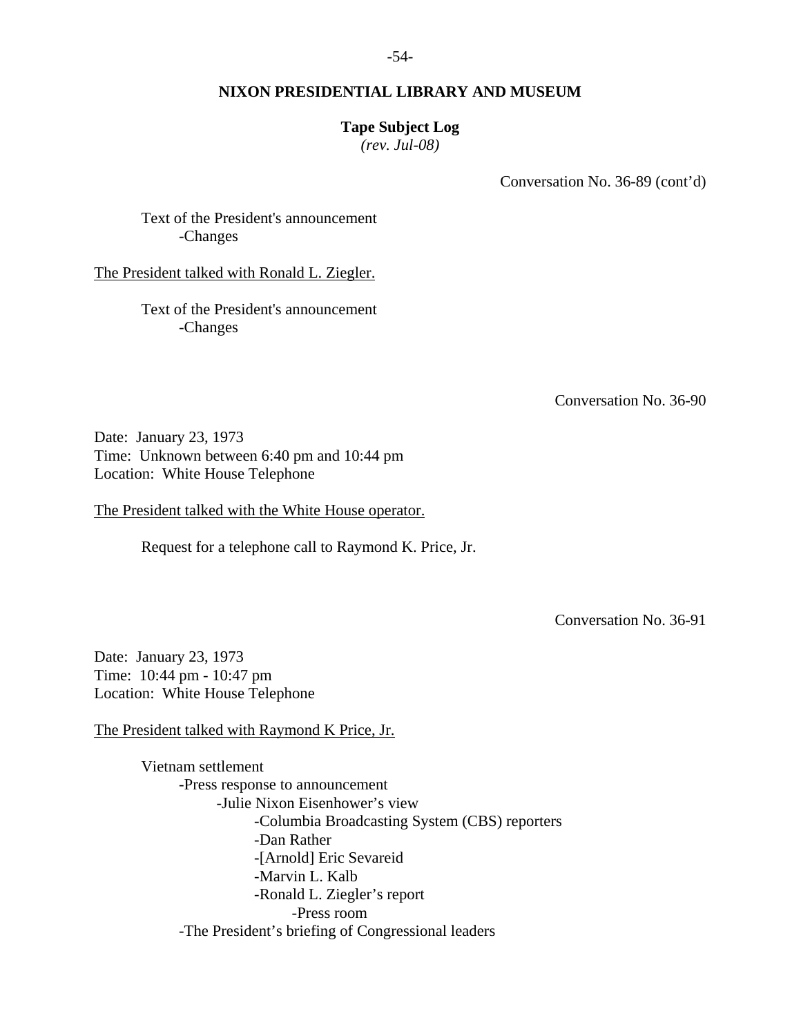Conversation No. 36-89 (cont'd)

Text of the President's announcement
- -Changes

<u>The President talked with Ronald L. Ziegler.</u>

Text of the President's announcement
- -Changes

Conversation No. 36-90

Date: January 23, 1973
Time: Unknown between 6:40 pm and 10:44 pm
Location: White House Telephone

<u>The President talked with the White House operator.</u>

Request for a telephone call to Raymond K. Price, Jr.

Conversation No. 36-91

Date: January 23, 1973
Time: 10:44 pm - 10:47 pm
Location: White House Telephone

<u>The President talked with Raymond K Price, Jr.</u>

Vietnam settlement
- -Press response to announcement
  - -Julie Nixon Eisenhower's view
    - -Columbia Broadcasting System (CBS) reporters
    - -Dan Rather
    - -[Arnold] Eric Sevareid
    - -Marvin L. Kalb
    - -Ronald L. Ziegler's report
      - -Press room
- -The President's briefing of Congressional leaders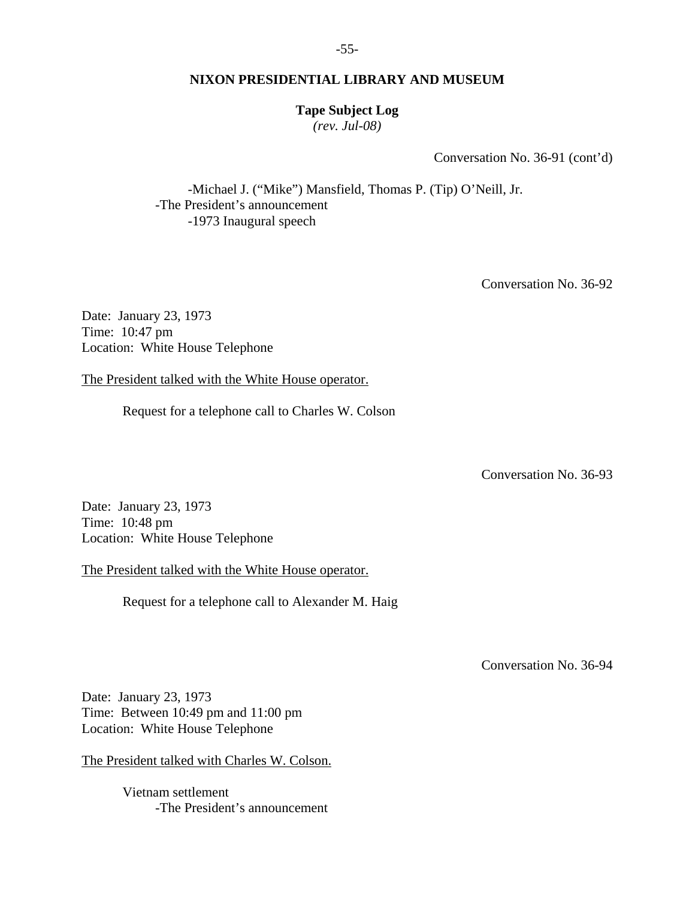**NIXON PRESIDENTIAL LIBRARY AND MUSEUM**

**Tape Subject Log**
*(rev. Jul-08)*

Conversation No. 36-91 (cont'd)

- -Michael J. ("Mike") Mansfield, Thomas P. (Tip) O'Neill, Jr.
- -The President's announcement
  - -1973 Inaugural speech

Conversation No. 36-92

Date: January 23, 1973
Time: 10:47 pm
Location: White House Telephone

The President talked with the White House operator.

Request for a telephone call to Charles W. Colson

Conversation No. 36-93

Date: January 23, 1973
Time: 10:48 pm
Location: White House Telephone

The President talked with the White House operator.

Request for a telephone call to Alexander M. Haig

Conversation No. 36-94

Date: January 23, 1973
Time: Between 10:49 pm and 11:00 pm
Location: White House Telephone

The President talked with Charles W. Colson.

Vietnam settlement
- -The President's announcement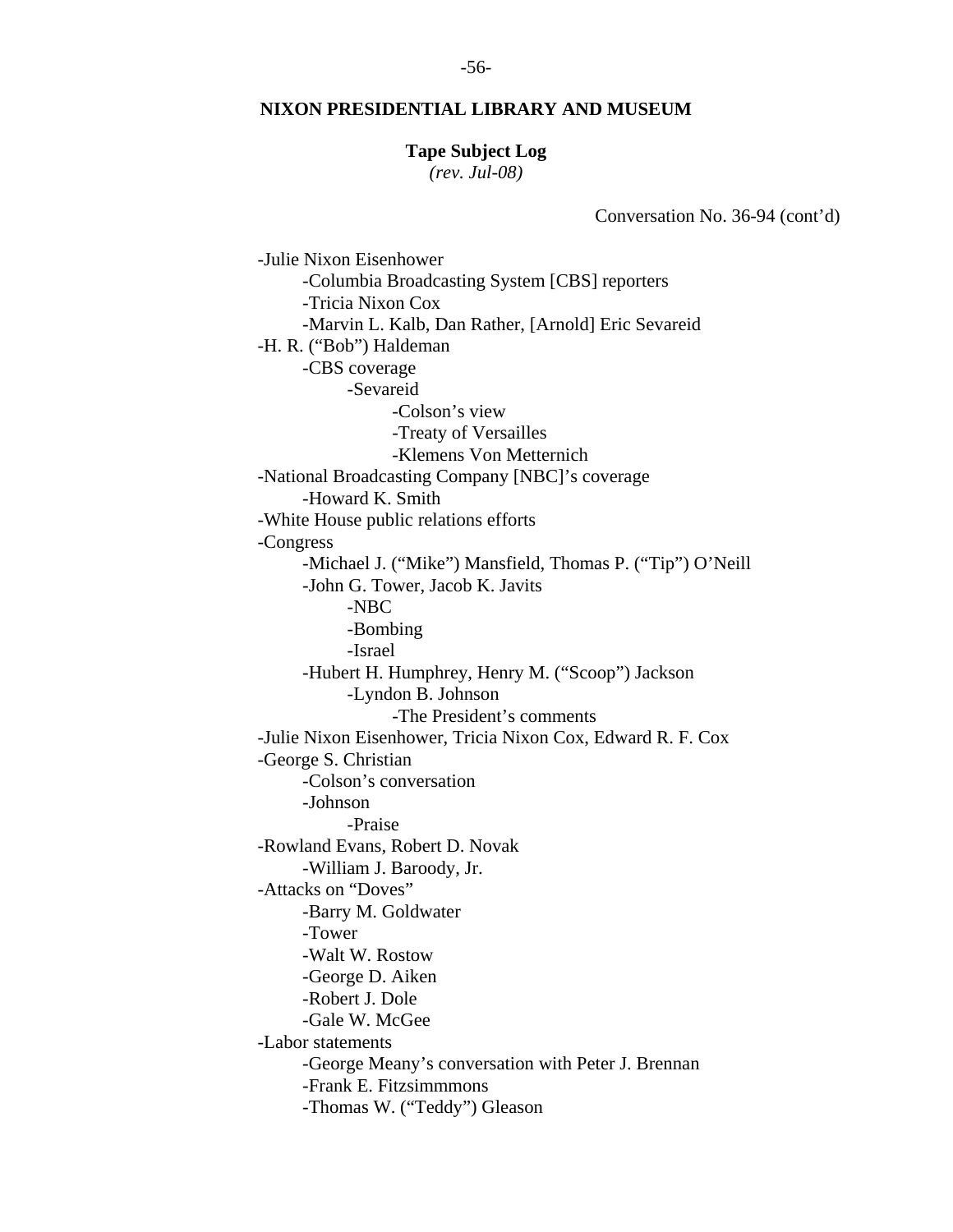**NIXON PRESIDENTIAL LIBRARY AND MUSEUM**

**Tape Subject Log**
*(rev. Jul-08)*

Conversation No. 36-94 (cont'd)

- -Julie Nixon Eisenhower
  - -Columbia Broadcasting System [CBS] reporters
  - -Tricia Nixon Cox
  - -Marvin L. Kalb, Dan Rather, [Arnold] Eric Sevareid
- -H. R. ("Bob") Haldeman
  - -CBS coverage
    - -Sevareid
      - -Colson's view
      - -Treaty of Versailles
      - -Klemens Von Metternich
- -National Broadcasting Company [NBC]'s coverage
  - -Howard K. Smith
- -White House public relations efforts
- -Congress
  - -Michael J. ("Mike") Mansfield, Thomas P. ("Tip") O'Neill
  - -John G. Tower, Jacob K. Javits
    - -NBC
    - -Bombing
    - -Israel
  - -Hubert H. Humphrey, Henry M. ("Scoop") Jackson
    - -Lyndon B. Johnson
      - -The President's comments
- -Julie Nixon Eisenhower, Tricia Nixon Cox, Edward R. F. Cox
- -George S. Christian
  - -Colson's conversation
  - -Johnson
    - -Praise
- -Rowland Evans, Robert D. Novak
  - -William J. Baroody, Jr.
- -Attacks on "Doves"
  - -Barry M. Goldwater
  - -Tower
  - -Walt W. Rostow
  - -George D. Aiken
  - -Robert J. Dole
  - -Gale W. McGee
- -Labor statements
  - -George Meany's conversation with Peter J. Brennan
  - -Frank E. Fitzsimmmons
  - -Thomas W. ("Teddy") Gleason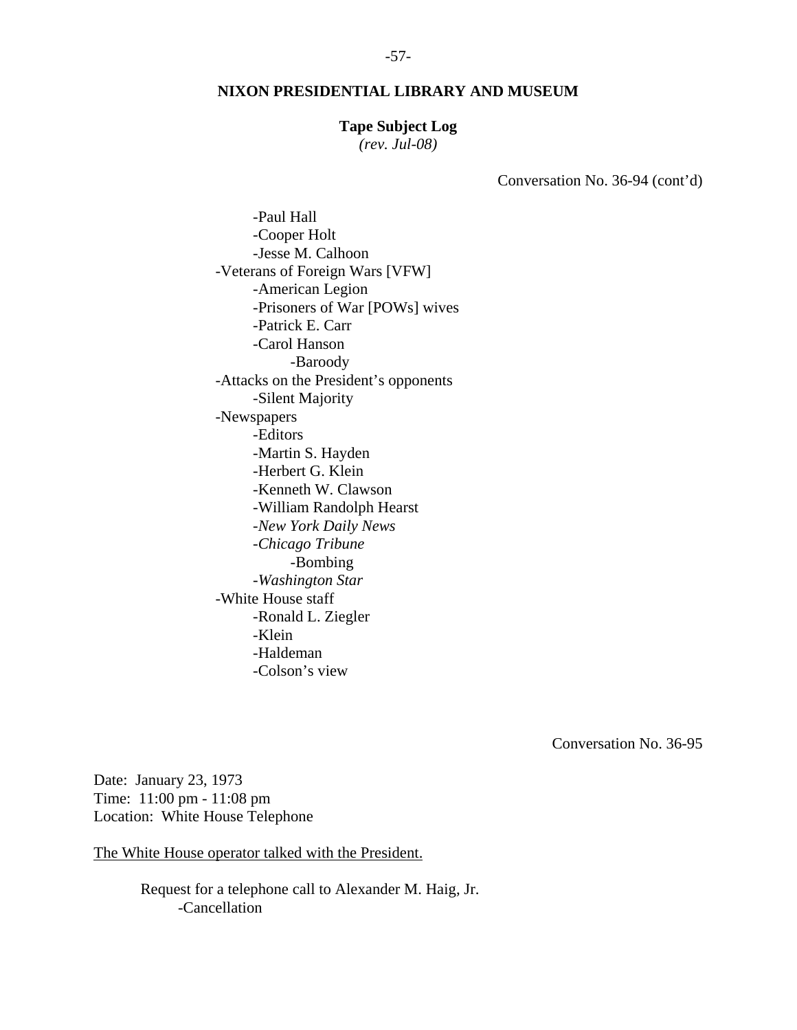**NIXON PRESIDENTIAL LIBRARY AND MUSEUM**

**Tape Subject Log**
*(rev. Jul-08)*

Conversation No. 36-94 (cont'd)

- -Paul Hall
- -Cooper Holt
- -Jesse M. Calhoon

-Veterans of Foreign Wars [VFW]

- -American Legion
- -Prisoners of War [POWs] wives
- -Patrick E. Carr
- -Carol Hanson
    - -Baroody

-Attacks on the President's opponents

- -Silent Majority

-Newspapers

- -Editors
- -Martin S. Hayden
- -Herbert G. Klein
- -Kenneth W. Clawson
- -William Randolph Hearst
- -*New York Daily News*
- -*Chicago Tribune*
    - -Bombing
- -*Washington Star*

-White House staff

- -Ronald L. Ziegler
- -Klein
- -Haldeman
- -Colson's view

Conversation No. 36-95

Date: January 23, 1973
Time: 11:00 pm - 11:08 pm
Location: White House Telephone

The White House operator talked with the President.

Request for a telephone call to Alexander M. Haig, Jr.

- -Cancellation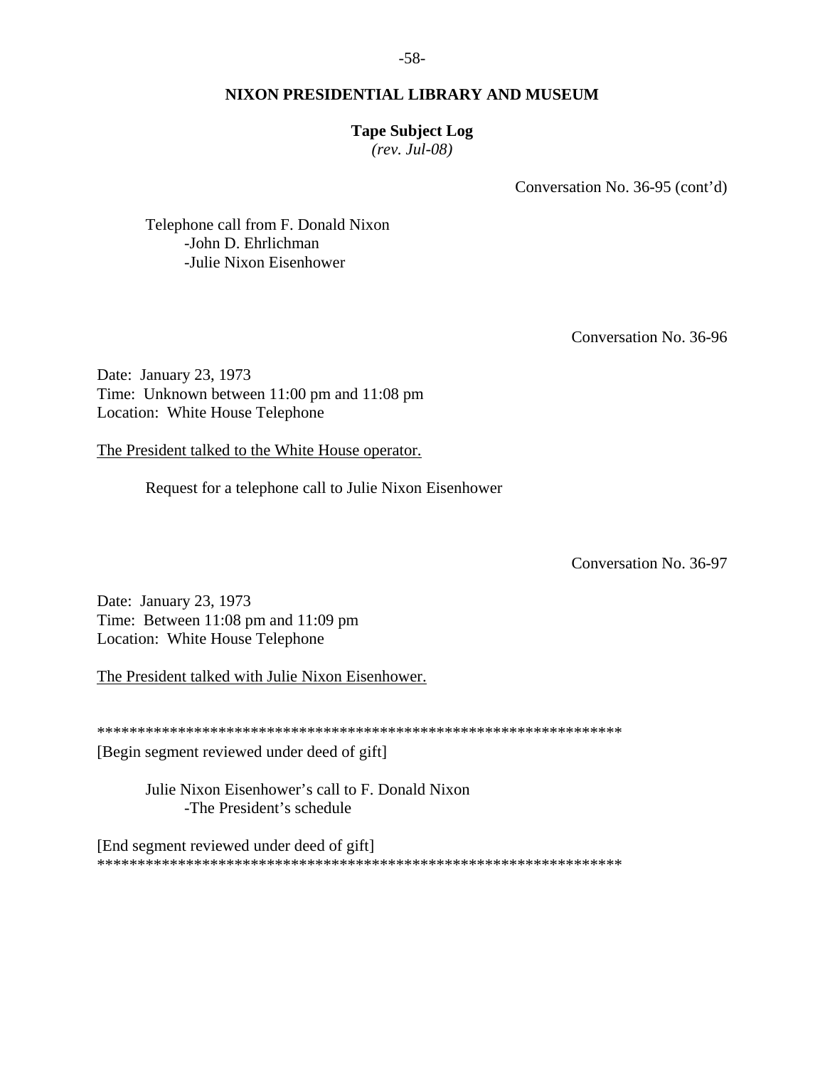Conversation No. 36-95 (cont'd)

Telephone call from F. Donald Nixon
- -John D. Ehrlichman
- -Julie Nixon Eisenhower

Conversation No. 36-96

Date: January 23, 1973
Time: Unknown between 11:00 pm and 11:08 pm
Location: White House Telephone

The President talked to the White House operator.

Request for a telephone call to Julie Nixon Eisenhower

Conversation No. 36-97

Date: January 23, 1973
Time: Between 11:08 pm and 11:09 pm
Location: White House Telephone

The President talked with Julie Nixon Eisenhower.

*****************************************************************
[Begin segment reviewed under deed of gift]

Julie Nixon Eisenhower's call to F. Donald Nixon
- -The President's schedule

[End segment reviewed under deed of gift]
*****************************************************************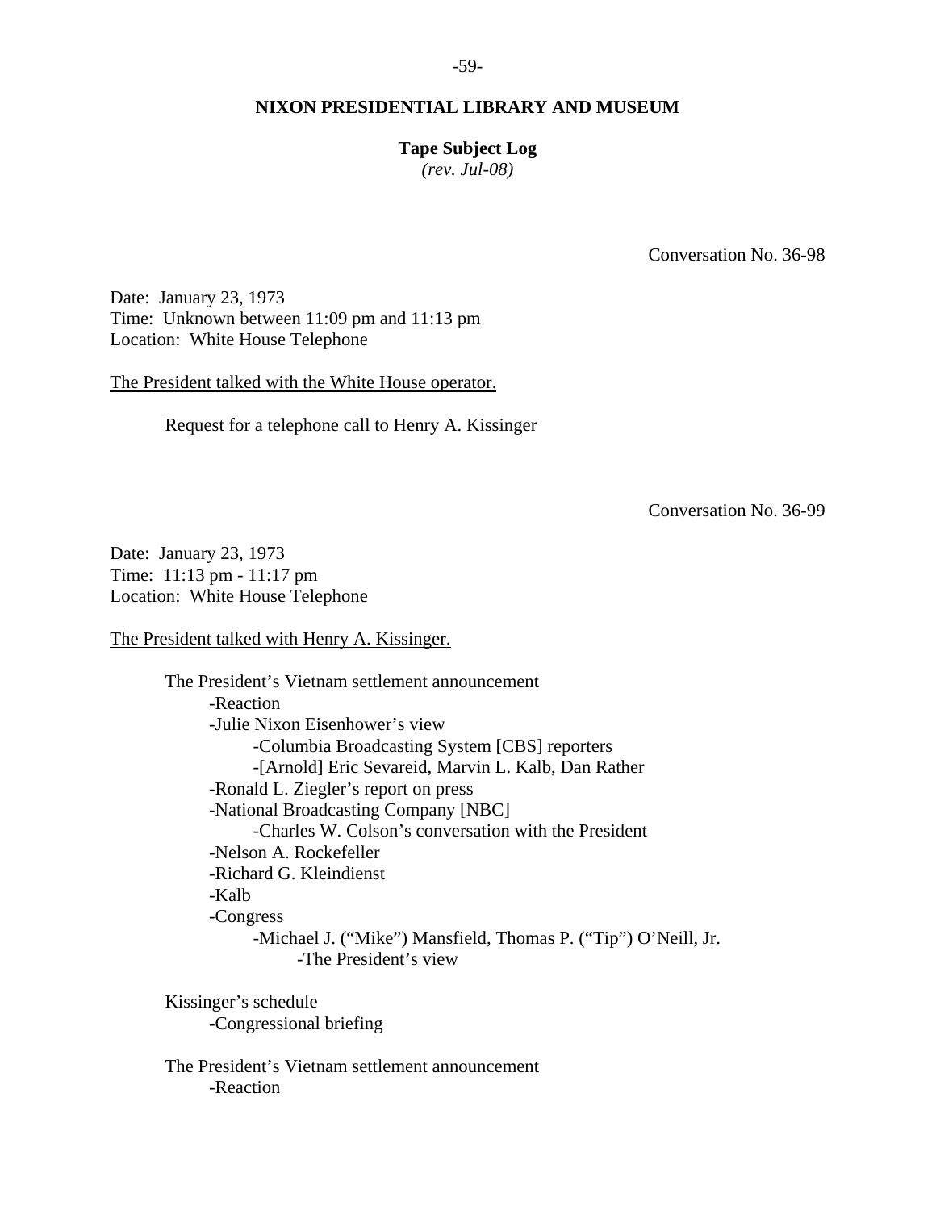**NIXON PRESIDENTIAL LIBRARY AND MUSEUM**

**Tape Subject Log**
*(rev. Jul-08)*

Conversation No. 36-98

Date: January 23, 1973
Time: Unknown between 11:09 pm and 11:13 pm
Location: White House Telephone

The President talked with the White House operator.

Request for a telephone call to Henry A. Kissinger

Conversation No. 36-99

Date: January 23, 1973
Time: 11:13 pm - 11:17 pm
Location: White House Telephone

The President talked with Henry A. Kissinger.

The President's Vietnam settlement announcement
- -Reaction
- -Julie Nixon Eisenhower's view
  - -Columbia Broadcasting System [CBS] reporters
  - -[Arnold] Eric Sevareid, Marvin L. Kalb, Dan Rather
- -Ronald L. Ziegler's report on press
- -National Broadcasting Company [NBC]
  - -Charles W. Colson's conversation with the President
- -Nelson A. Rockefeller
- -Richard G. Kleindienst
- -Kalb
- -Congress
  - -Michael J. ("Mike") Mansfield, Thomas P. ("Tip") O'Neill, Jr.
    - -The President's view

Kissinger's schedule
- -Congressional briefing

The President's Vietnam settlement announcement
- -Reaction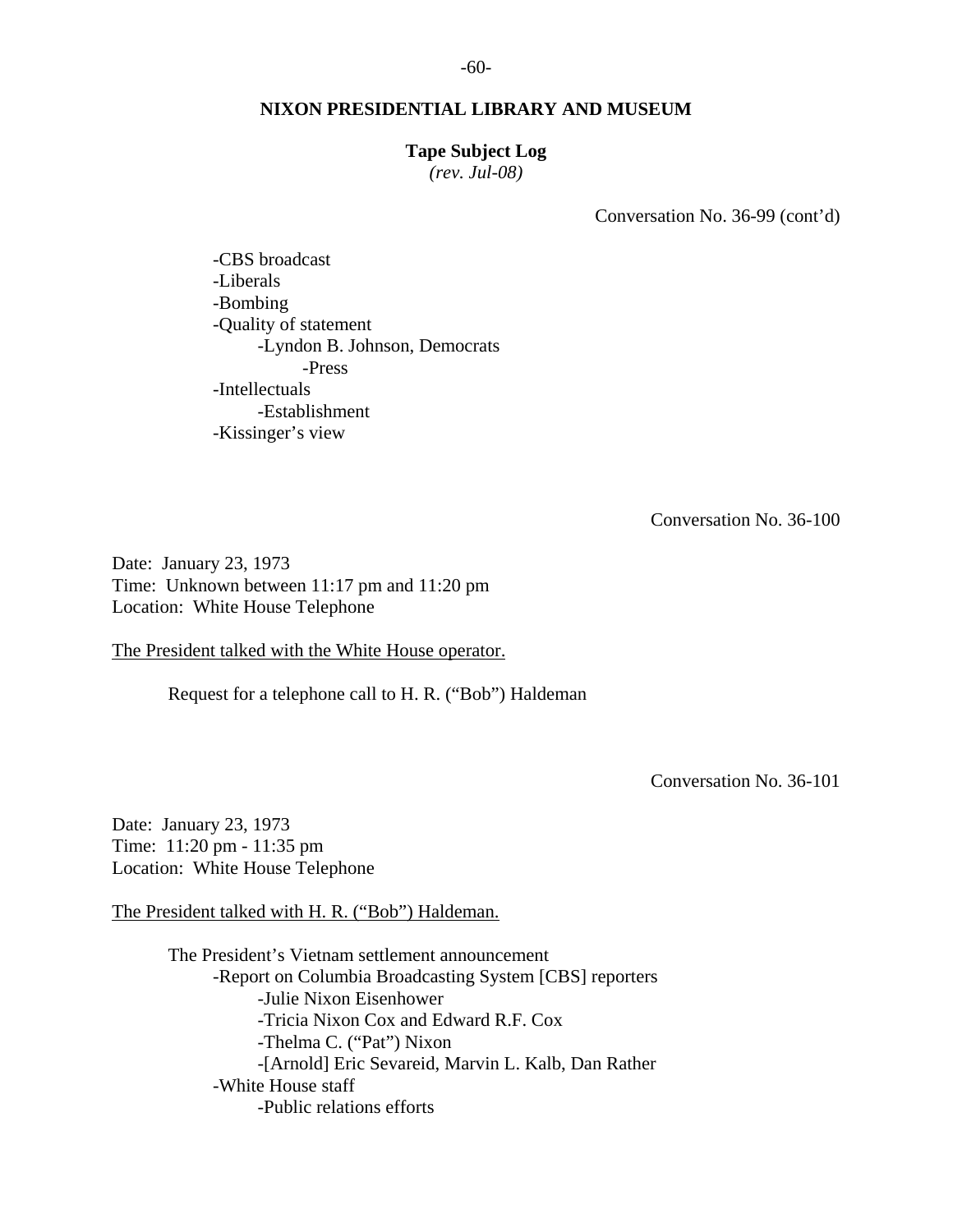**NIXON PRESIDENTIAL LIBRARY AND MUSEUM**

**Tape Subject Log**
*(rev. Jul-08)*

Conversation No. 36-99 (cont'd)

- -CBS broadcast
- -Liberals
- -Bombing
- -Quality of statement
    - -Lyndon B. Johnson, Democrats
        - -Press
- -Intellectuals
    - -Establishment
- -Kissinger's view

Conversation No. 36-100

Date: January 23, 1973
Time: Unknown between 11:17 pm and 11:20 pm
Location: White House Telephone

<u>The President talked with the White House operator.</u>

Request for a telephone call to H. R. ("Bob") Haldeman

Conversation No. 36-101

Date: January 23, 1973
Time: 11:20 pm - 11:35 pm
Location: White House Telephone

<u>The President talked with H. R. ("Bob") Haldeman.</u>

The President's Vietnam settlement announcement
- -Report on Columbia Broadcasting System [CBS] reporters
    - -Julie Nixon Eisenhower
    - -Tricia Nixon Cox and Edward R.F. Cox
    - -Thelma C. ("Pat") Nixon
    - -[Arnold] Eric Sevareid, Marvin L. Kalb, Dan Rather
- -White House staff
    - -Public relations efforts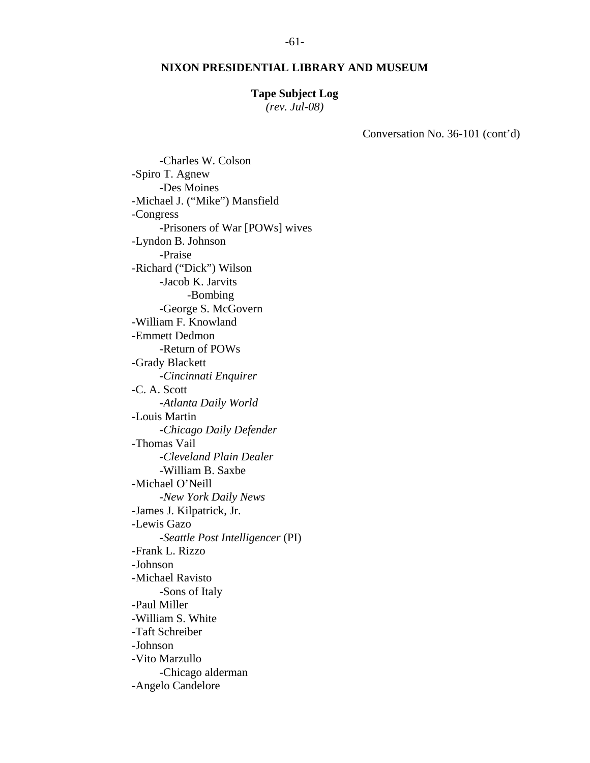**NIXON PRESIDENTIAL LIBRARY AND MUSEUM**

**Tape Subject Log**
*(rev. Jul-08)*

Conversation No. 36-101 (cont'd)

- -Charles W. Colson
- -Spiro T. Agnew
  - -Des Moines
- -Michael J. ("Mike") Mansfield
- -Congress
  - -Prisoners of War [POWs] wives
- -Lyndon B. Johnson
  - -Praise
- -Richard ("Dick") Wilson
  - -Jacob K. Jarvits
    - -Bombing
  - -George S. McGovern
- -William F. Knowland
- -Emmett Dedmon
  - -Return of POWs
- -Grady Blackett
  - -*Cincinnati Enquirer*
- -C. A. Scott
  - -*Atlanta Daily World*
- -Louis Martin
  - -*Chicago Daily Defender*
- -Thomas Vail
  - -*Cleveland Plain Dealer*
  - -William B. Saxbe
- -Michael O'Neill
  - -*New York Daily News*
- -James J. Kilpatrick, Jr.
- -Lewis Gazo
  - -*Seattle Post Intelligencer* (PI)
- -Frank L. Rizzo
- -Johnson
- -Michael Ravisto
  - -Sons of Italy
- -Paul Miller
- -William S. White
- -Taft Schreiber
- -Johnson
- -Vito Marzullo
  - -Chicago alderman
- -Angelo Candelore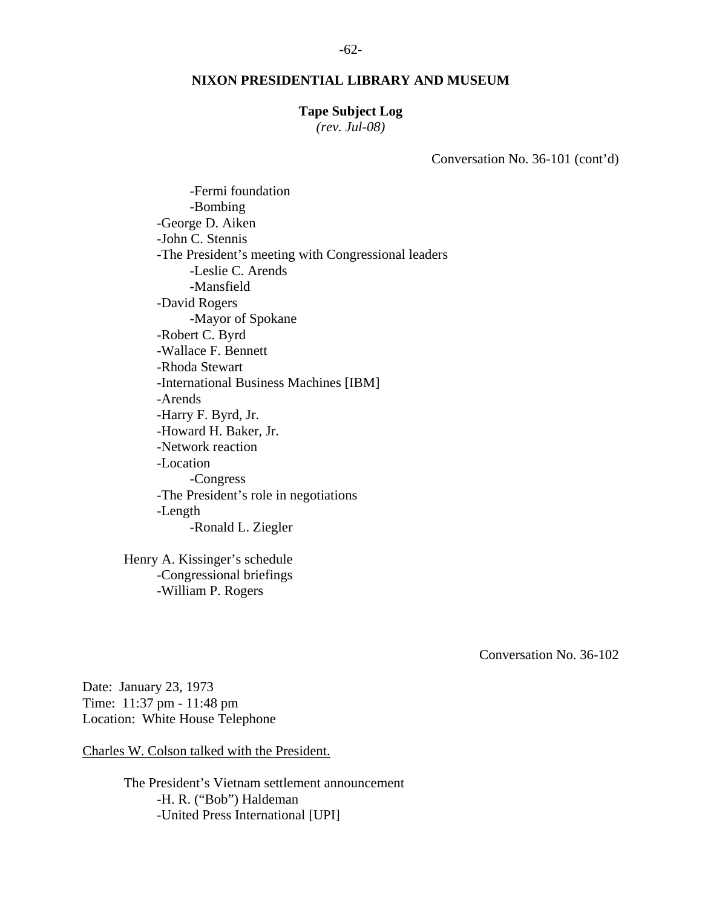Conversation No. 36-101 (cont'd)

- Fermi foundation
- Bombing
- George D. Aiken
- John C. Stennis
- The President's meeting with Congressional leaders
  - Leslie C. Arends
  - Mansfield
- David Rogers
  - Mayor of Spokane
- Robert C. Byrd
- Wallace F. Bennett
- Rhoda Stewart
- International Business Machines [IBM]
- Arends
- Harry F. Byrd, Jr.
- Howard H. Baker, Jr.
- Network reaction
- Location
  - Congress
- The President's role in negotiations
- Length
  - Ronald L. Ziegler

Henry A. Kissinger's schedule
- Congressional briefings
- William P. Rogers

Conversation No. 36-102

Date: January 23, 1973
Time: 11:37 pm - 11:48 pm
Location: White House Telephone

Charles W. Colson talked with the President.

The President's Vietnam settlement announcement
- H. R. ("Bob") Haldeman
- United Press International [UPI]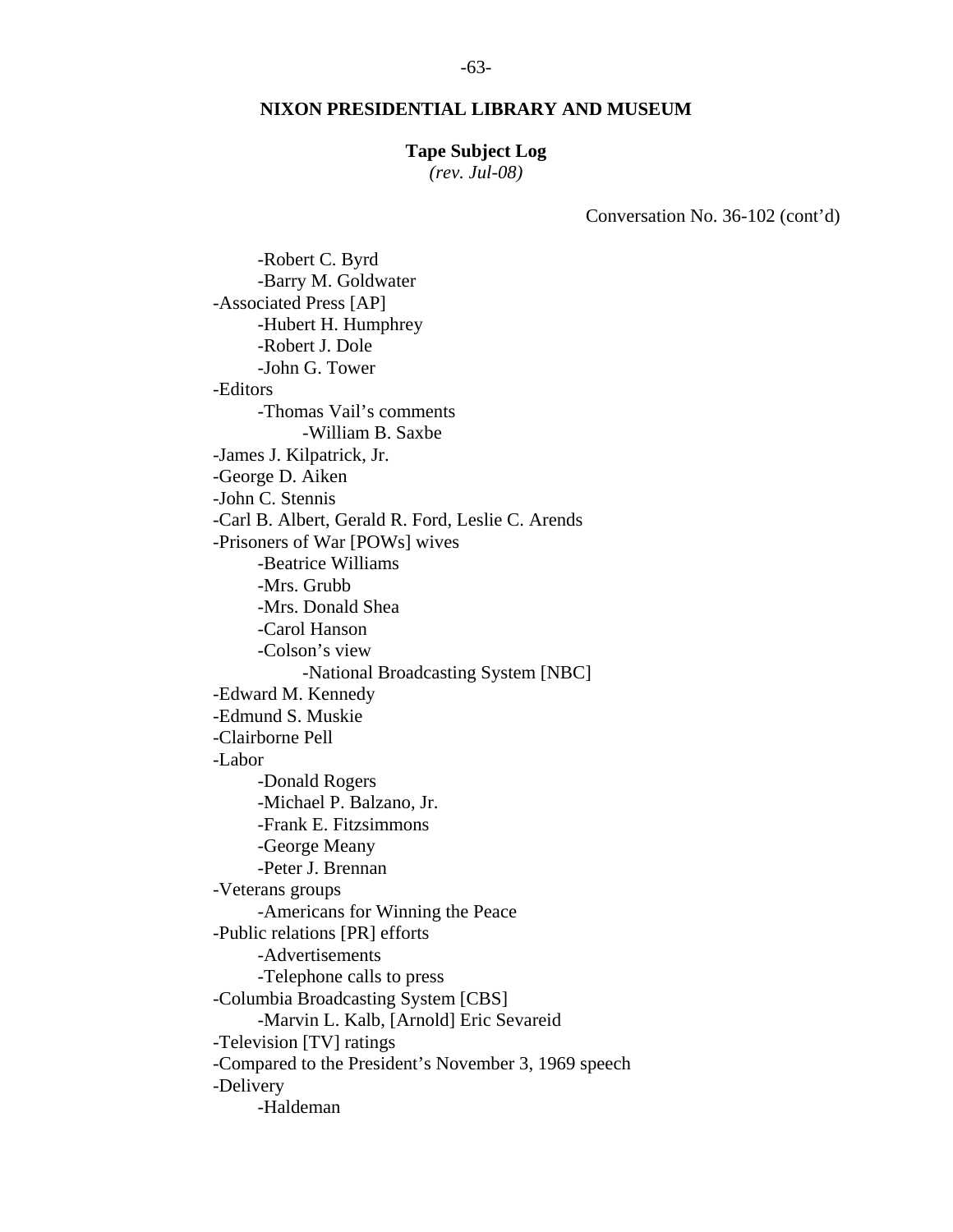**NIXON PRESIDENTIAL LIBRARY AND MUSEUM**

**Tape Subject Log**
*(rev. Jul-08)*

Conversation No. 36-102 (cont'd)

- -Robert C. Byrd
- -Barry M. Goldwater
- -Associated Press [AP]
    - -Hubert H. Humphrey
    - -Robert J. Dole
    - -John G. Tower
- -Editors
    - -Thomas Vail's comments
        - -William B. Saxbe
- -James J. Kilpatrick, Jr.
- -George D. Aiken
- -John C. Stennis
- -Carl B. Albert, Gerald R. Ford, Leslie C. Arends
- -Prisoners of War [POWs] wives
    - -Beatrice Williams
    - -Mrs. Grubb
    - -Mrs. Donald Shea
    - -Carol Hanson
    - -Colson's view
        - -National Broadcasting System [NBC]
- -Edward M. Kennedy
- -Edmund S. Muskie
- -Clairborne Pell
- -Labor
    - -Donald Rogers
    - -Michael P. Balzano, Jr.
    - -Frank E. Fitzsimmons
    - -George Meany
    - -Peter J. Brennan
- -Veterans groups
    - -Americans for Winning the Peace
- -Public relations [PR] efforts
    - -Advertisements
    - -Telephone calls to press
- -Columbia Broadcasting System [CBS]
    - -Marvin L. Kalb, [Arnold] Eric Sevareid
- -Television [TV] ratings
- -Compared to the President's November 3, 1969 speech
- -Delivery
    - -Haldeman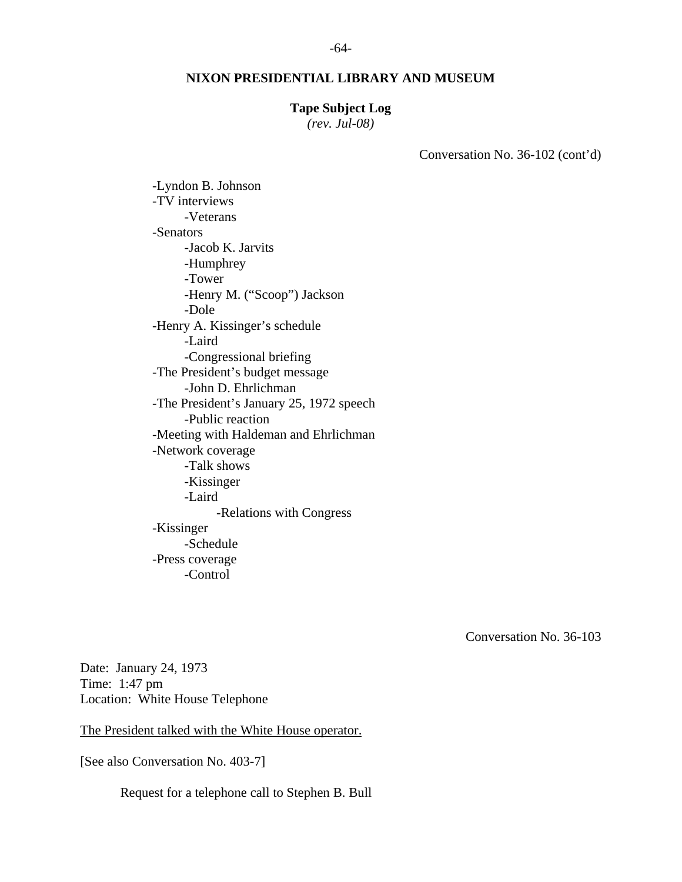**NIXON PRESIDENTIAL LIBRARY AND MUSEUM**

**Tape Subject Log**
*(rev. Jul-08)*

Conversation No. 36-102 (cont'd)

- Lyndon B. Johnson
- TV interviews
  - Veterans
- Senators
  - Jacob K. Jarvits
  - Humphrey
  - Tower
  - Henry M. ("Scoop") Jackson
  - Dole
- Henry A. Kissinger's schedule
  - Laird
  - Congressional briefing
- The President's budget message
  - John D. Ehrlichman
- The President's January 25, 1972 speech
  - Public reaction
- Meeting with Haldeman and Ehrlichman
- Network coverage
  - Talk shows
  - Kissinger
  - Laird
    - Relations with Congress
- Kissinger
  - Schedule
- Press coverage
  - Control

Conversation No. 36-103

Date: January 24, 1973
Time: 1:47 pm
Location: White House Telephone

The President talked with the White House operator.

[See also Conversation No. 403-7]

Request for a telephone call to Stephen B. Bull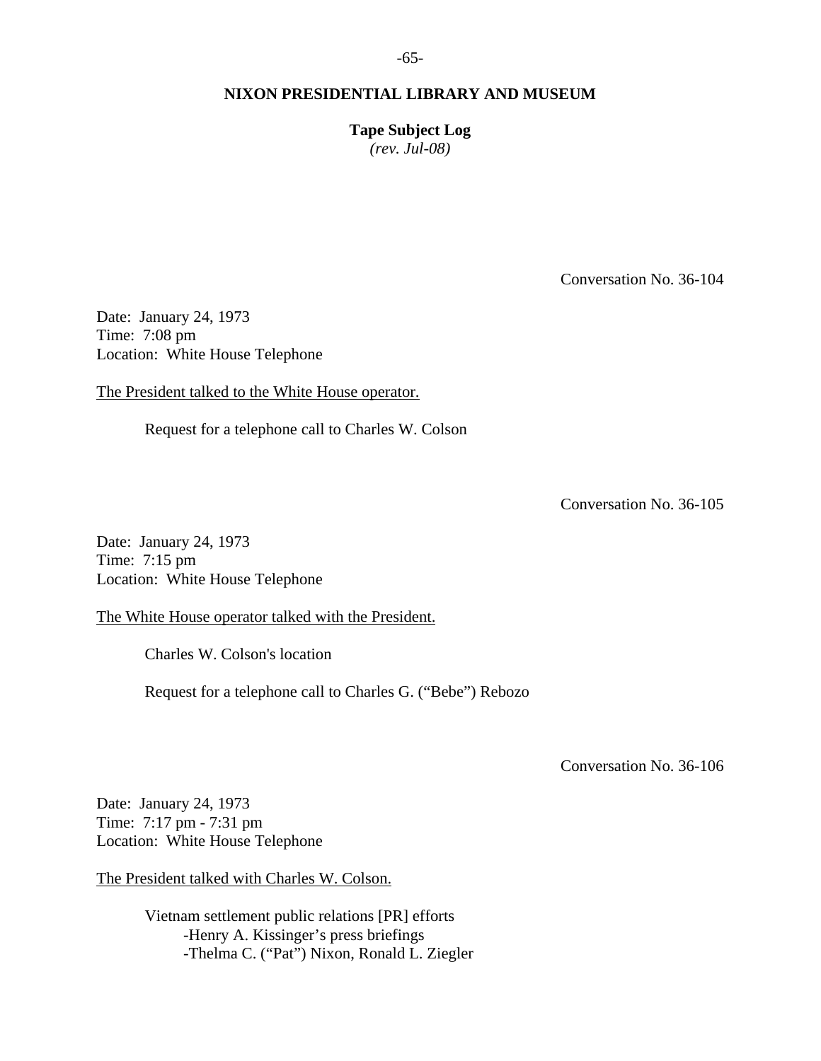Conversation No. 36-104

Date: January 24, 1973
Time: 7:08 pm
Location: White House Telephone

The President talked to the White House operator.

Request for a telephone call to Charles W. Colson

Conversation No. 36-105

Date: January 24, 1973
Time: 7:15 pm
Location: White House Telephone

The White House operator talked with the President.

Charles W. Colson's location

Request for a telephone call to Charles G. ("Bebe") Rebozo

Conversation No. 36-106

Date: January 24, 1973
Time: 7:17 pm - 7:31 pm
Location: White House Telephone

The President talked with Charles W. Colson.

Vietnam settlement public relations [PR] efforts
- Henry A. Kissinger's press briefings
- Thelma C. ("Pat") Nixon, Ronald L. Ziegler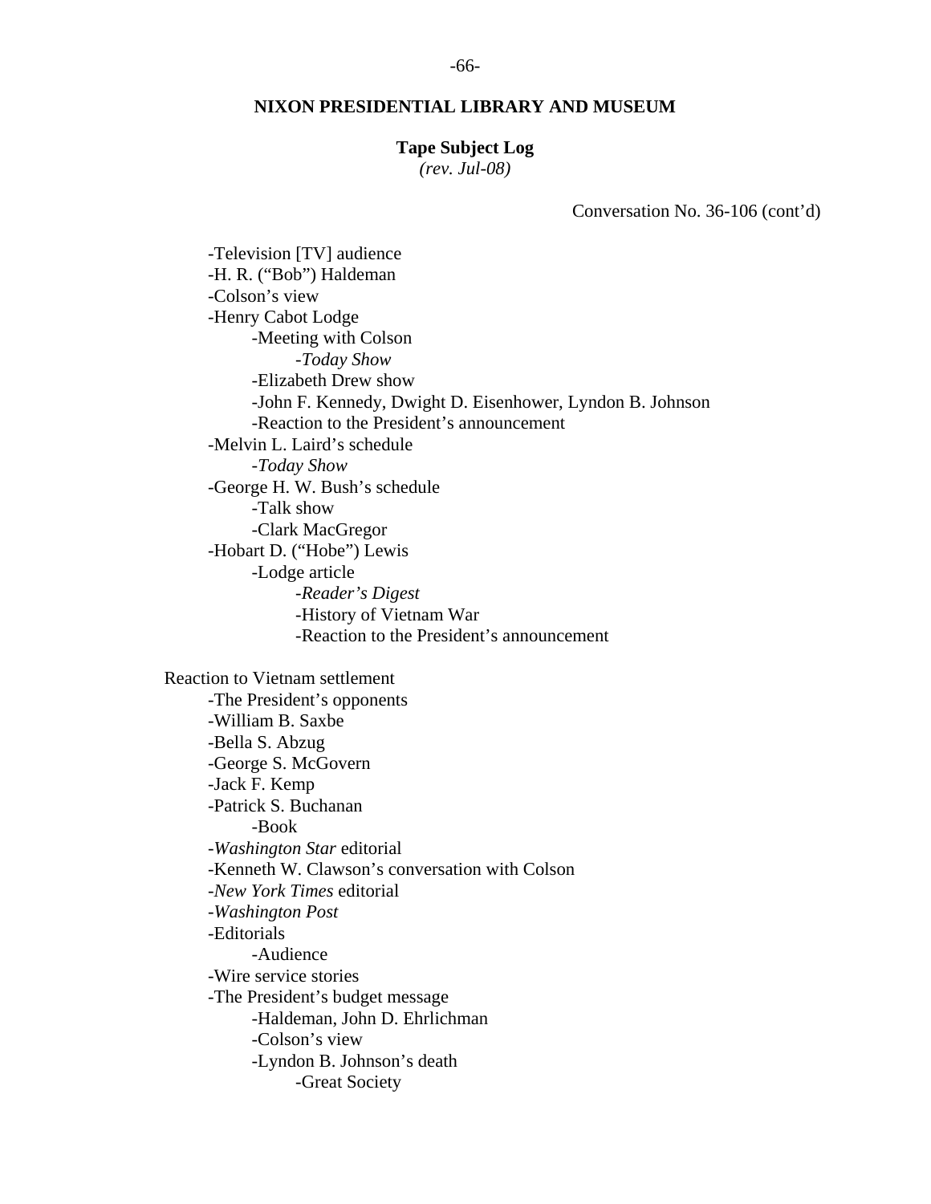**NIXON PRESIDENTIAL LIBRARY AND MUSEUM**

**Tape Subject Log**
*(rev. Jul-08)*

Conversation No. 36-106 (cont'd)

- -Television [TV] audience
- -H. R. ("Bob") Haldeman
- -Colson's view
- -Henry Cabot Lodge
    - -Meeting with Colson
        - -*Today Show*
    - -Elizabeth Drew show
    - -John F. Kennedy, Dwight D. Eisenhower, Lyndon B. Johnson
    - -Reaction to the President's announcement
- -Melvin L. Laird's schedule
    - -*Today Show*
- -George H. W. Bush's schedule
    - -Talk show
    - -Clark MacGregor
- -Hobart D. ("Hobe") Lewis
    - -Lodge article
        - -*Reader's Digest*
        - -History of Vietnam War
        - -Reaction to the President's announcement

Reaction to Vietnam settlement

- -The President's opponents
- -William B. Saxbe
- -Bella S. Abzug
- -George S. McGovern
- -Jack F. Kemp
- -Patrick S. Buchanan
    - -Book
- -*Washington Star* editorial
- -Kenneth W. Clawson's conversation with Colson
- -*New York Times* editorial
- -*Washington Post*
- -Editorials
    - -Audience
- -Wire service stories
- -The President's budget message
    - -Haldeman, John D. Ehrlichman
    - -Colson's view
    - -Lyndon B. Johnson's death
        - -Great Society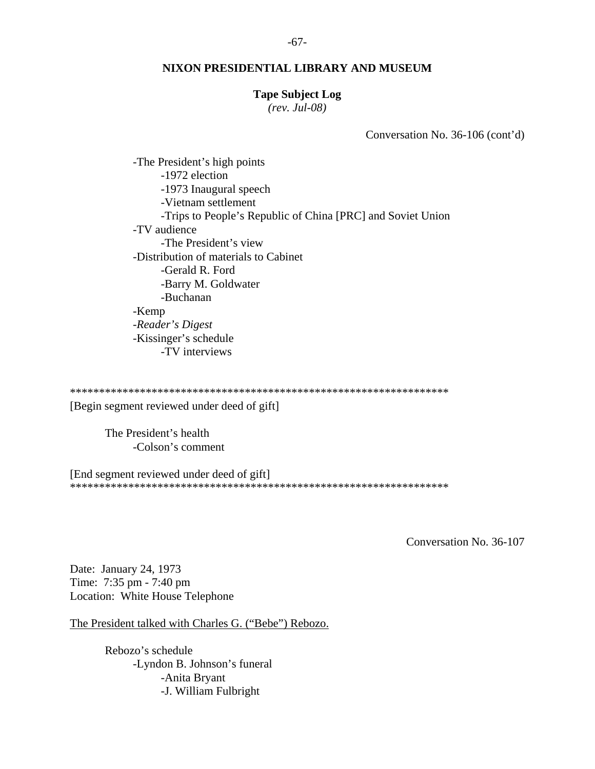Conversation No. 36-106 (cont'd)

- The President's high points
    - 1972 election
    - 1973 Inaugural speech
    - Vietnam settlement
    - Trips to People's Republic of China [PRC] and Soviet Union
- TV audience
    - The President's view
- Distribution of materials to Cabinet
    - Gerald R. Ford
    - Barry M. Goldwater
    - Buchanan
- Kemp
- *Reader's Digest*
- Kissinger's schedule
    - TV interviews

*****************************************************************

[Begin segment reviewed under deed of gift]

The President's health
- Colson's comment

[End segment reviewed under deed of gift]

*****************************************************************

Conversation No. 36-107

Date: January 24, 1973
Time: 7:35 pm - 7:40 pm
Location: White House Telephone

The President talked with Charles G. ("Bebe") Rebozo.

Rebozo's schedule
- Lyndon B. Johnson's funeral
    - Anita Bryant
    - J. William Fulbright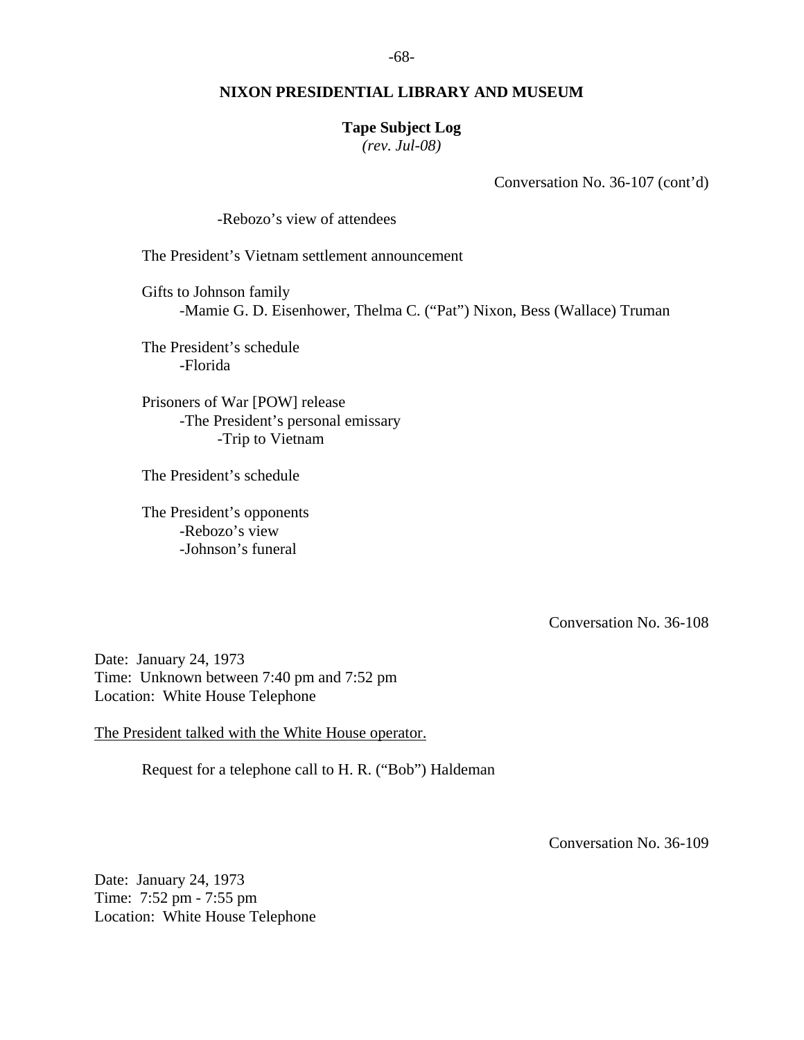Conversation No. 36-107 (cont'd)

- -Rebozo's view of attendees

The President's Vietnam settlement announcement

Gifts to Johnson family
- -Mamie G. D. Eisenhower, Thelma C. ("Pat") Nixon, Bess (Wallace) Truman

The President's schedule
- -Florida

Prisoners of War [POW] release
- -The President's personal emissary
  - -Trip to Vietnam

The President's schedule

The President's opponents
- -Rebozo's view
- -Johnson's funeral

Conversation No. 36-108

Date: January 24, 1973
Time: Unknown between 7:40 pm and 7:52 pm
Location: White House Telephone

The President talked with the White House operator.

Request for a telephone call to H. R. ("Bob") Haldeman

Conversation No. 36-109

Date: January 24, 1973
Time: 7:52 pm - 7:55 pm
Location: White House Telephone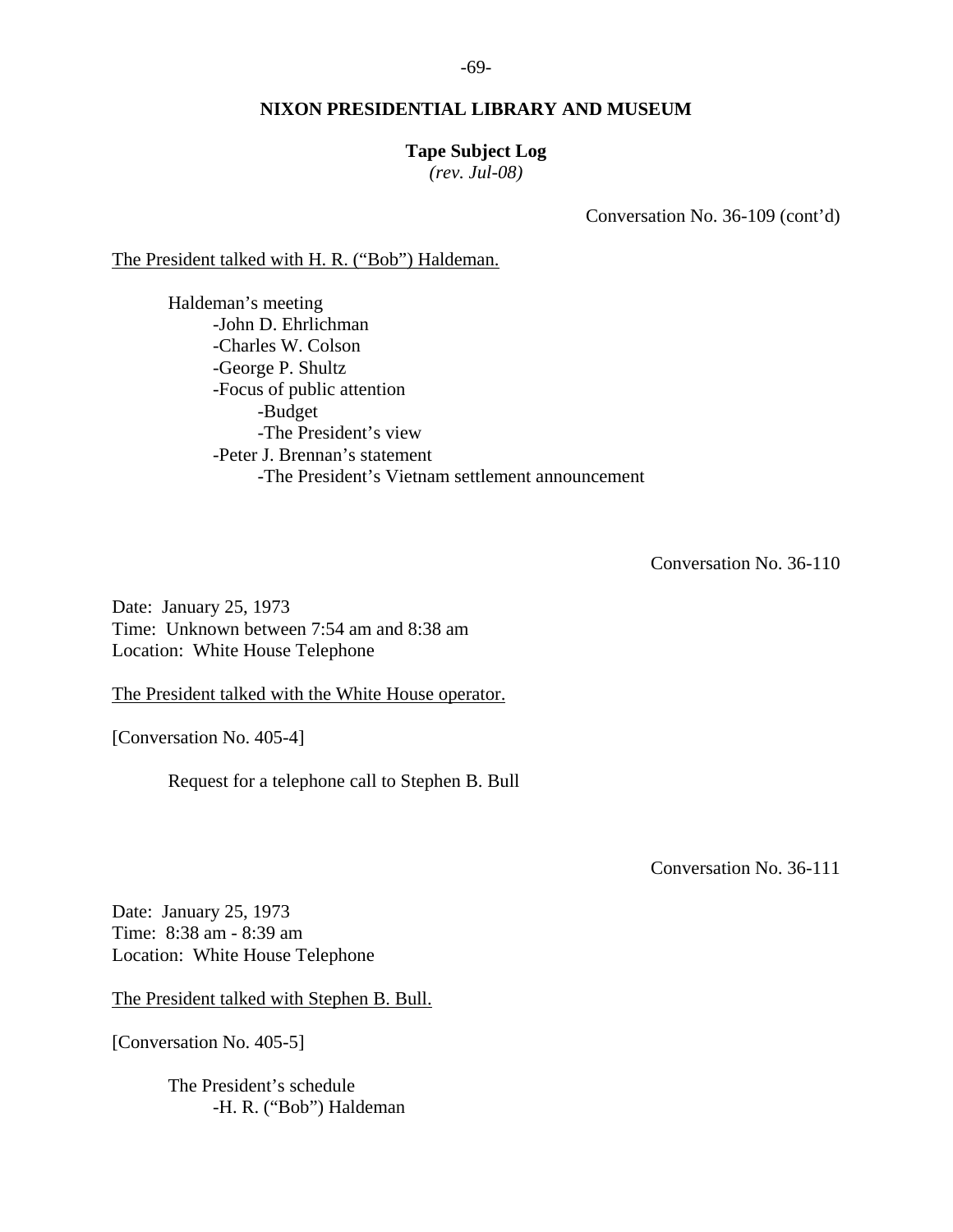Conversation No. 36-109 (cont'd)

The President talked with H. R. ("Bob") Haldeman.

Haldeman's meeting
- -John D. Ehrlichman
- -Charles W. Colson
- -George P. Shultz
- -Focus of public attention
  - -Budget
  - -The President's view
- -Peter J. Brennan's statement
  - -The President's Vietnam settlement announcement

Conversation No. 36-110

Date: January 25, 1973
Time: Unknown between 7:54 am and 8:38 am
Location: White House Telephone

The President talked with the White House operator.

[Conversation No. 405-4]

Request for a telephone call to Stephen B. Bull

Conversation No. 36-111

Date: January 25, 1973
Time: 8:38 am - 8:39 am
Location: White House Telephone

The President talked with Stephen B. Bull.

[Conversation No. 405-5]

The President's schedule
- -H. R. ("Bob") Haldeman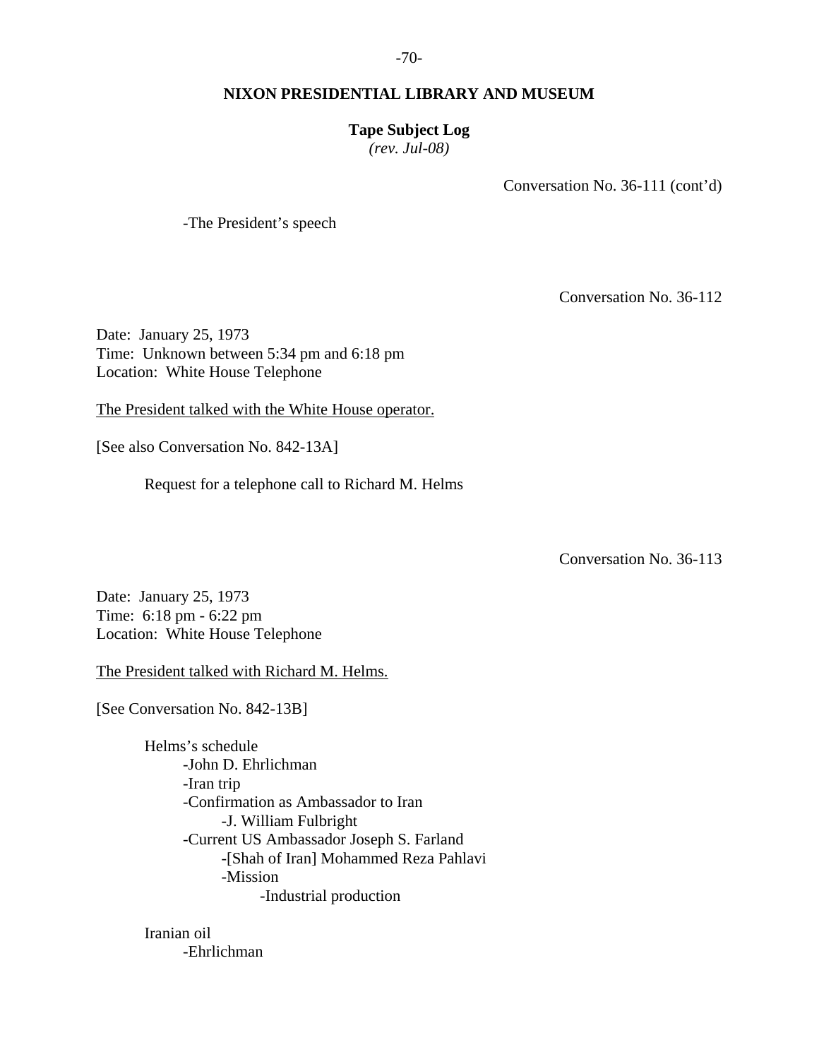Conversation No. 36-111 (cont'd)

-The President's speech

Conversation No. 36-112

Date: January 25, 1973
Time: Unknown between 5:34 pm and 6:18 pm
Location: White House Telephone

<u>The President talked with the White House operator.</u>

[See also Conversation No. 842-13A]

Request for a telephone call to Richard M. Helms

Conversation No. 36-113

Date: January 25, 1973
Time: 6:18 pm - 6:22 pm
Location: White House Telephone

<u>The President talked with Richard M. Helms.</u>

[See Conversation No. 842-13B]

Helms's schedule
- -John D. Ehrlichman
- -Iran trip
- -Confirmation as Ambassador to Iran
  - -J. William Fulbright
- -Current US Ambassador Joseph S. Farland
  - -[Shah of Iran] Mohammed Reza Pahlavi
  - -Mission
    - -Industrial production

Iranian oil
- -Ehrlichman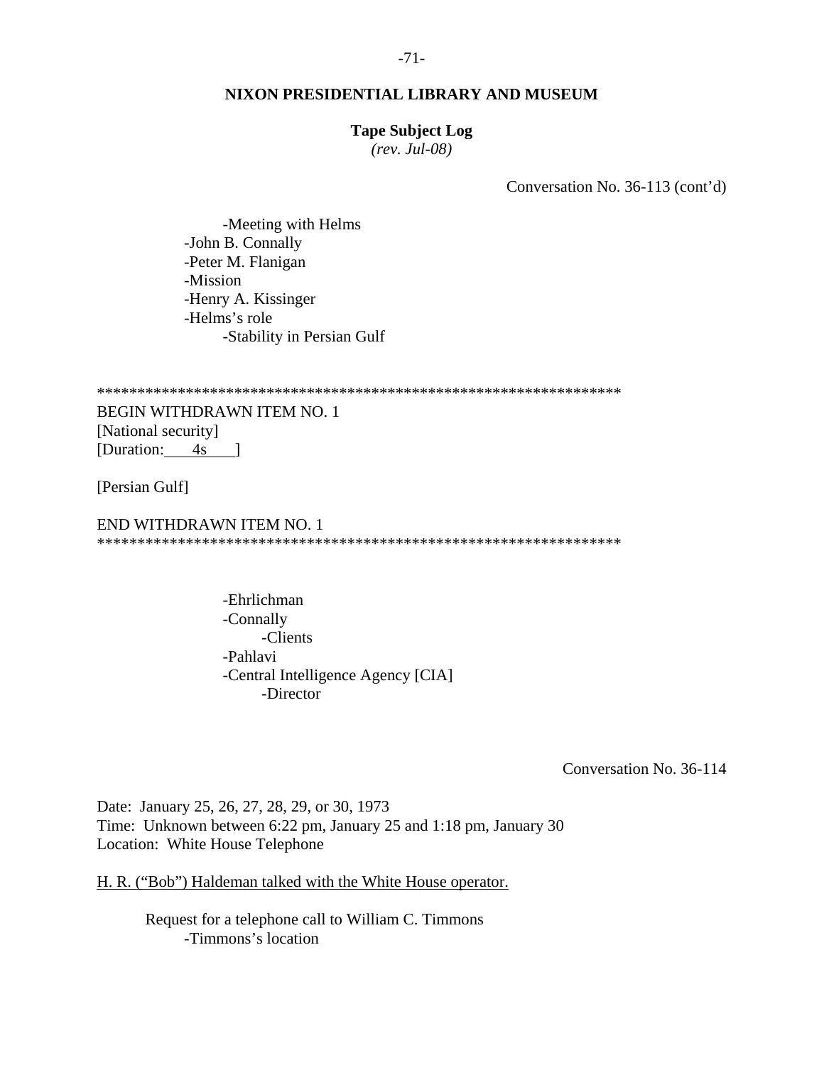Conversation No. 36-113 (cont'd)

- -Meeting with Helms
- -John B. Connally
- -Peter M. Flanigan
- -Mission
- -Henry A. Kissinger
- -Helms's role
    - -Stability in Persian Gulf

*****************************************************************

BEGIN WITHDRAWN ITEM NO. 1
[National security]
[Duration: 4s ]

[Persian Gulf]

END WITHDRAWN ITEM NO. 1
*****************************************************************

- -Ehrlichman
- -Connally
    - -Clients
- -Pahlavi
- -Central Intelligence Agency [CIA]
    - -Director

Conversation No. 36-114

Date: January 25, 26, 27, 28, 29, or 30, 1973
Time: Unknown between 6:22 pm, January 25 and 1:18 pm, January 30
Location: White House Telephone

H. R. ("Bob") Haldeman talked with the White House operator.

Request for a telephone call to William C. Timmons
- -Timmons's location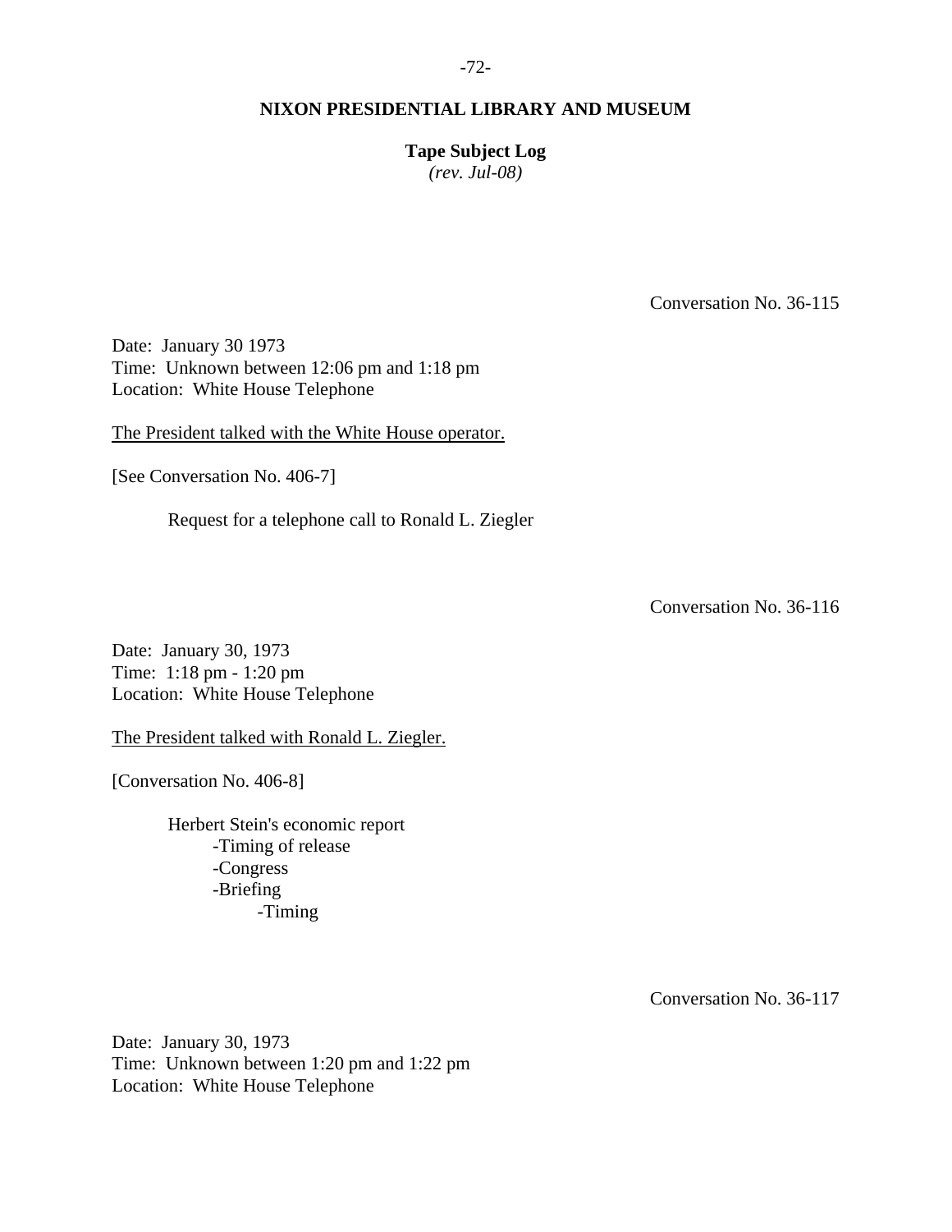Conversation No. 36-115

Date: January 30 1973
Time: Unknown between 12:06 pm and 1:18 pm
Location: White House Telephone

The President talked with the White House operator.

[See Conversation No. 406-7]

Request for a telephone call to Ronald L. Ziegler

Conversation No. 36-116

Date: January 30, 1973
Time: 1:18 pm - 1:20 pm
Location: White House Telephone

The President talked with Ronald L. Ziegler.

[Conversation No. 406-8]

Herbert Stein's economic report
- -Timing of release
- -Congress
- -Briefing
  - -Timing

Conversation No. 36-117

Date: January 30, 1973
Time: Unknown between 1:20 pm and 1:22 pm
Location: White House Telephone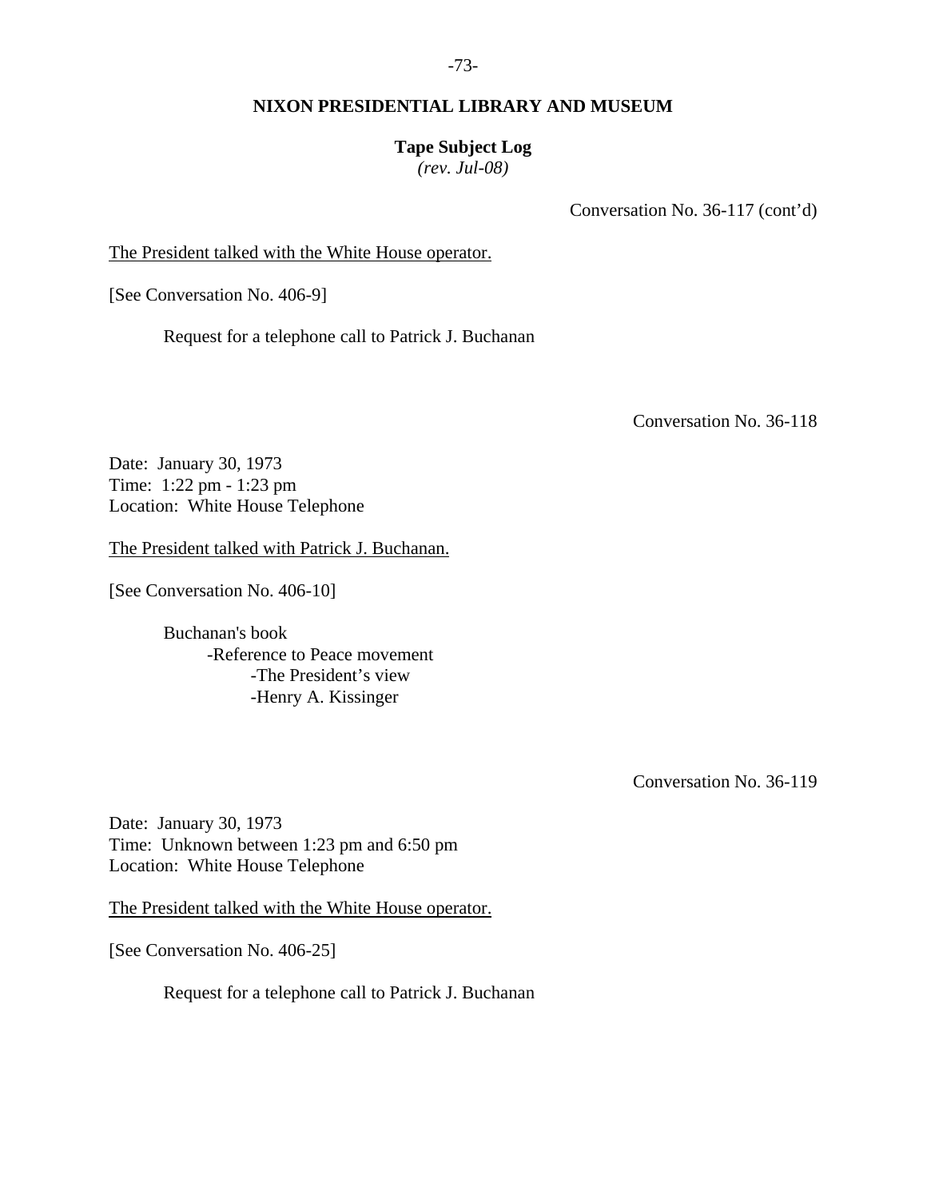**NIXON PRESIDENTIAL LIBRARY AND MUSEUM**

**Tape Subject Log**
*(rev. Jul-08)*

Conversation No. 36-117 (cont'd)

The President talked with the White House operator.

[See Conversation No. 406-9]

Request for a telephone call to Patrick J. Buchanan

Conversation No. 36-118

Date: January 30, 1973
Time: 1:22 pm - 1:23 pm
Location: White House Telephone

The President talked with Patrick J. Buchanan.

[See Conversation No. 406-10]

Buchanan's book
- -Reference to Peace movement
  - -The President's view
  - -Henry A. Kissinger

Conversation No. 36-119

Date: January 30, 1973
Time: Unknown between 1:23 pm and 6:50 pm
Location: White House Telephone

The President talked with the White House operator.

[See Conversation No. 406-25]

Request for a telephone call to Patrick J. Buchanan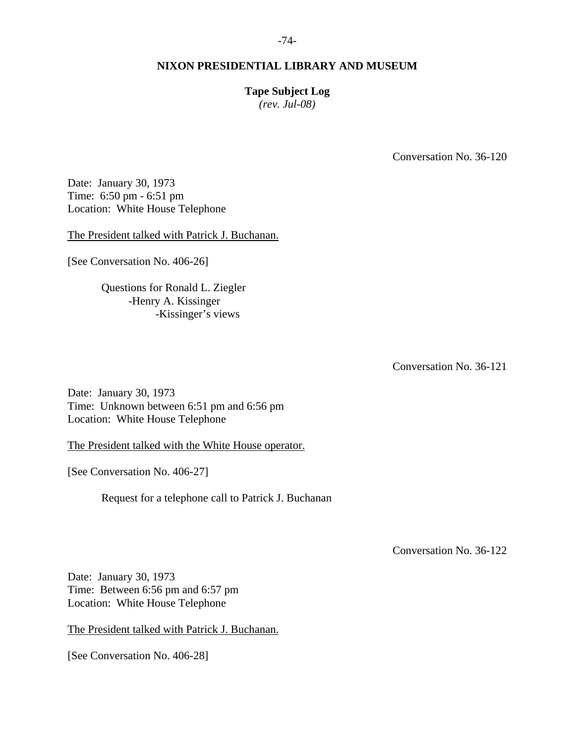**NIXON PRESIDENTIAL LIBRARY AND MUSEUM**

**Tape Subject Log**
*(rev. Jul-08)*

Conversation No. 36-120

Date: January 30, 1973
Time: 6:50 pm - 6:51 pm
Location: White House Telephone

The President talked with Patrick J. Buchanan.

[See Conversation No. 406-26]

Questions for Ronald L. Ziegler
- -Henry A. Kissinger
  - -Kissinger's views

Conversation No. 36-121

Date: January 30, 1973
Time: Unknown between 6:51 pm and 6:56 pm
Location: White House Telephone

The President talked with the White House operator.

[See Conversation No. 406-27]

Request for a telephone call to Patrick J. Buchanan

Conversation No. 36-122

Date: January 30, 1973
Time: Between 6:56 pm and 6:57 pm
Location: White House Telephone

The President talked with Patrick J. Buchanan.

[See Conversation No. 406-28]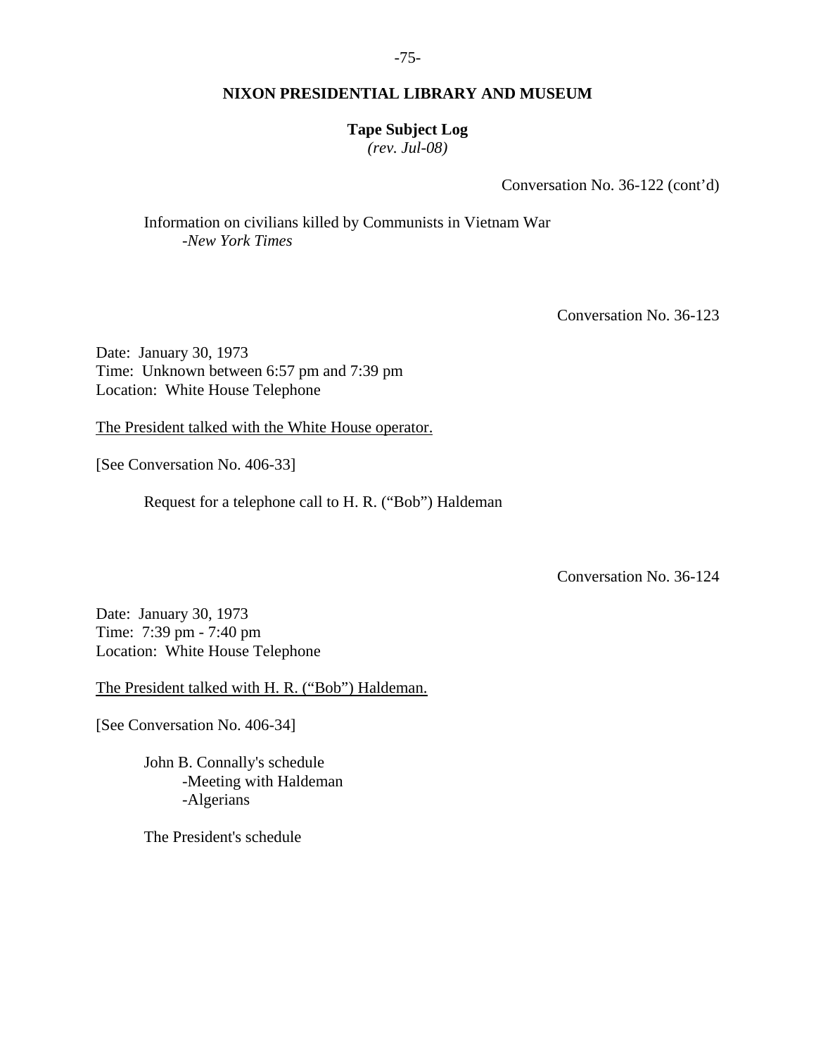Conversation No. 36-122 (cont'd)

Information on civilians killed by Communists in Vietnam War
- *New York Times*

Conversation No. 36-123

Date: January 30, 1973
Time: Unknown between 6:57 pm and 7:39 pm
Location: White House Telephone

The President talked with the White House operator.

[See Conversation No. 406-33]

Request for a telephone call to H. R. ("Bob") Haldeman

Conversation No. 36-124

Date: January 30, 1973
Time: 7:39 pm - 7:40 pm
Location: White House Telephone

The President talked with H. R. ("Bob") Haldeman.

[See Conversation No. 406-34]

John B. Connally's schedule
- Meeting with Haldeman
- Algerians

The President's schedule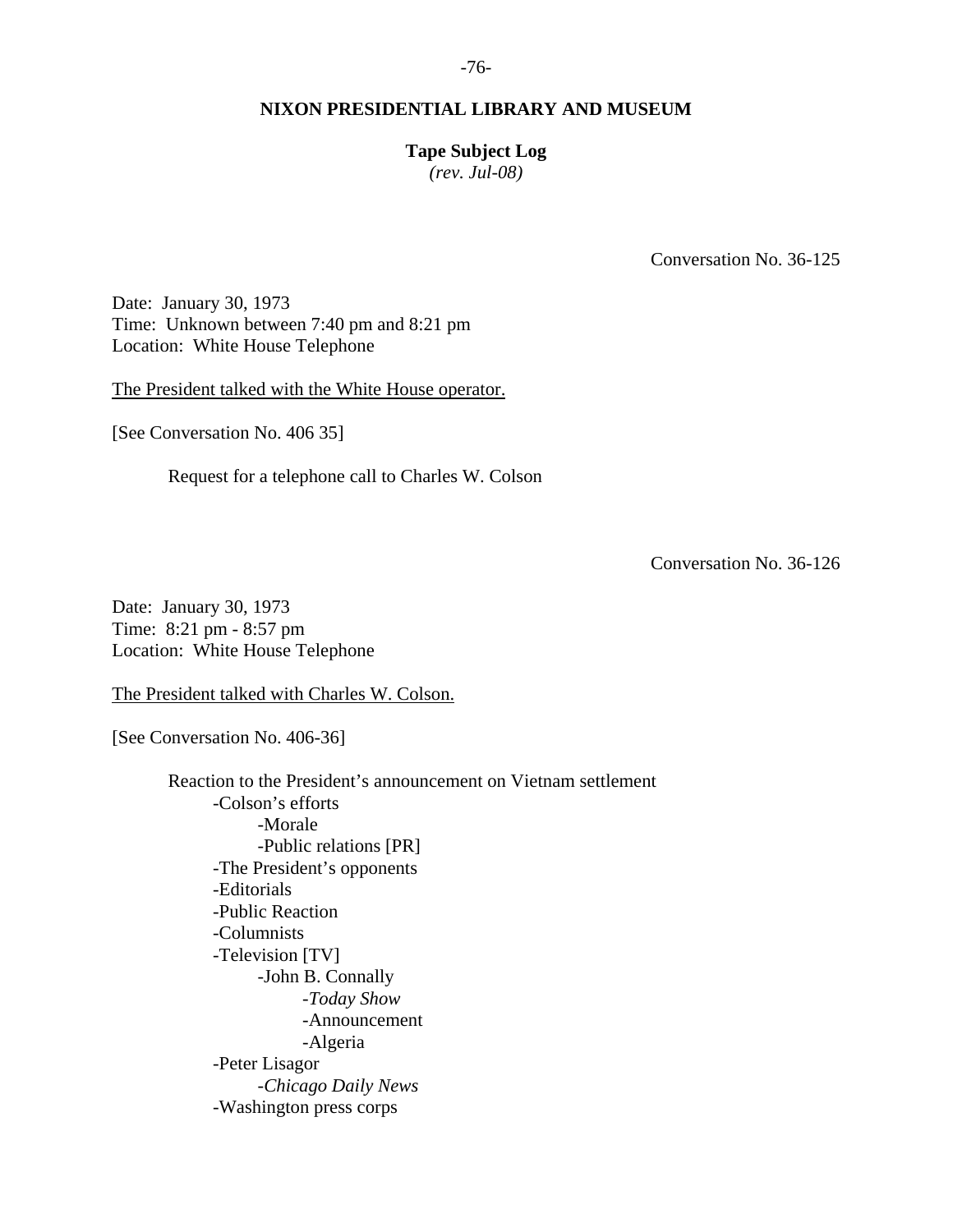**NIXON PRESIDENTIAL LIBRARY AND MUSEUM**

**Tape Subject Log**
*(rev. Jul-08)*

Conversation No. 36-125

Date: January 30, 1973
Time: Unknown between 7:40 pm and 8:21 pm
Location: White House Telephone

The President talked with the White House operator.

[See Conversation No. 406 35]

Request for a telephone call to Charles W. Colson

Conversation No. 36-126

Date: January 30, 1973
Time: 8:21 pm - 8:57 pm
Location: White House Telephone

The President talked with Charles W. Colson.

[See Conversation No. 406-36]

Reaction to the President's announcement on Vietnam settlement
- -Colson's efforts
    - -Morale
    - -Public relations [PR]
- -The President's opponents
- -Editorials
- -Public Reaction
- -Columnists
- -Television [TV]
    - -John B. Connally
        - -*Today Show*
        - -Announcement
        - -Algeria
- -Peter Lisagor
    - -*Chicago Daily News*
- -Washington press corps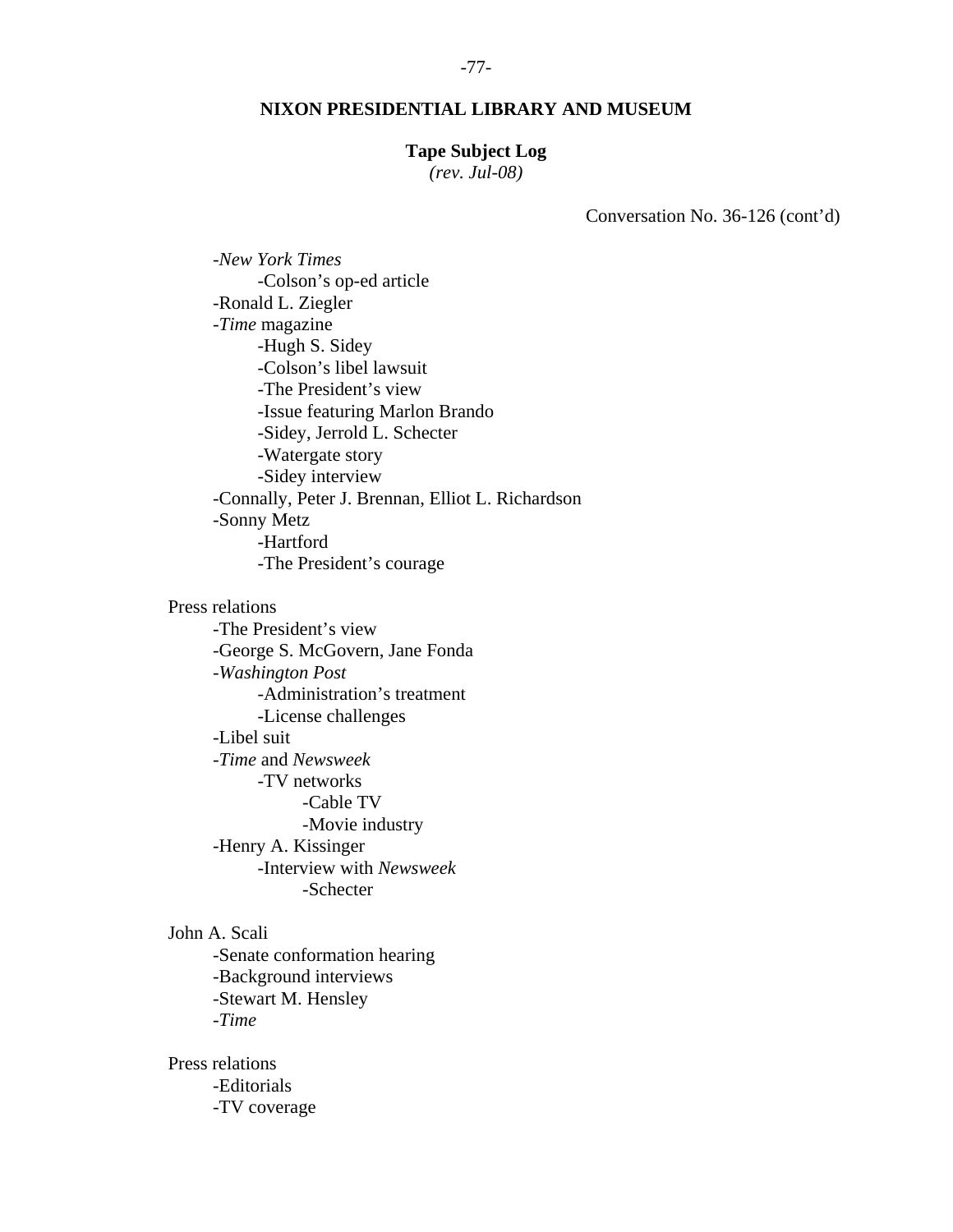**NIXON PRESIDENTIAL LIBRARY AND MUSEUM**

**Tape Subject Log**
*(rev. Jul-08)*

Conversation No. 36-126 (cont'd)

- -*New York Times*
  - -Colson's op-ed article
- -Ronald L. Ziegler
- -*Time* magazine
  - -Hugh S. Sidey
  - -Colson's libel lawsuit
  - -The President's view
  - -Issue featuring Marlon Brando
  - -Sidey, Jerrold L. Schecter
  - -Watergate story
  - -Sidey interview
- -Connally, Peter J. Brennan, Elliot L. Richardson
- -Sonny Metz
  - -Hartford
  - -The President's courage

Press relations
- -The President's view
- -George S. McGovern, Jane Fonda
- -*Washington Post*
  - -Administration's treatment
  - -License challenges
- -Libel suit
- -*Time* and *Newsweek*
  - -TV networks
    - -Cable TV
    - -Movie industry
- -Henry A. Kissinger
  - -Interview with *Newsweek*
    - -Schecter

John A. Scali
- -Senate conformation hearing
- -Background interviews
- -Stewart M. Hensley
- -*Time*

Press relations
- -Editorials
- -TV coverage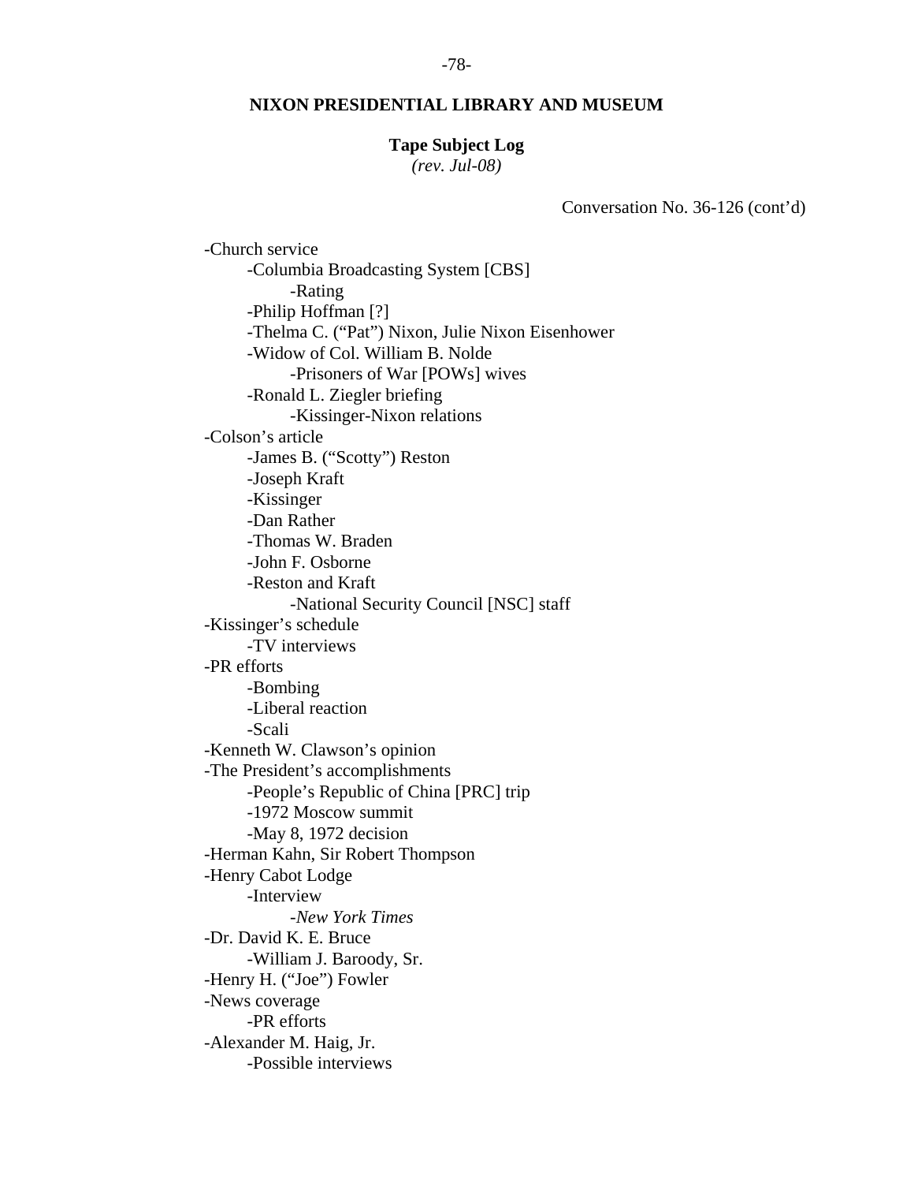**NIXON PRESIDENTIAL LIBRARY AND MUSEUM**

**Tape Subject Log**
*(rev. Jul-08)*

Conversation No. 36-126 (cont'd)

- -Church service
    - -Columbia Broadcasting System [CBS]
        - -Rating
    - -Philip Hoffman [?]
    - -Thelma C. ("Pat") Nixon, Julie Nixon Eisenhower
    - -Widow of Col. William B. Nolde
        - -Prisoners of War [POWs] wives
    - -Ronald L. Ziegler briefing
        - -Kissinger-Nixon relations
- -Colson's article
    - -James B. ("Scotty") Reston
    - -Joseph Kraft
    - -Kissinger
    - -Dan Rather
    - -Thomas W. Braden
    - -John F. Osborne
    - -Reston and Kraft
        - -National Security Council [NSC] staff
- -Kissinger's schedule
    - -TV interviews
- -PR efforts
    - -Bombing
    - -Liberal reaction
    - -Scali
- -Kenneth W. Clawson's opinion
- -The President's accomplishments
    - -People's Republic of China [PRC] trip
    - -1972 Moscow summit
    - -May 8, 1972 decision
- -Herman Kahn, Sir Robert Thompson
- -Henry Cabot Lodge
    - -Interview
        - -*New York Times*
- -Dr. David K. E. Bruce
    - -William J. Baroody, Sr.
- -Henry H. ("Joe") Fowler
- -News coverage
    - -PR efforts
- -Alexander M. Haig, Jr.
    - -Possible interviews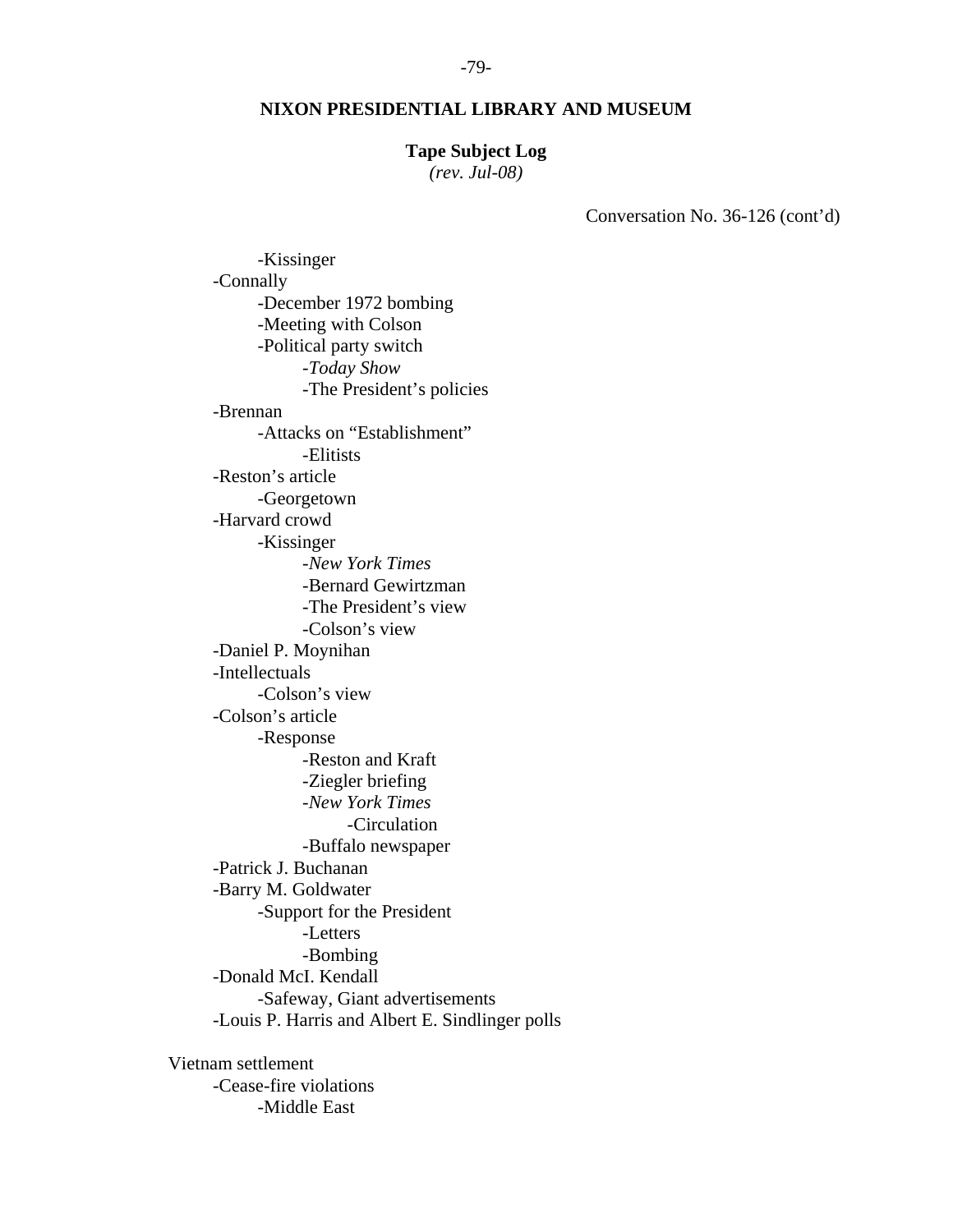**NIXON PRESIDENTIAL LIBRARY AND MUSEUM**

**Tape Subject Log**
*(rev. Jul-08)*

Conversation No. 36-126 (cont'd)

        -Kissinger
    -Connally
        -December 1972 bombing
        -Meeting with Colson
        -Political party switch
            -*Today Show*
            -The President's policies
    -Brennan
        -Attacks on "Establishment"
            -Elitists
    -Reston's article
        -Georgetown
    -Harvard crowd
        -Kissinger
            -*New York Times*
            -Bernard Gewirtzman
            -The President's view
            -Colson's view
    -Daniel P. Moynihan
    -Intellectuals
        -Colson's view
    -Colson's article
        -Response
            -Reston and Kraft
            -Ziegler briefing
            -*New York Times*
                -Circulation
            -Buffalo newspaper
    -Patrick J. Buchanan
    -Barry M. Goldwater
        -Support for the President
            -Letters
            -Bombing
    -Donald McI. Kendall
        -Safeway, Giant advertisements
    -Louis P. Harris and Albert E. Sindlinger polls

Vietnam settlement
    -Cease-fire violations
        -Middle East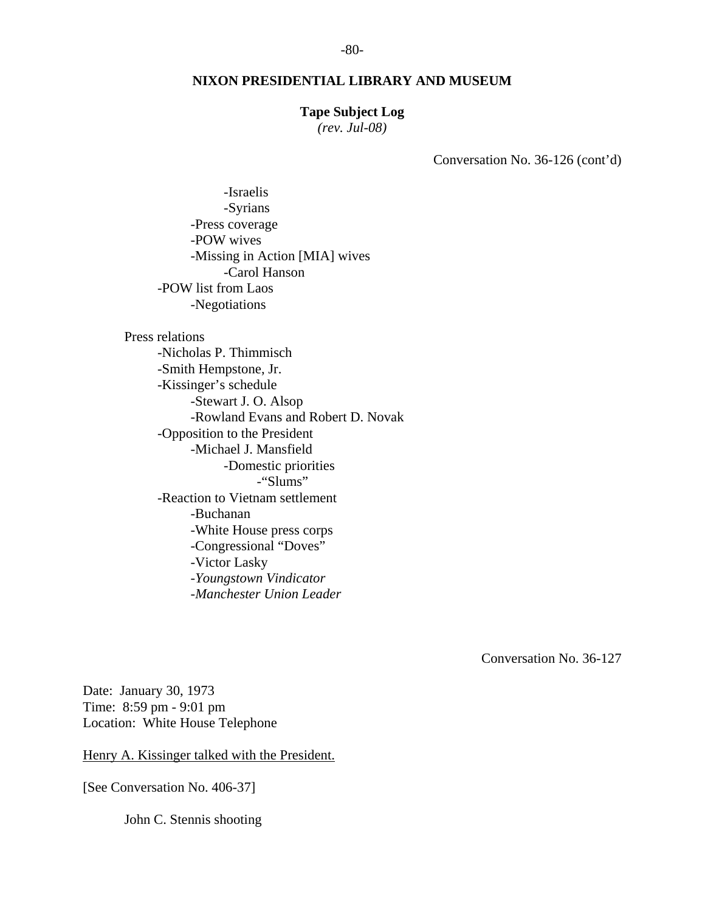**NIXON PRESIDENTIAL LIBRARY AND MUSEUM**

**Tape Subject Log**
*(rev. Jul-08)*

Conversation No. 36-126 (cont'd)

- -Israelis
- -Syrians
- -Press coverage
- -POW wives
- -Missing in Action [MIA] wives
  - -Carol Hanson
- -POW list from Laos
  - -Negotiations

Press relations

- -Nicholas P. Thimmisch
- -Smith Hempstone, Jr.
- -Kissinger's schedule
  - -Stewart J. O. Alsop
  - -Rowland Evans and Robert D. Novak
- -Opposition to the President
  - -Michael J. Mansfield
    - -Domestic priorities
      - -"Slums"
- -Reaction to Vietnam settlement
  - -Buchanan
  - -White House press corps
  - -Congressional "Doves"
  - -Victor Lasky
  - -*Youngstown Vindicator*
  - -*Manchester Union Leader*

Conversation No. 36-127

Date: January 30, 1973
Time: 8:59 pm - 9:01 pm
Location: White House Telephone

Henry A. Kissinger talked with the President.

[See Conversation No. 406-37]

John C. Stennis shooting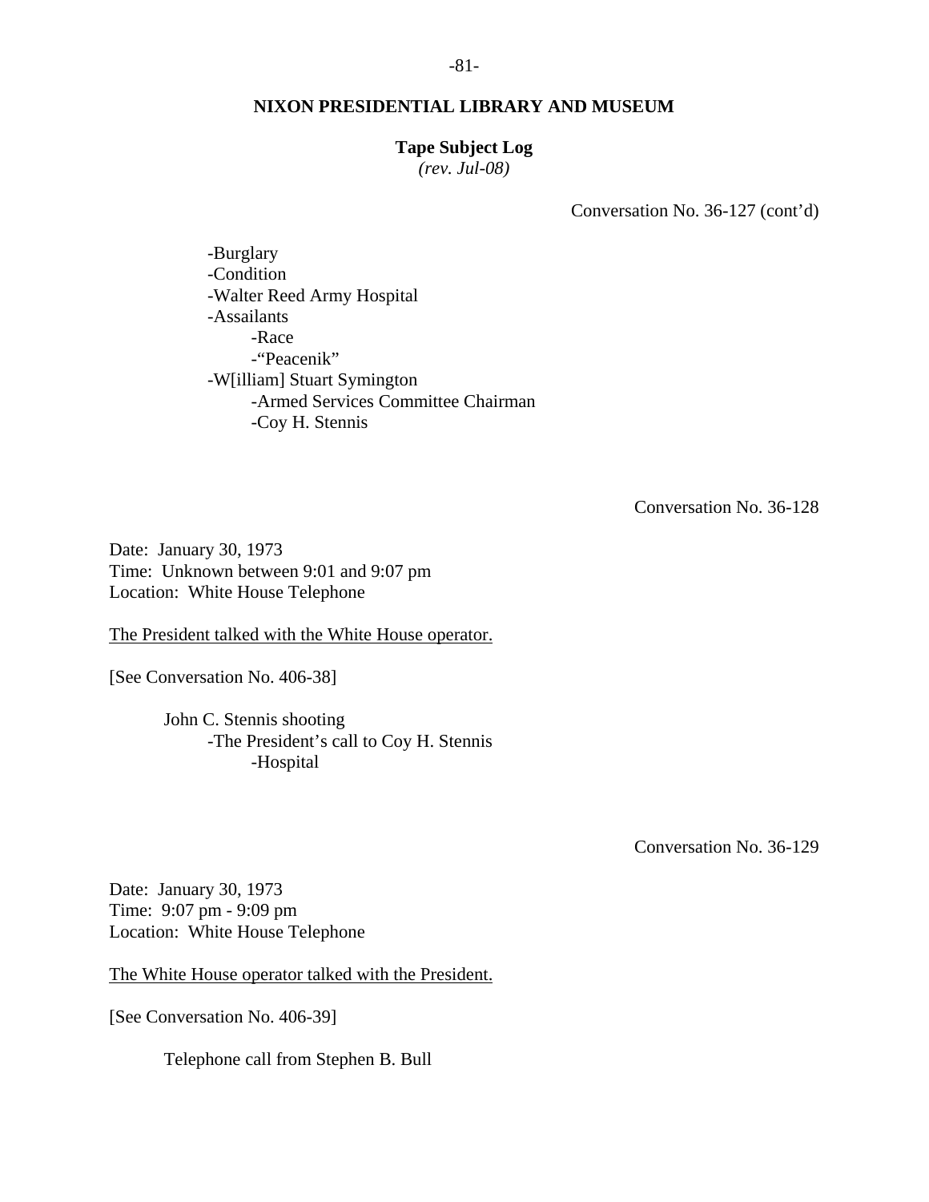Conversation No. 36-127 (cont'd)

- Burglary
- Condition
- Walter Reed Army Hospital
- Assailants
    - Race
    - "Peacenik"
- W[illiam] Stuart Symington
    - Armed Services Committee Chairman
    - Coy H. Stennis

Conversation No. 36-128

Date: January 30, 1973
Time: Unknown between 9:01 and 9:07 pm
Location: White House Telephone

The President talked with the White House operator.

[See Conversation No. 406-38]

John C. Stennis shooting
- The President's call to Coy H. Stennis
    - Hospital

Conversation No. 36-129

Date: January 30, 1973
Time: 9:07 pm - 9:09 pm
Location: White House Telephone

The White House operator talked with the President.

[See Conversation No. 406-39]

Telephone call from Stephen B. Bull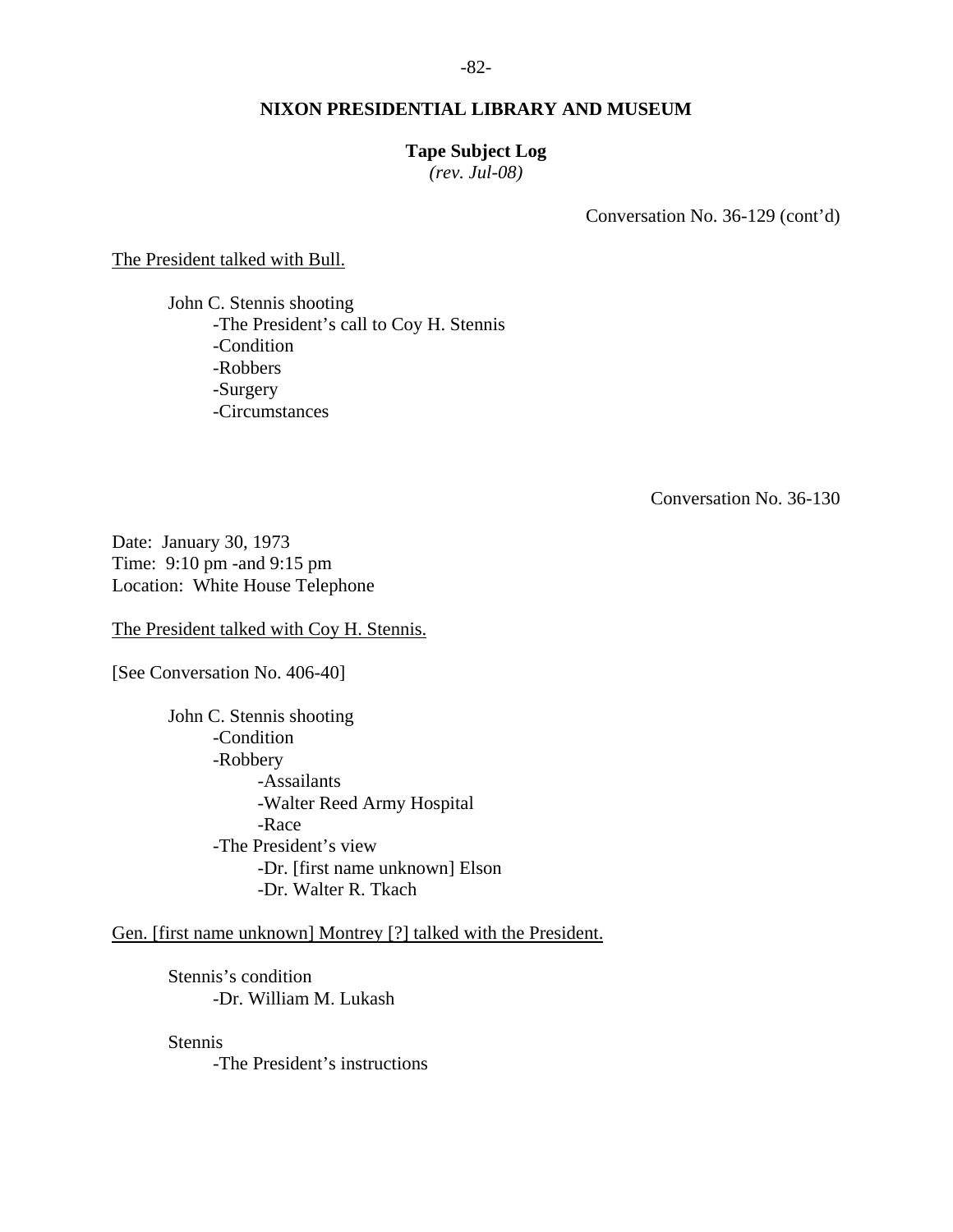Conversation No. 36-129 (cont'd)

The President talked with Bull.

- John C. Stennis shooting
  - The President's call to Coy H. Stennis
  - Condition
  - Robbers
  - Surgery
  - Circumstances

Conversation No. 36-130

Date: January 30, 1973
Time: 9:10 pm -and 9:15 pm
Location: White House Telephone

The President talked with Coy H. Stennis.

[See Conversation No. 406-40]

- John C. Stennis shooting
  - Condition
  - Robbery
    - Assailants
    - Walter Reed Army Hospital
    - Race
  - The President's view
    - Dr. [first name unknown] Elson
    - Dr. Walter R. Tkach

Gen. [first name unknown] Montrey [?] talked with the President.

- Stennis's condition
  - Dr. William M. Lukash
- Stennis
  - The President's instructions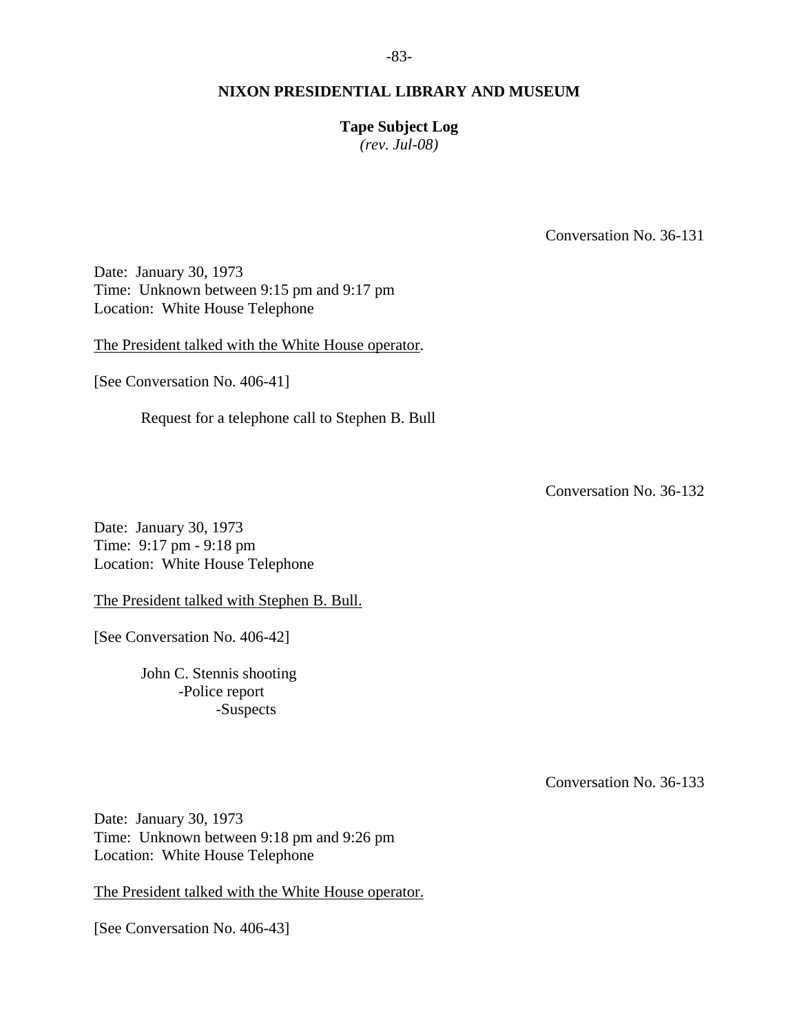Conversation No. 36-131

Date: January 30, 1973
Time: Unknown between 9:15 pm and 9:17 pm
Location: White House Telephone

The President talked with the White House operator.

[See Conversation No. 406-41]

Request for a telephone call to Stephen B. Bull

Conversation No. 36-132

Date: January 30, 1973
Time: 9:17 pm - 9:18 pm
Location: White House Telephone

The President talked with Stephen B. Bull.

[See Conversation No. 406-42]

John C. Stennis shooting
- -Police report
    - -Suspects

Conversation No. 36-133

Date: January 30, 1973
Time: Unknown between 9:18 pm and 9:26 pm
Location: White House Telephone

The President talked with the White House operator.

[See Conversation No. 406-43]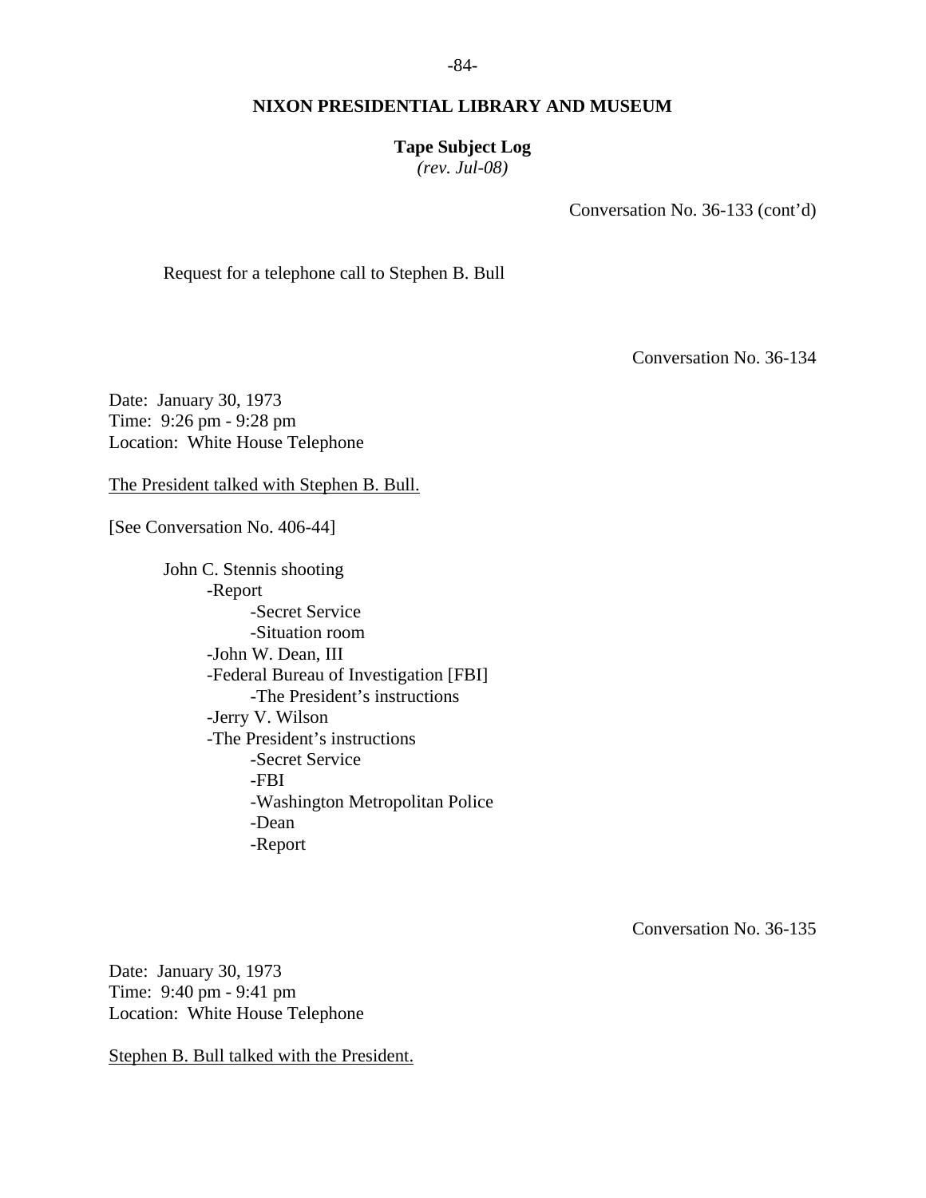Conversation No. 36-133 (cont'd)

Request for a telephone call to Stephen B. Bull

Conversation No. 36-134

Date: January 30, 1973
Time: 9:26 pm - 9:28 pm
Location: White House Telephone

<u>The President talked with Stephen B. Bull.</u>

[See Conversation No. 406-44]

- John C. Stennis shooting
  - -Report
    - -Secret Service
    - -Situation room
  - -John W. Dean, III
  - -Federal Bureau of Investigation [FBI]
    - -The President's instructions
  - -Jerry V. Wilson
  - -The President's instructions
    - -Secret Service
    - -FBI
    - -Washington Metropolitan Police
    - -Dean
    - -Report

Conversation No. 36-135

Date: January 30, 1973
Time: 9:40 pm - 9:41 pm
Location: White House Telephone

<u>Stephen B. Bull talked with the President.</u>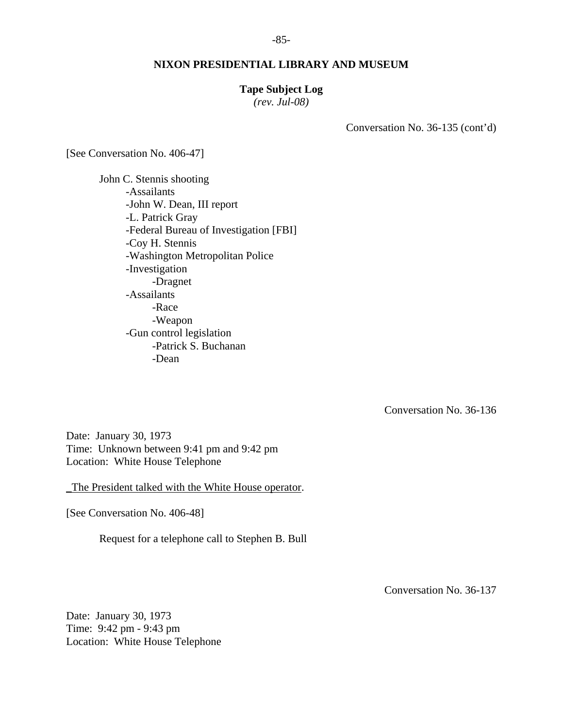Conversation No. 36-135 (cont'd)

[See Conversation No. 406-47]

John C. Stennis shooting
- Assailants
- John W. Dean, III report
- L. Patrick Gray
- Federal Bureau of Investigation [FBI]
- Coy H. Stennis
- Washington Metropolitan Police
- Investigation
  - Dragnet
- Assailants
  - Race
  - Weapon
- Gun control legislation
  - Patrick S. Buchanan
  - Dean

Conversation No. 36-136

Date: January 30, 1973
Time: Unknown between 9:41 pm and 9:42 pm
Location: White House Telephone

The President talked with the White House operator.

[See Conversation No. 406-48]

Request for a telephone call to Stephen B. Bull

Conversation No. 36-137

Date: January 30, 1973
Time: 9:42 pm - 9:43 pm
Location: White House Telephone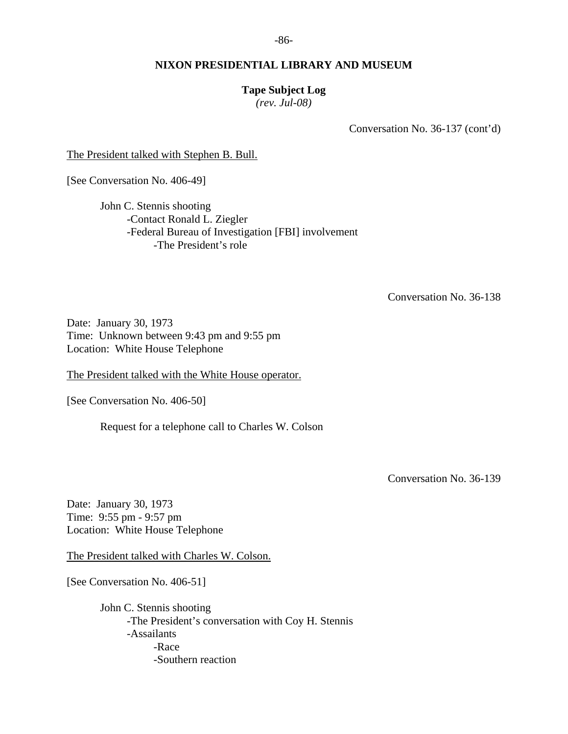Conversation No. 36-137 (cont'd)

The President talked with Stephen B. Bull.

[See Conversation No. 406-49]

- John C. Stennis shooting
  - -Contact Ronald L. Ziegler
  - -Federal Bureau of Investigation [FBI] involvement
    - -The President's role

Conversation No. 36-138

Date: January 30, 1973
Time: Unknown between 9:43 pm and 9:55 pm
Location: White House Telephone

The President talked with the White House operator.

[See Conversation No. 406-50]

- Request for a telephone call to Charles W. Colson

Conversation No. 36-139

Date: January 30, 1973
Time: 9:55 pm - 9:57 pm
Location: White House Telephone

The President talked with Charles W. Colson.

[See Conversation No. 406-51]

- John C. Stennis shooting
  - -The President's conversation with Coy H. Stennis
  - -Assailants
    - -Race
    - -Southern reaction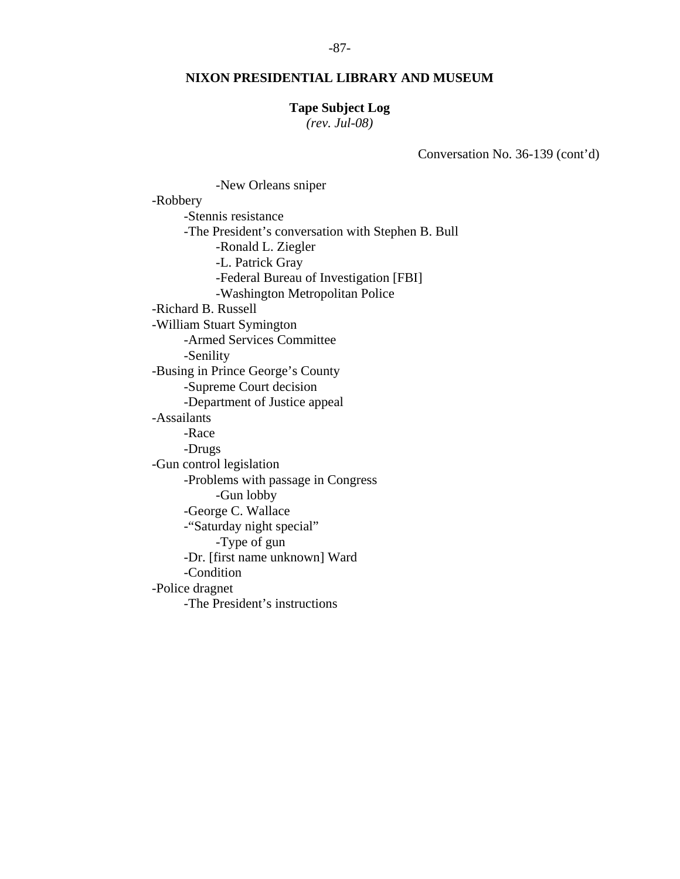**NIXON PRESIDENTIAL LIBRARY AND MUSEUM**

**Tape Subject Log**
*(rev. Jul-08)*

Conversation No. 36-139 (cont'd)

        - New Orleans sniper
- Robbery
    - Stennis resistance
    - The President's conversation with Stephen B. Bull
        - Ronald L. Ziegler
        - L. Patrick Gray
        - Federal Bureau of Investigation [FBI]
        - Washington Metropolitan Police
- Richard B. Russell
- William Stuart Symington
    - Armed Services Committee
    - Senility
- Busing in Prince George's County
    - Supreme Court decision
    - Department of Justice appeal
- Assailants
    - Race
    - Drugs
- Gun control legislation
    - Problems with passage in Congress
        - Gun lobby
    - George C. Wallace
    - "Saturday night special"
        - Type of gun
    - Dr. [first name unknown] Ward
    - Condition
- Police dragnet
    - The President's instructions